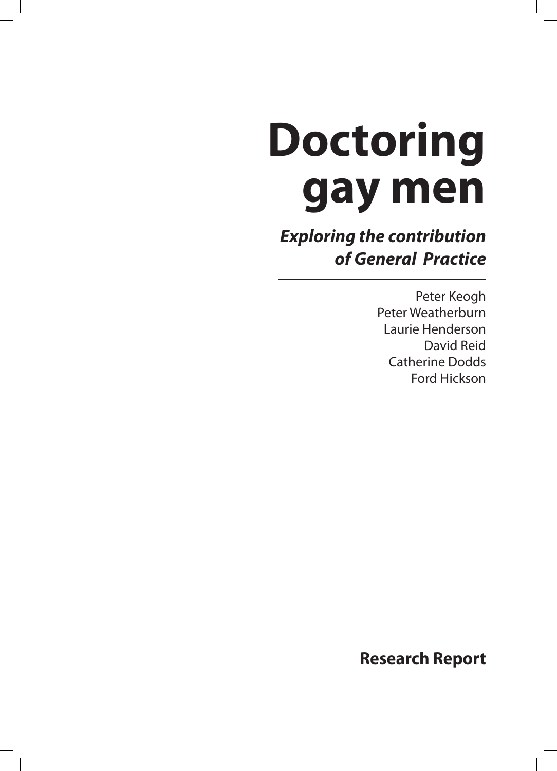# Doctoring gay men

***Exploring the contribution of General Practice***

---

Peter Keogh
Peter Weatherburn
Laurie Henderson
David Reid
Catherine Dodds
Ford Hickson

**Research Report**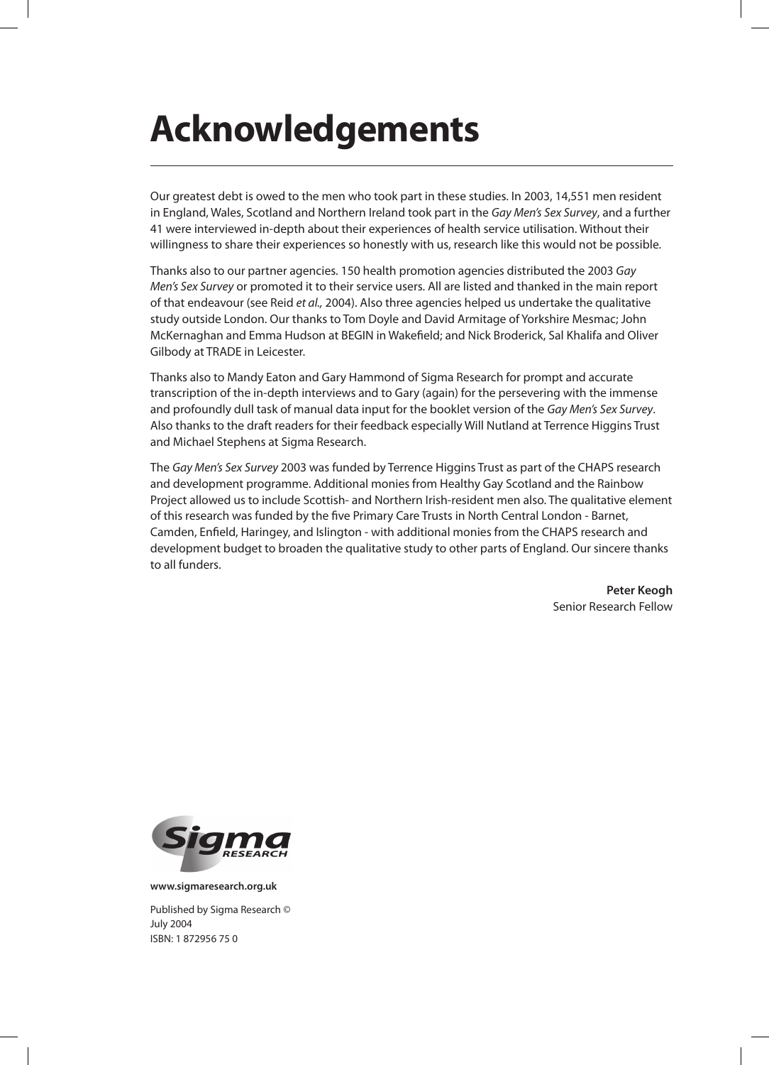# Acknowledgements

Our greatest debt is owed to the men who took part in these studies. In 2003, 14,551 men resident in England, Wales, Scotland and Northern Ireland took part in the *Gay Men's Sex Survey*, and a further 41 were interviewed in-depth about their experiences of health service utilisation. Without their willingness to share their experiences so honestly with us, research like this would not be possible.

Thanks also to our partner agencies. 150 health promotion agencies distributed the 2003 *Gay Men's Sex Survey* or promoted it to their service users. All are listed and thanked in the main report of that endeavour (see Reid *et al.,* 2004). Also three agencies helped us undertake the qualitative study outside London. Our thanks to Tom Doyle and David Armitage of Yorkshire Mesmac; John McKernaghan and Emma Hudson at BEGIN in Wakefield; and Nick Broderick, Sal Khalifa and Oliver Gilbody at TRADE in Leicester.

Thanks also to Mandy Eaton and Gary Hammond of Sigma Research for prompt and accurate transcription of the in-depth interviews and to Gary (again) for the persevering with the immense and profoundly dull task of manual data input for the booklet version of the *Gay Men's Sex Survey*. Also thanks to the draft readers for their feedback especially Will Nutland at Terrence Higgins Trust and Michael Stephens at Sigma Research.

The *Gay Men's Sex Survey* 2003 was funded by Terrence Higgins Trust as part of the CHAPS research and development programme. Additional monies from Healthy Gay Scotland and the Rainbow Project allowed us to include Scottish- and Northern Irish-resident men also. The qualitative element of this research was funded by the five Primary Care Trusts in North Central London - Barnet, Camden, Enfield, Haringey, and Islington - with additional monies from the CHAPS research and development budget to broaden the qualitative study to other parts of England. Our sincere thanks to all funders.

**Peter Keogh**
Senior Research Fellow

Sigma RESEARCH

**www.sigmaresearch.org.uk**

Published by Sigma Research ©
July 2004
ISBN: 1 872956 75 0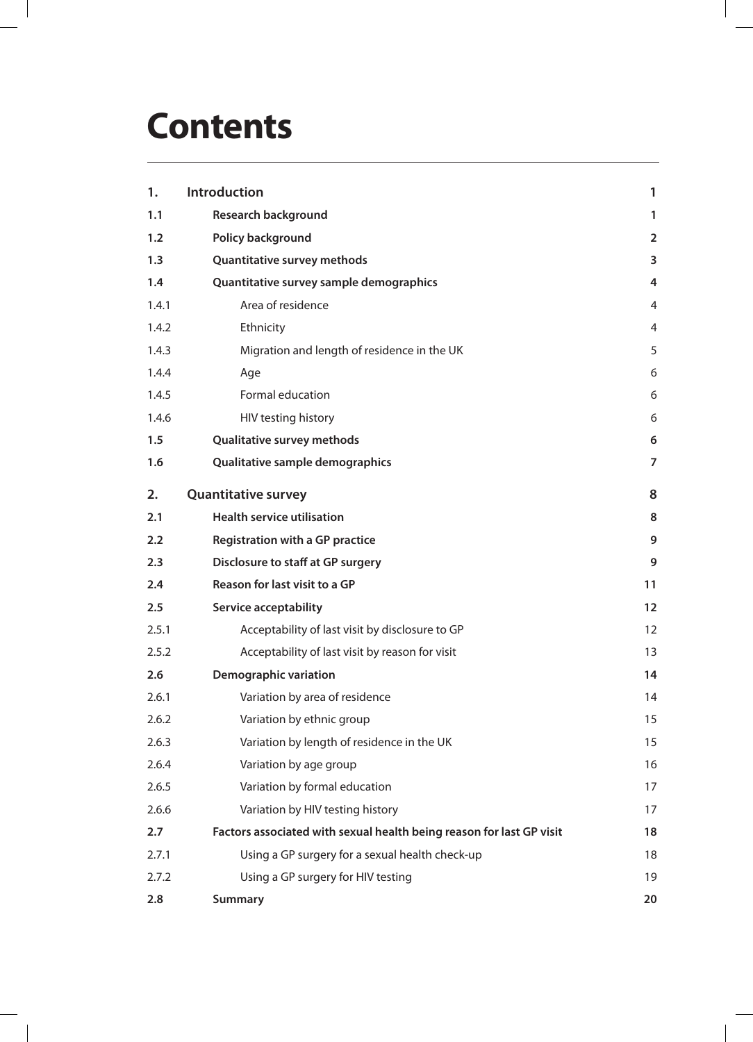# Contents

| | | |
|---|---|---|
| **1.** | **Introduction** | **1** |
| **1.1** | **Research background** | **1** |
| **1.2** | **Policy background** | **2** |
| **1.3** | **Quantitative survey methods** | **3** |
| **1.4** | **Quantitative survey sample demographics** | **4** |
| 1.4.1 | Area of residence | 4 |
| 1.4.2 | Ethnicity | 4 |
| 1.4.3 | Migration and length of residence in the UK | 5 |
| 1.4.4 | Age | 6 |
| 1.4.5 | Formal education | 6 |
| 1.4.6 | HIV testing history | 6 |
| **1.5** | **Qualitative survey methods** | **6** |
| **1.6** | **Qualitative sample demographics** | **7** |
| **2.** | **Quantitative survey** | **8** |
| **2.1** | **Health service utilisation** | **8** |
| **2.2** | **Registration with a GP practice** | **9** |
| **2.3** | **Disclosure to staff at GP surgery** | **9** |
| **2.4** | **Reason for last visit to a GP** | **11** |
| **2.5** | **Service acceptability** | **12** |
| 2.5.1 | Acceptability of last visit by disclosure to GP | 12 |
| 2.5.2 | Acceptability of last visit by reason for visit | 13 |
| **2.6** | **Demographic variation** | **14** |
| 2.6.1 | Variation by area of residence | 14 |
| 2.6.2 | Variation by ethnic group | 15 |
| 2.6.3 | Variation by length of residence in the UK | 15 |
| 2.6.4 | Variation by age group | 16 |
| 2.6.5 | Variation by formal education | 17 |
| 2.6.6 | Variation by HIV testing history | 17 |
| **2.7** | **Factors associated with sexual health being reason for last GP visit** | **18** |
| 2.7.1 | Using a GP surgery for a sexual health check-up | 18 |
| 2.7.2 | Using a GP surgery for HIV testing | 19 |
| **2.8** | **Summary** | **20** |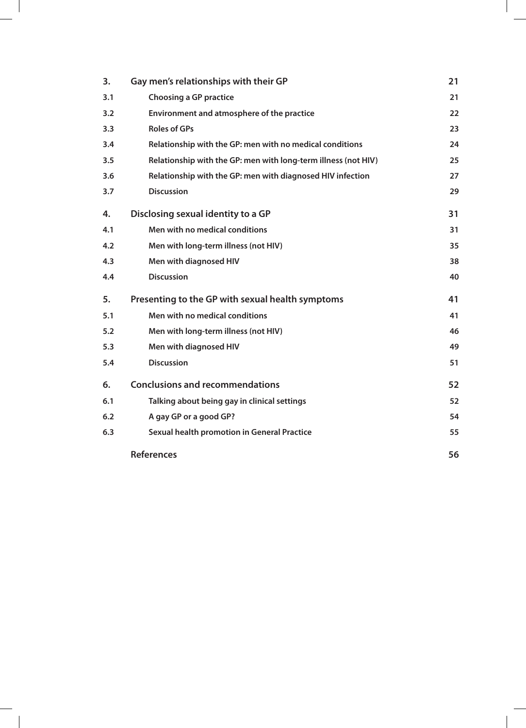| | | |
|---|---|---|
| **3.** | **Gay men's relationships with their GP** | **21** |
| 3.1 | Choosing a GP practice | 21 |
| 3.2 | Environment and atmosphere of the practice | 22 |
| 3.3 | Roles of GPs | 23 |
| 3.4 | Relationship with the GP: men with no medical conditions | 24 |
| 3.5 | Relationship with the GP: men with long-term illness (not HIV) | 25 |
| 3.6 | Relationship with the GP: men with diagnosed HIV infection | 27 |
| 3.7 | Discussion | 29 |
| **4.** | **Disclosing sexual identity to a GP** | **31** |
| 4.1 | Men with no medical conditions | 31 |
| 4.2 | Men with long-term illness (not HIV) | 35 |
| 4.3 | Men with diagnosed HIV | 38 |
| 4.4 | Discussion | 40 |
| **5.** | **Presenting to the GP with sexual health symptoms** | **41** |
| 5.1 | Men with no medical conditions | 41 |
| 5.2 | Men with long-term illness (not HIV) | 46 |
| 5.3 | Men with diagnosed HIV | 49 |
| 5.4 | Discussion | 51 |
| **6.** | **Conclusions and recommendations** | **52** |
| 6.1 | Talking about being gay in clinical settings | 52 |
| 6.2 | A gay GP or a good GP? | 54 |
| 6.3 | Sexual health promotion in General Practice | 55 |
| | **References** | **56** |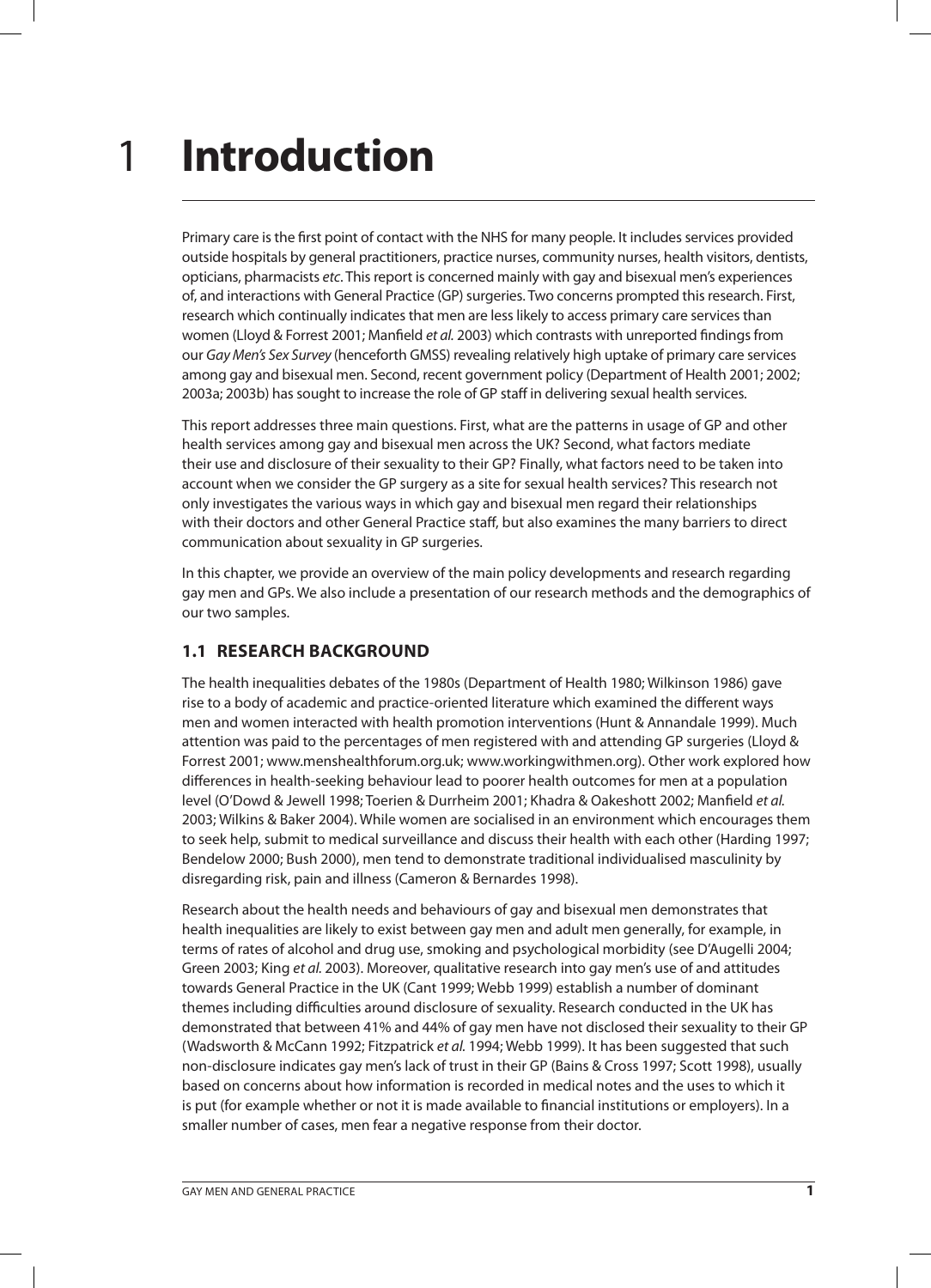# 1 Introduction

Primary care is the first point of contact with the NHS for many people. It includes services provided outside hospitals by general practitioners, practice nurses, community nurses, health visitors, dentists, opticians, pharmacists *etc*. This report is concerned mainly with gay and bisexual men's experiences of, and interactions with General Practice (GP) surgeries. Two concerns prompted this research. First, research which continually indicates that men are less likely to access primary care services than women (Lloyd & Forrest 2001; Manfield *et al.* 2003) which contrasts with unreported findings from our *Gay Men's Sex Survey* (henceforth GMSS) revealing relatively high uptake of primary care services among gay and bisexual men. Second, recent government policy (Department of Health 2001; 2002; 2003a; 2003b) has sought to increase the role of GP staff in delivering sexual health services.

This report addresses three main questions. First, what are the patterns in usage of GP and other health services among gay and bisexual men across the UK? Second, what factors mediate their use and disclosure of their sexuality to their GP? Finally, what factors need to be taken into account when we consider the GP surgery as a site for sexual health services? This research not only investigates the various ways in which gay and bisexual men regard their relationships with their doctors and other General Practice staff, but also examines the many barriers to direct communication about sexuality in GP surgeries.

In this chapter, we provide an overview of the main policy developments and research regarding gay men and GPs. We also include a presentation of our research methods and the demographics of our two samples.

## 1.1 RESEARCH BACKGROUND

The health inequalities debates of the 1980s (Department of Health 1980; Wilkinson 1986) gave rise to a body of academic and practice-oriented literature which examined the different ways men and women interacted with health promotion interventions (Hunt & Annandale 1999). Much attention was paid to the percentages of men registered with and attending GP surgeries (Lloyd & Forrest 2001; www.menshealthforum.org.uk; www.workingwithmen.org). Other work explored how differences in health-seeking behaviour lead to poorer health outcomes for men at a population level (O'Dowd & Jewell 1998; Toerien & Durrheim 2001; Khadra & Oakeshott 2002; Manfield *et al.* 2003; Wilkins & Baker 2004). While women are socialised in an environment which encourages them to seek help, submit to medical surveillance and discuss their health with each other (Harding 1997; Bendelow 2000; Bush 2000), men tend to demonstrate traditional individualised masculinity by disregarding risk, pain and illness (Cameron & Bernardes 1998).

Research about the health needs and behaviours of gay and bisexual men demonstrates that health inequalities are likely to exist between gay men and adult men generally, for example, in terms of rates of alcohol and drug use, smoking and psychological morbidity (see D'Augelli 2004; Green 2003; King *et al.* 2003). Moreover, qualitative research into gay men's use of and attitudes towards General Practice in the UK (Cant 1999; Webb 1999) establish a number of dominant themes including difficulties around disclosure of sexuality. Research conducted in the UK has demonstrated that between 41% and 44% of gay men have not disclosed their sexuality to their GP (Wadsworth & McCann 1992; Fitzpatrick *et al.* 1994; Webb 1999). It has been suggested that such non-disclosure indicates gay men's lack of trust in their GP (Bains & Cross 1997; Scott 1998), usually based on concerns about how information is recorded in medical notes and the uses to which it is put (for example whether or not it is made available to financial institutions or employers). In a smaller number of cases, men fear a negative response from their doctor.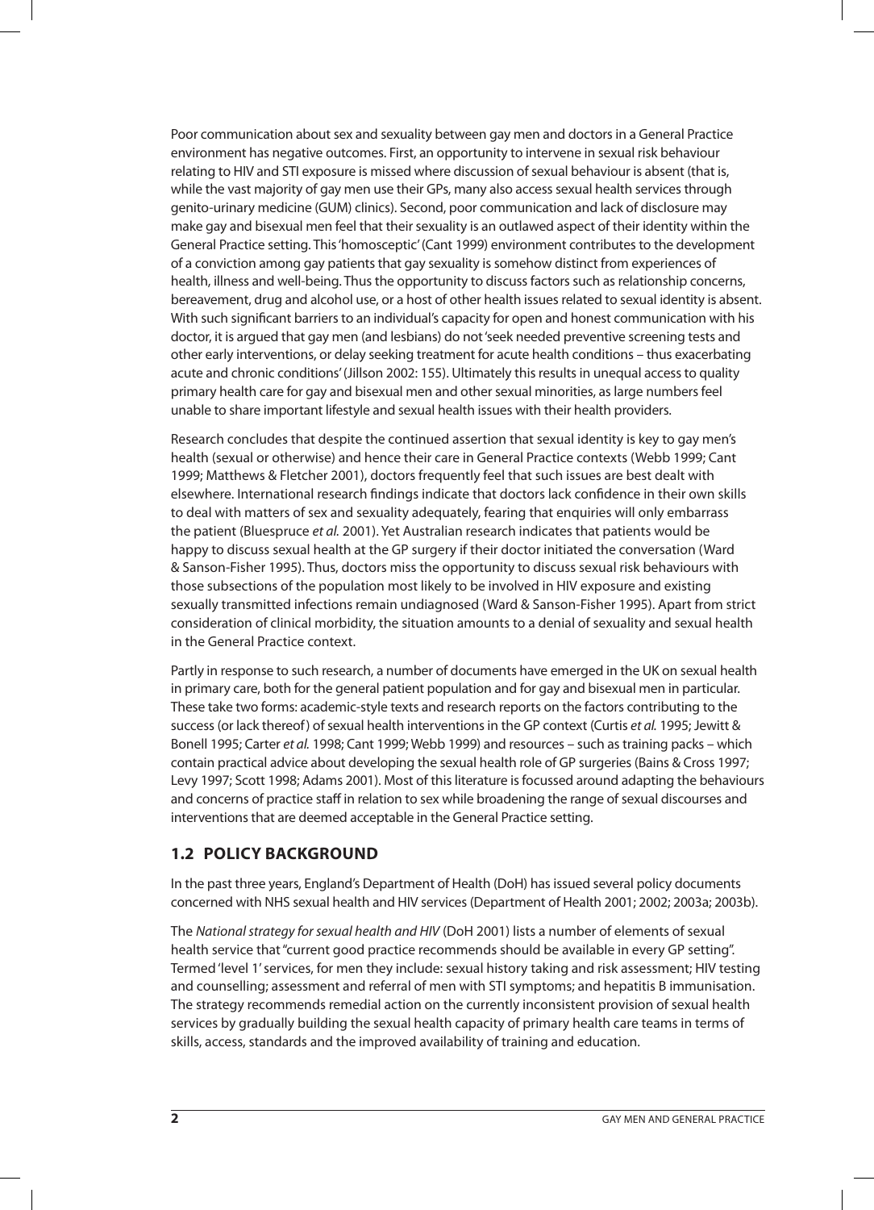Poor communication about sex and sexuality between gay men and doctors in a General Practice environment has negative outcomes. First, an opportunity to intervene in sexual risk behaviour relating to HIV and STI exposure is missed where discussion of sexual behaviour is absent (that is, while the vast majority of gay men use their GPs, many also access sexual health services through genito-urinary medicine (GUM) clinics). Second, poor communication and lack of disclosure may make gay and bisexual men feel that their sexuality is an outlawed aspect of their identity within the General Practice setting. This 'homosceptic' (Cant 1999) environment contributes to the development of a conviction among gay patients that gay sexuality is somehow distinct from experiences of health, illness and well-being. Thus the opportunity to discuss factors such as relationship concerns, bereavement, drug and alcohol use, or a host of other health issues related to sexual identity is absent. With such significant barriers to an individual's capacity for open and honest communication with his doctor, it is argued that gay men (and lesbians) do not 'seek needed preventive screening tests and other early interventions, or delay seeking treatment for acute health conditions – thus exacerbating acute and chronic conditions' (Jillson 2002: 155). Ultimately this results in unequal access to quality primary health care for gay and bisexual men and other sexual minorities, as large numbers feel unable to share important lifestyle and sexual health issues with their health providers.

Research concludes that despite the continued assertion that sexual identity is key to gay men's health (sexual or otherwise) and hence their care in General Practice contexts (Webb 1999; Cant 1999; Matthews & Fletcher 2001), doctors frequently feel that such issues are best dealt with elsewhere. International research findings indicate that doctors lack confidence in their own skills to deal with matters of sex and sexuality adequately, fearing that enquiries will only embarrass the patient (Bluespruce *et al.* 2001). Yet Australian research indicates that patients would be happy to discuss sexual health at the GP surgery if their doctor initiated the conversation (Ward & Sanson-Fisher 1995). Thus, doctors miss the opportunity to discuss sexual risk behaviours with those subsections of the population most likely to be involved in HIV exposure and existing sexually transmitted infections remain undiagnosed (Ward & Sanson-Fisher 1995). Apart from strict consideration of clinical morbidity, the situation amounts to a denial of sexuality and sexual health in the General Practice context.

Partly in response to such research, a number of documents have emerged in the UK on sexual health in primary care, both for the general patient population and for gay and bisexual men in particular. These take two forms: academic-style texts and research reports on the factors contributing to the success (or lack thereof) of sexual health interventions in the GP context (Curtis *et al.* 1995; Jewitt & Bonell 1995; Carter *et al.* 1998; Cant 1999; Webb 1999) and resources – such as training packs – which contain practical advice about developing the sexual health role of GP surgeries (Bains & Cross 1997; Levy 1997; Scott 1998; Adams 2001). Most of this literature is focussed around adapting the behaviours and concerns of practice staff in relation to sex while broadening the range of sexual discourses and interventions that are deemed acceptable in the General Practice setting.

## 1.2 POLICY BACKGROUND

In the past three years, England's Department of Health (DoH) has issued several policy documents concerned with NHS sexual health and HIV services (Department of Health 2001; 2002; 2003a; 2003b).

The *National strategy for sexual health and HIV* (DoH 2001) lists a number of elements of sexual health service that "current good practice recommends should be available in every GP setting". Termed 'level 1' services, for men they include: sexual history taking and risk assessment; HIV testing and counselling; assessment and referral of men with STI symptoms; and hepatitis B immunisation. The strategy recommends remedial action on the currently inconsistent provision of sexual health services by gradually building the sexual health capacity of primary health care teams in terms of skills, access, standards and the improved availability of training and education.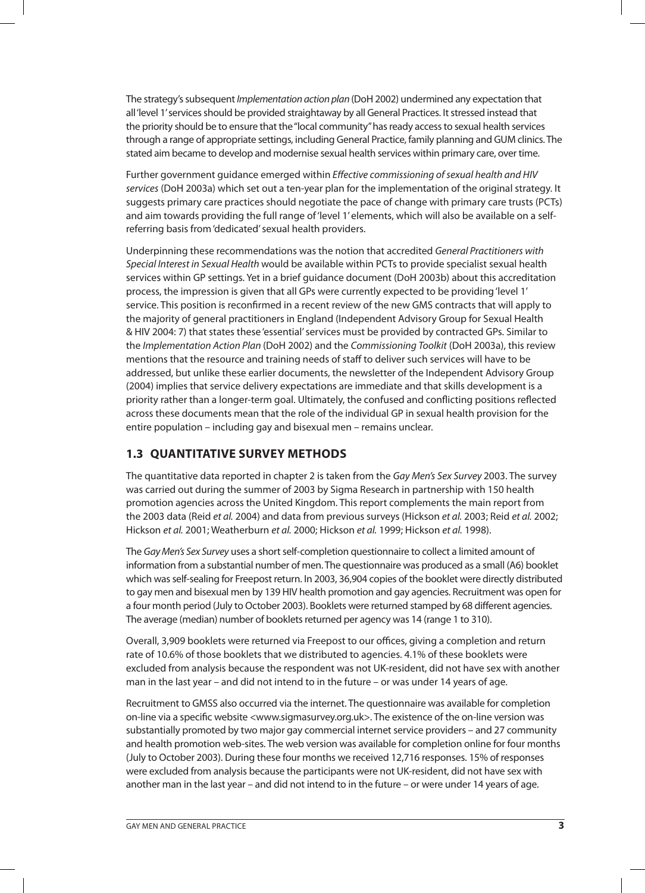The strategy's subsequent *Implementation action plan* (DoH 2002) undermined any expectation that all 'level 1' services should be provided straightaway by all General Practices. It stressed instead that the priority should be to ensure that the "local community" has ready access to sexual health services through a range of appropriate settings, including General Practice, family planning and GUM clinics. The stated aim became to develop and modernise sexual health services within primary care, over time.

Further government guidance emerged within *Effective commissioning of sexual health and HIV services* (DoH 2003a) which set out a ten-year plan for the implementation of the original strategy. It suggests primary care practices should negotiate the pace of change with primary care trusts (PCTs) and aim towards providing the full range of 'level 1' elements, which will also be available on a self-referring basis from 'dedicated' sexual health providers.

Underpinning these recommendations was the notion that accredited *General Practitioners with Special Interest in Sexual Health* would be available within PCTs to provide specialist sexual health services within GP settings. Yet in a brief guidance document (DoH 2003b) about this accreditation process, the impression is given that all GPs were currently expected to be providing 'level 1' service. This position is reconfirmed in a recent review of the new GMS contracts that will apply to the majority of general practitioners in England (Independent Advisory Group for Sexual Health & HIV 2004: 7) that states these 'essential' services must be provided by contracted GPs. Similar to the *Implementation Action Plan* (DoH 2002) and the *Commissioning Toolkit* (DoH 2003a), this review mentions that the resource and training needs of staff to deliver such services will have to be addressed, but unlike these earlier documents, the newsletter of the Independent Advisory Group (2004) implies that service delivery expectations are immediate and that skills development is a priority rather than a longer-term goal. Ultimately, the confused and conflicting positions reflected across these documents mean that the role of the individual GP in sexual health provision for the entire population – including gay and bisexual men – remains unclear.

## 1.3 QUANTITATIVE SURVEY METHODS

The quantitative data reported in chapter 2 is taken from the *Gay Men's Sex Survey* 2003. The survey was carried out during the summer of 2003 by Sigma Research in partnership with 150 health promotion agencies across the United Kingdom. This report complements the main report from the 2003 data (Reid *et al.* 2004) and data from previous surveys (Hickson *et al.* 2003; Reid *et al.* 2002; Hickson *et al.* 2001; Weatherburn *et al.* 2000; Hickson *et al.* 1999; Hickson *et al.* 1998).

The *Gay Men's Sex Survey* uses a short self-completion questionnaire to collect a limited amount of information from a substantial number of men. The questionnaire was produced as a small (A6) booklet which was self-sealing for Freepost return. In 2003, 36,904 copies of the booklet were directly distributed to gay men and bisexual men by 139 HIV health promotion and gay agencies. Recruitment was open for a four month period (July to October 2003). Booklets were returned stamped by 68 different agencies. The average (median) number of booklets returned per agency was 14 (range 1 to 310).

Overall, 3,909 booklets were returned via Freepost to our offices, giving a completion and return rate of 10.6% of those booklets that we distributed to agencies. 4.1% of these booklets were excluded from analysis because the respondent was not UK-resident, did not have sex with another man in the last year – and did not intend to in the future – or was under 14 years of age.

Recruitment to GMSS also occurred via the internet. The questionnaire was available for completion on-line via a specific website <www.sigmasurvey.org.uk>. The existence of the on-line version was substantially promoted by two major gay commercial internet service providers – and 27 community and health promotion web-sites. The web version was available for completion online for four months (July to October 2003). During these four months we received 12,716 responses. 15% of responses were excluded from analysis because the participants were not UK-resident, did not have sex with another man in the last year – and did not intend to in the future – or were under 14 years of age.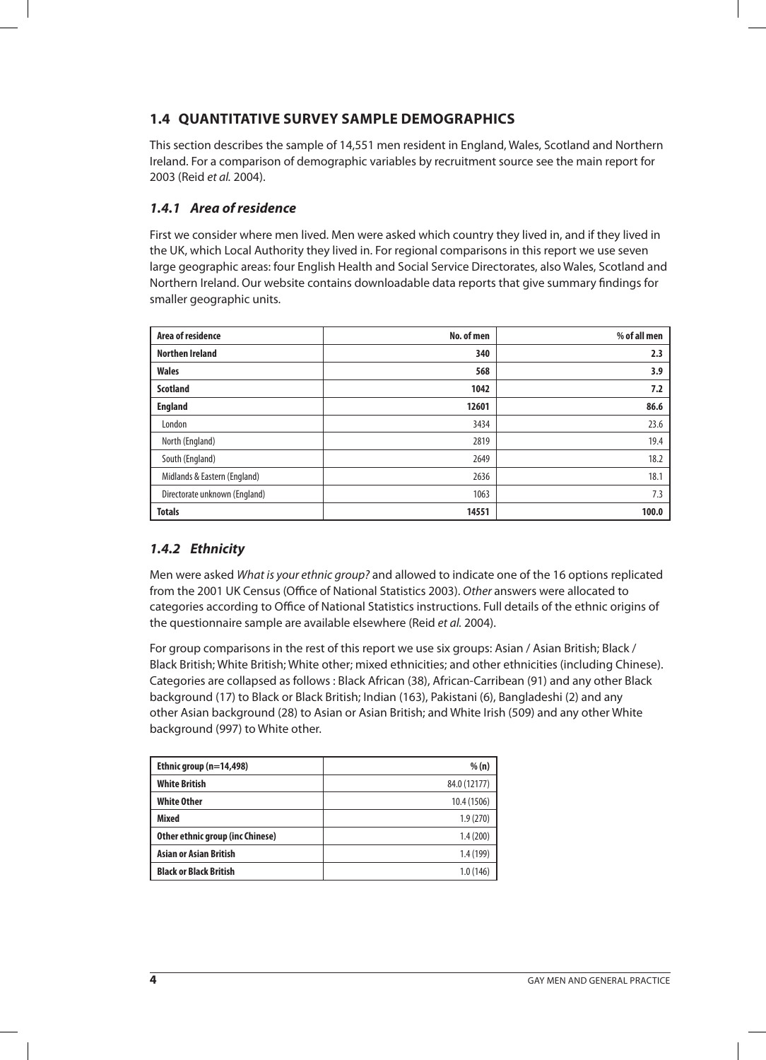## 1.4 QUANTITATIVE SURVEY SAMPLE DEMOGRAPHICS

This section describes the sample of 14,551 men resident in England, Wales, Scotland and Northern Ireland. For a comparison of demographic variables by recruitment source see the main report for 2003 (Reid *et al.* 2004).

### *1.4.1 Area of residence*

First we consider where men lived. Men were asked which country they lived in, and if they lived in the UK, which Local Authority they lived in. For regional comparisons in this report we use seven large geographic areas: four English Health and Social Service Directorates, also Wales, Scotland and Northern Ireland. Our website contains downloadable data reports that give summary findings for smaller geographic units.

| Area of residence | No. of men | % of all men |
|---|---|---|
| **Northen Ireland** | **340** | **2.3** |
| **Wales** | **568** | **3.9** |
| **Scotland** | **1042** | **7.2** |
| **England** | **12601** | **86.6** |
| London | 3434 | 23.6 |
| North (England) | 2819 | 19.4 |
| South (England) | 2649 | 18.2 |
| Midlands & Eastern (England) | 2636 | 18.1 |
| Directorate unknown (England) | 1063 | 7.3 |
| **Totals** | **14551** | **100.0** |

### *1.4.2 Ethnicity*

Men were asked *What is your ethnic group?* and allowed to indicate one of the 16 options replicated from the 2001 UK Census (Office of National Statistics 2003). *Other* answers were allocated to categories according to Office of National Statistics instructions. Full details of the ethnic origins of the questionnaire sample are available elsewhere (Reid *et al.* 2004).

For group comparisons in the rest of this report we use six groups: Asian / Asian British; Black / Black British; White British; White other; mixed ethnicities; and other ethnicities (including Chinese). Categories are collapsed as follows : Black African (38), African-Carribean (91) and any other Black background (17) to Black or Black British; Indian (163), Pakistani (6), Bangladeshi (2) and any other Asian background (28) to Asian or Asian British; and White Irish (509) and any other White background (997) to White other.

| Ethnic group (n=14,498) | % (n) |
|---|---|
| **White British** | 84.0 (12177) |
| **White Other** | 10.4 (1506) |
| **Mixed** | 1.9 (270) |
| **Other ethnic group (inc Chinese)** | 1.4 (200) |
| **Asian or Asian British** | 1.4 (199) |
| **Black or Black British** | 1.0 (146) |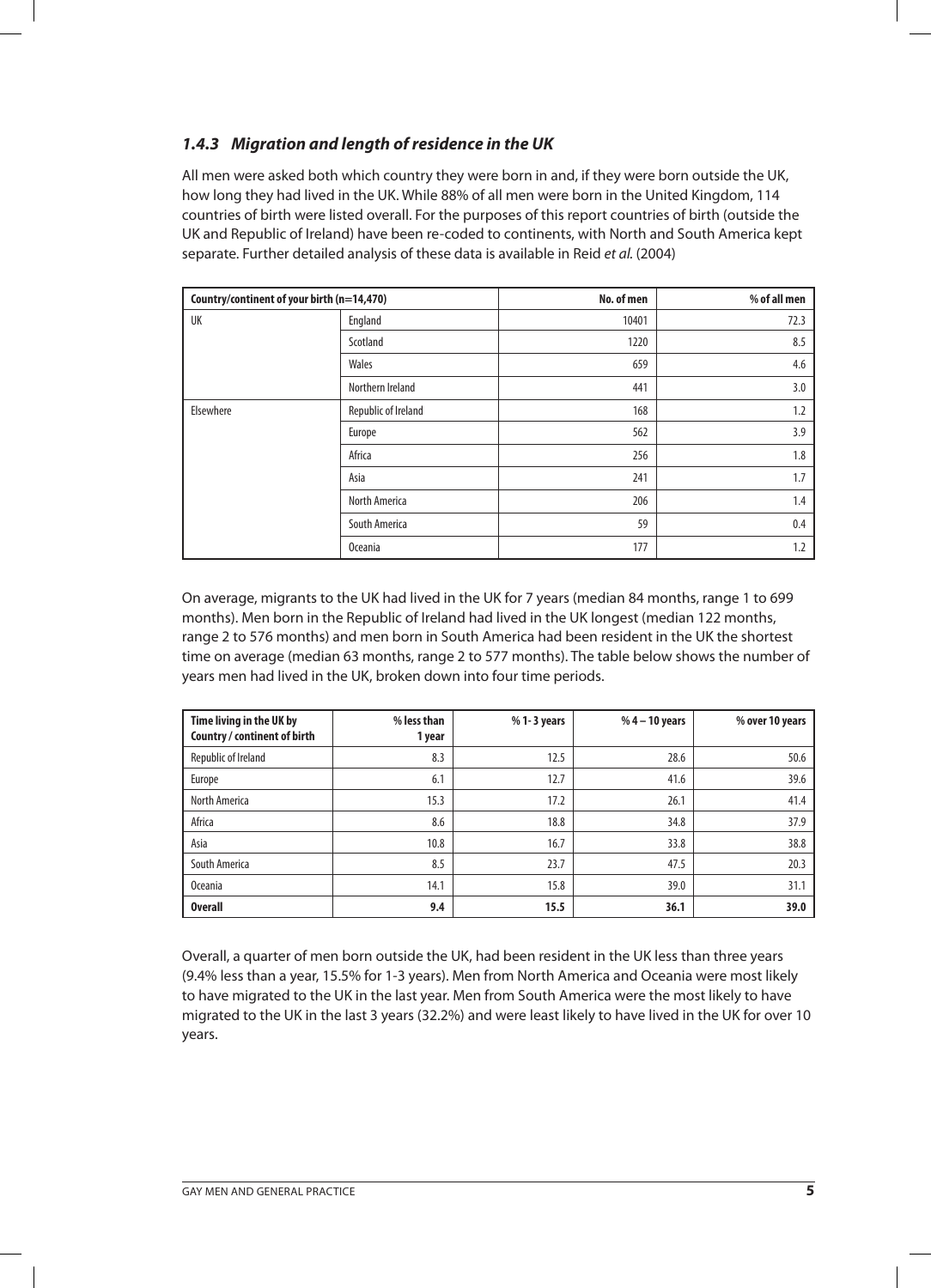### *1.4.3 Migration and length of residence in the UK*

All men were asked both which country they were born in and, if they were born outside the UK, how long they had lived in the UK. While 88% of all men were born in the United Kingdom, 114 countries of birth were listed overall. For the purposes of this report countries of birth (outside the UK and Republic of Ireland) have been re-coded to continents, with North and South America kept separate. Further detailed analysis of these data is available in Reid *et al.* (2004)

| Country/continent of your birth (n=14,470) | | No. of men | % of all men |
|---|---|---|---|
| UK | England | 10401 | 72.3 |
| | Scotland | 1220 | 8.5 |
| | Wales | 659 | 4.6 |
| | Northern Ireland | 441 | 3.0 |
| Elsewhere | Republic of Ireland | 168 | 1.2 |
| | Europe | 562 | 3.9 |
| | Africa | 256 | 1.8 |
| | Asia | 241 | 1.7 |
| | North America | 206 | 1.4 |
| | South America | 59 | 0.4 |
| | Oceania | 177 | 1.2 |

On average, migrants to the UK had lived in the UK for 7 years (median 84 months, range 1 to 699 months). Men born in the Republic of Ireland had lived in the UK longest (median 122 months, range 2 to 576 months) and men born in South America had been resident in the UK the shortest time on average (median 63 months, range 2 to 577 months). The table below shows the number of years men had lived in the UK, broken down into four time periods.

| Time living in the UK by Country / continent of birth | % less than 1 year | % 1-3 years | % 4 – 10 years | % over 10 years |
|---|---|---|---|---|
| Republic of Ireland | 8.3 | 12.5 | 28.6 | 50.6 |
| Europe | 6.1 | 12.7 | 41.6 | 39.6 |
| North America | 15.3 | 17.2 | 26.1 | 41.4 |
| Africa | 8.6 | 18.8 | 34.8 | 37.9 |
| Asia | 10.8 | 16.7 | 33.8 | 38.8 |
| South America | 8.5 | 23.7 | 47.5 | 20.3 |
| Oceania | 14.1 | 15.8 | 39.0 | 31.1 |
| **Overall** | **9.4** | **15.5** | **36.1** | **39.0** |

Overall, a quarter of men born outside the UK, had been resident in the UK less than three years (9.4% less than a year, 15.5% for 1-3 years). Men from North America and Oceania were most likely to have migrated to the UK in the last year. Men from South America were the most likely to have migrated to the UK in the last 3 years (32.2%) and were least likely to have lived in the UK for over 10 years.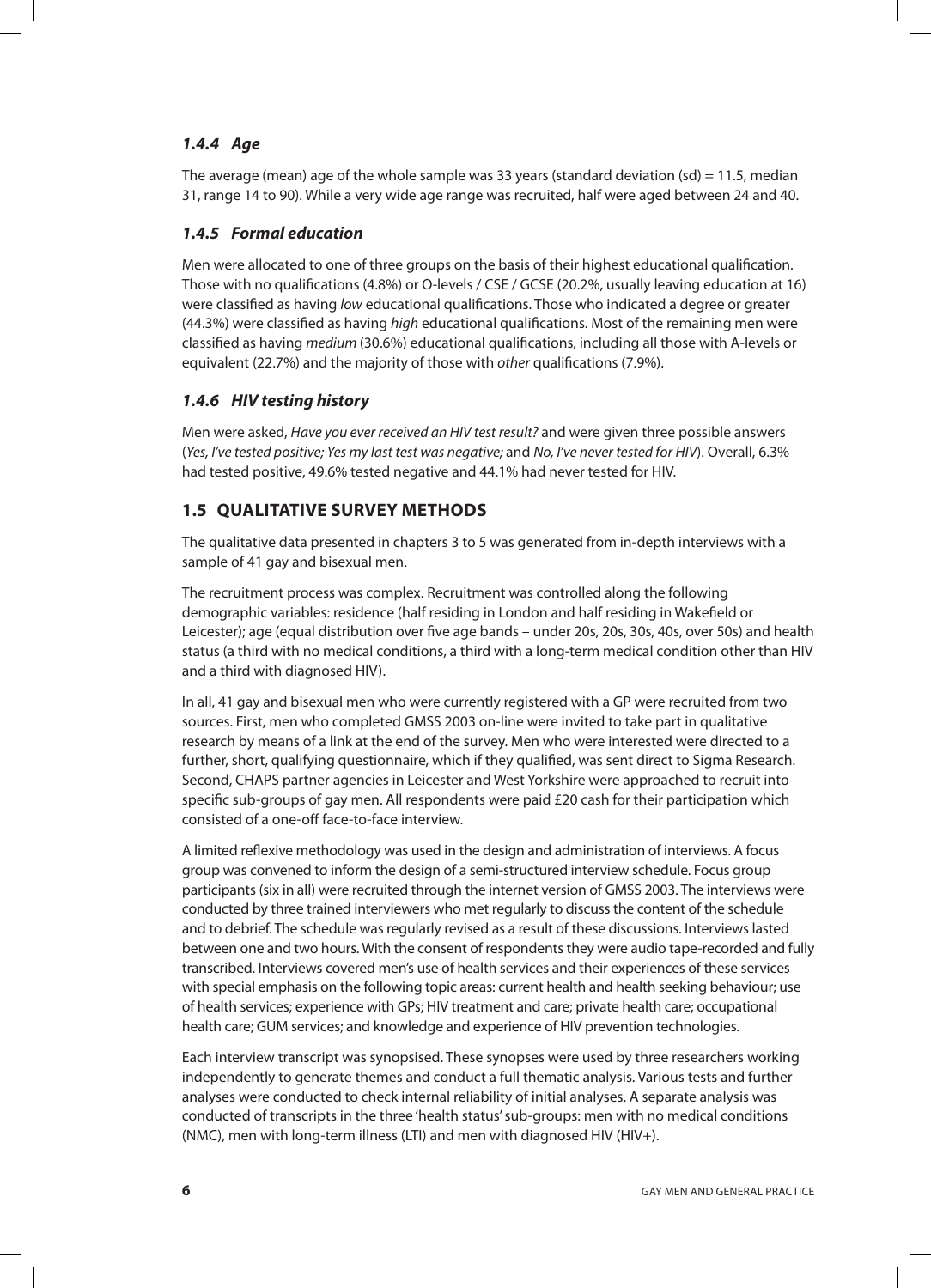### *1.4.4 Age*

The average (mean) age of the whole sample was 33 years (standard deviation (sd) = 11.5, median 31, range 14 to 90). While a very wide age range was recruited, half were aged between 24 and 40.

### *1.4.5 Formal education*

Men were allocated to one of three groups on the basis of their highest educational qualification. Those with no qualifications (4.8%) or O-levels / CSE / GCSE (20.2%, usually leaving education at 16) were classified as having *low* educational qualifications. Those who indicated a degree or greater (44.3%) were classified as having *high* educational qualifications. Most of the remaining men were classified as having *medium* (30.6%) educational qualifications, including all those with A-levels or equivalent (22.7%) and the majority of those with *other* qualifications (7.9%).

### *1.4.6 HIV testing history*

Men were asked, *Have you ever received an HIV test result?* and were given three possible answers (*Yes, I've tested positive; Yes my last test was negative;* and *No, I've never tested for HIV*). Overall, 6.3% had tested positive, 49.6% tested negative and 44.1% had never tested for HIV.

## 1.5 QUALITATIVE SURVEY METHODS

The qualitative data presented in chapters 3 to 5 was generated from in-depth interviews with a sample of 41 gay and bisexual men.

The recruitment process was complex. Recruitment was controlled along the following demographic variables: residence (half residing in London and half residing in Wakefield or Leicester); age (equal distribution over five age bands – under 20s, 20s, 30s, 40s, over 50s) and health status (a third with no medical conditions, a third with a long-term medical condition other than HIV and a third with diagnosed HIV).

In all, 41 gay and bisexual men who were currently registered with a GP were recruited from two sources. First, men who completed GMSS 2003 on-line were invited to take part in qualitative research by means of a link at the end of the survey. Men who were interested were directed to a further, short, qualifying questionnaire, which if they qualified, was sent direct to Sigma Research. Second, CHAPS partner agencies in Leicester and West Yorkshire were approached to recruit into specific sub-groups of gay men. All respondents were paid £20 cash for their participation which consisted of a one-off face-to-face interview.

A limited reflexive methodology was used in the design and administration of interviews. A focus group was convened to inform the design of a semi-structured interview schedule. Focus group participants (six in all) were recruited through the internet version of GMSS 2003. The interviews were conducted by three trained interviewers who met regularly to discuss the content of the schedule and to debrief. The schedule was regularly revised as a result of these discussions. Interviews lasted between one and two hours. With the consent of respondents they were audio tape-recorded and fully transcribed. Interviews covered men's use of health services and their experiences of these services with special emphasis on the following topic areas: current health and health seeking behaviour; use of health services; experience with GPs; HIV treatment and care; private health care; occupational health care; GUM services; and knowledge and experience of HIV prevention technologies.

Each interview transcript was synopsised. These synopses were used by three researchers working independently to generate themes and conduct a full thematic analysis. Various tests and further analyses were conducted to check internal reliability of initial analyses. A separate analysis was conducted of transcripts in the three 'health status' sub-groups: men with no medical conditions (NMC), men with long-term illness (LTI) and men with diagnosed HIV (HIV+).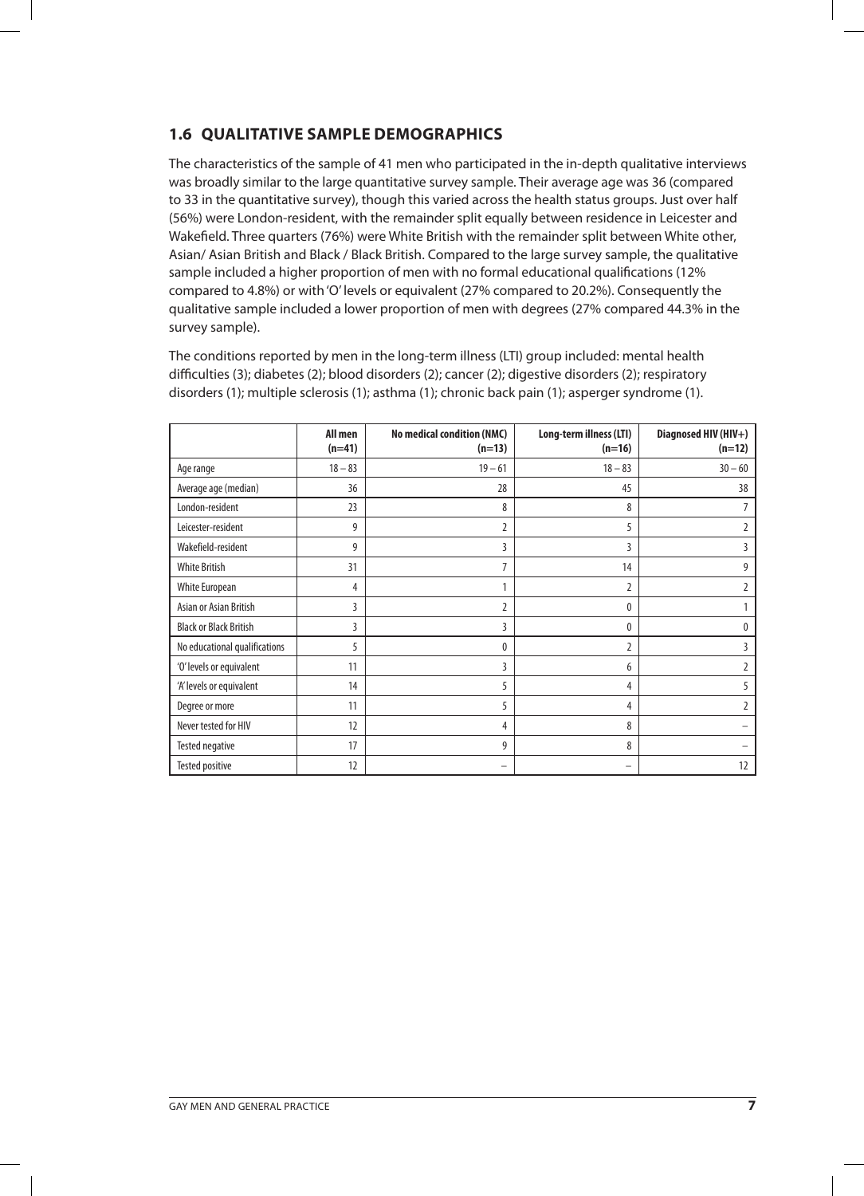## 1.6 QUALITATIVE SAMPLE DEMOGRAPHICS

The characteristics of the sample of 41 men who participated in the in-depth qualitative interviews was broadly similar to the large quantitative survey sample. Their average age was 36 (compared to 33 in the quantitative survey), though this varied across the health status groups. Just over half (56%) were London-resident, with the remainder split equally between residence in Leicester and Wakefield. Three quarters (76%) were White British with the remainder split between White other, Asian/ Asian British and Black / Black British. Compared to the large survey sample, the qualitative sample included a higher proportion of men with no formal educational qualifications (12% compared to 4.8%) or with 'O' levels or equivalent (27% compared to 20.2%). Consequently the qualitative sample included a lower proportion of men with degrees (27% compared 44.3% in the survey sample).

The conditions reported by men in the long-term illness (LTI) group included: mental health difficulties (3); diabetes (2); blood disorders (2); cancer (2); digestive disorders (2); respiratory disorders (1); multiple sclerosis (1); asthma (1); chronic back pain (1); asperger syndrome (1).

| | All men (n=41) | No medical condition (NMC) (n=13) | Long-term illness (LTI) (n=16) | Diagnosed HIV (HIV+) (n=12) |
|---|---|---|---|---|
| Age range | 18 – 83 | 19 – 61 | 18 – 83 | 30 – 60 |
| Average age (median) | 36 | 28 | 45 | 38 |
| London-resident | 23 | 8 | 8 | 7 |
| Leicester-resident | 9 | 2 | 5 | 2 |
| Wakefield-resident | 9 | 3 | 3 | 3 |
| White British | 31 | 7 | 14 | 9 |
| White European | 4 | 1 | 2 | 2 |
| Asian or Asian British | 3 | 2 | 0 | 1 |
| Black or Black British | 3 | 3 | 0 | 0 |
| No educational qualifications | 5 | 0 | 2 | 3 |
| 'O' levels or equivalent | 11 | 3 | 6 | 2 |
| 'A' levels or equivalent | 14 | 5 | 4 | 5 |
| Degree or more | 11 | 5 | 4 | 2 |
| Never tested for HIV | 12 | 4 | 8 | – |
| Tested negative | 17 | 9 | 8 | – |
| Tested positive | 12 | – | – | 12 |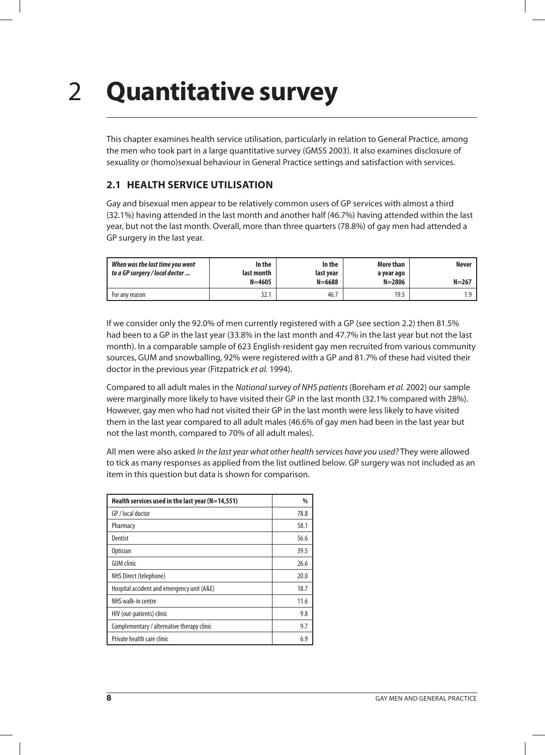# 2 Quantitative survey

This chapter examines health service utilisation, particularly in relation to General Practice, among the men who took part in a large quantitative survey (GMSS 2003). It also examines disclosure of sexuality or (homo)sexual behaviour in General Practice settings and satisfaction with services.

## 2.1 HEALTH SERVICE UTILISATION

Gay and bisexual men appear to be relatively common users of GP services with almost a third (32.1%) having attended in the last month and another half (46.7%) having attended within the last year, but not the last month. Overall, more than three quarters (78.8%) of gay men had attended a GP surgery in the last year.

| ***When was the last time you went to a GP surgery / local doctor ...*** | **In the last month N=4605** | **In the last year N=6688** | **More than a year ago N=2806** | **Never N=267** |
|---|---|---|---|---|
| For any reason | 32.1 | 46.7 | 19.5 | 1.9 |

If we consider only the 92.0% of men currently registered with a GP (see section 2.2) then 81.5% had been to a GP in the last year (33.8% in the last month and 47.7% in the last year but not the last month). In a comparable sample of 623 English-resident gay men recruited from various community sources, GUM and snowballing, 92% were registered with a GP and 81.7% of these had visited their doctor in the previous year (Fitzpatrick *et al.* 1994).

Compared to all adult males in the *National survey of NHS patients* (Boreham *et al.* 2002) our sample were marginally more likely to have visited their GP in the last month (32.1% compared with 28%). However, gay men who had not visited their GP in the last month were less likely to have visited them in the last year compared to all adult males (46.6% of gay men had been in the last year but not the last month, compared to 70% of all adult males).

All men were also asked *In the last year what other health services have you used?* They were allowed to tick as many responses as applied from the list outlined below. GP surgery was not included as an item in this question but data is shown for comparison.

| **Health services used in the last year (N=14,551)** | **%** |
|---|---|
| GP / local doctor | 78.8 |
| Pharmacy | 58.1 |
| Dentist | 56.6 |
| Optician | 39.5 |
| GUM clinic | 26.6 |
| NHS Direct (telephone) | 20.0 |
| Hospital accident and emergency unit (A&E) | 18.7 |
| NHS walk-in centre | 11.6 |
| HIV (out-patients) clinic | 9.8 |
| Complementary / alternative therapy clinic | 9.7 |
| Private health care clinic | 6.9 |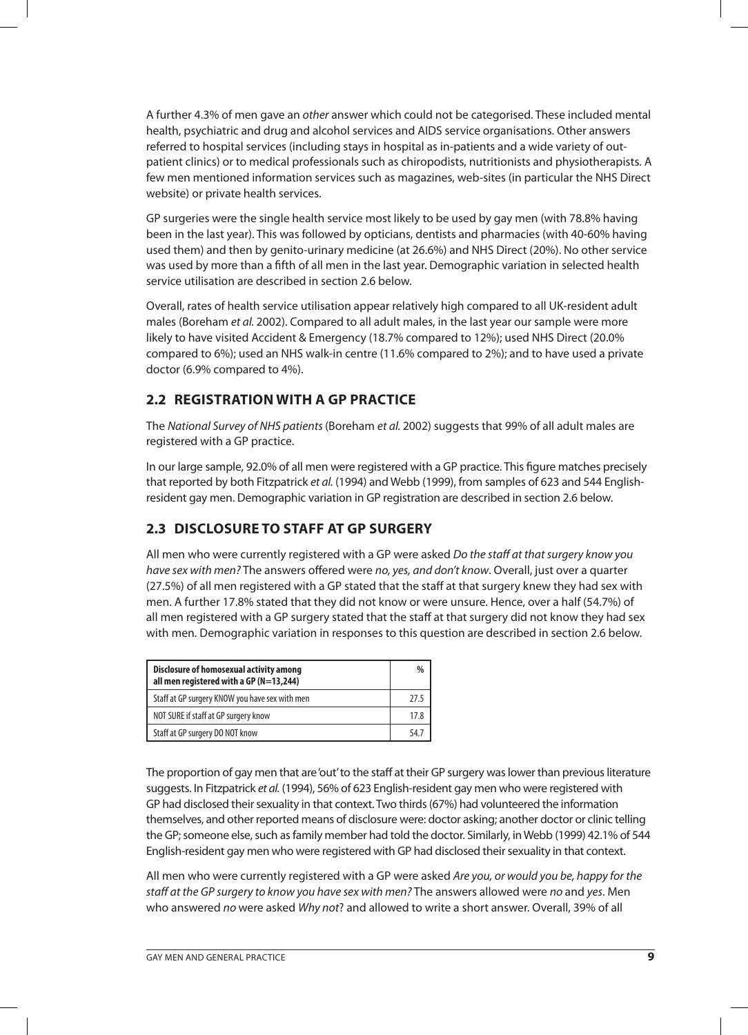A further 4.3% of men gave an *other* answer which could not be categorised. These included mental health, psychiatric and drug and alcohol services and AIDS service organisations. Other answers referred to hospital services (including stays in hospital as in-patients and a wide variety of out-patient clinics) or to medical professionals such as chiropodists, nutritionists and physiotherapists. A few men mentioned information services such as magazines, web-sites (in particular the NHS Direct website) or private health services.

GP surgeries were the single health service most likely to be used by gay men (with 78.8% having been in the last year). This was followed by opticians, dentists and pharmacies (with 40-60% having used them) and then by genito-urinary medicine (at 26.6%) and NHS Direct (20%). No other service was used by more than a fifth of all men in the last year. Demographic variation in selected health service utilisation are described in section 2.6 below.

Overall, rates of health service utilisation appear relatively high compared to all UK-resident adult males (Boreham *et al.* 2002). Compared to all adult males, in the last year our sample were more likely to have visited Accident & Emergency (18.7% compared to 12%); used NHS Direct (20.0% compared to 6%); used an NHS walk-in centre (11.6% compared to 2%); and to have used a private doctor (6.9% compared to 4%).

## 2.2 REGISTRATION WITH A GP PRACTICE

The *National Survey of NHS patients* (Boreham *et al.* 2002) suggests that 99% of all adult males are registered with a GP practice.

In our large sample, 92.0% of all men were registered with a GP practice. This figure matches precisely that reported by both Fitzpatrick *et al.* (1994) and Webb (1999), from samples of 623 and 544 English-resident gay men. Demographic variation in GP registration are described in section 2.6 below.

## 2.3 DISCLOSURE TO STAFF AT GP SURGERY

All men who were currently registered with a GP were asked *Do the staff at that surgery know you have sex with men?* The answers offered were *no, yes, and don't know*. Overall, just over a quarter (27.5%) of all men registered with a GP stated that the staff at that surgery knew they had sex with men. A further 17.8% stated that they did not know or were unsure. Hence, over a half (54.7%) of all men registered with a GP surgery stated that the staff at that surgery did not know they had sex with men. Demographic variation in responses to this question are described in section 2.6 below.

| Disclosure of homosexual activity among all men registered with a GP (N=13,244) | % |
|---|---|
| Staff at GP surgery KNOW you have sex with men | 27.5 |
| NOT SURE if staff at GP surgery know | 17.8 |
| Staff at GP surgery DO NOT know | 54.7 |

The proportion of gay men that are 'out' to the staff at their GP surgery was lower than previous literature suggests. In Fitzpatrick *et al.* (1994), 56% of 623 English-resident gay men who were registered with GP had disclosed their sexuality in that context. Two thirds (67%) had volunteered the information themselves, and other reported means of disclosure were: doctor asking; another doctor or clinic telling the GP; someone else, such as family member had told the doctor. Similarly, in Webb (1999) 42.1% of 544 English-resident gay men who were registered with GP had disclosed their sexuality in that context.

All men who were currently registered with a GP were asked *Are you, or would you be, happy for the staff at the GP surgery to know you have sex with men?* The answers allowed were *no* and *yes*. Men who answered *no* were asked *Why not*? and allowed to write a short answer. Overall, 39% of all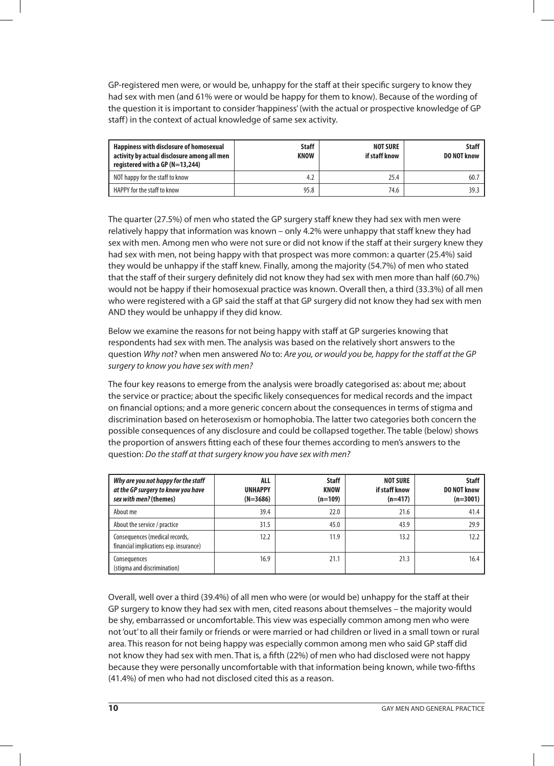GP-registered men were, or would be, unhappy for the staff at their specific surgery to know they had sex with men (and 61% were or would be happy for them to know). Because of the wording of the question it is important to consider 'happiness' (with the actual or prospective knowledge of GP staff) in the context of actual knowledge of same sex activity.

| **Happiness with disclosure of homosexual activity by actual disclosure among all men registered with a GP (N=13,244)** | **Staff KNOW** | **NOT SURE if staff know** | **Staff DO NOT know** |
|---|---|---|---|
| NOT happy for the staff to know | 4.2 | 25.4 | 60.7 |
| HAPPY for the staff to know | 95.8 | 74.6 | 39.3 |

The quarter (27.5%) of men who stated the GP surgery staff knew they had sex with men were relatively happy that information was known – only 4.2% were unhappy that staff knew they had sex with men. Among men who were not sure or did not know if the staff at their surgery knew they had sex with men, not being happy with that prospect was more common: a quarter (25.4%) said they would be unhappy if the staff knew. Finally, among the majority (54.7%) of men who stated that the staff of their surgery definitely did not know they had sex with men more than half (60.7%) would not be happy if their homosexual practice was known. Overall then, a third (33.3%) of all men who were registered with a GP said the staff at that GP surgery did not know they had sex with men AND they would be unhappy if they did know.

Below we examine the reasons for not being happy with staff at GP surgeries knowing that respondents had sex with men. The analysis was based on the relatively short answers to the question *Why not*? when men answered *No* to: *Are you, or would you be, happy for the staff at the GP surgery to know you have sex with men?*

The four key reasons to emerge from the analysis were broadly categorised as: about me; about the service or practice; about the specific likely consequences for medical records and the impact on financial options; and a more generic concern about the consequences in terms of stigma and discrimination based on heterosexism or homophobia. The latter two categories both concern the possible consequences of any disclosure and could be collapsed together. The table (below) shows the proportion of answers fitting each of these four themes according to men's answers to the question: *Do the staff at that surgery know you have sex with men?*

| ***Why are you not happy for the staff at the GP surgery to know you have sex with men?*** **(themes)** | **ALL UNHAPPY (N=3686)** | **Staff KNOW (n=109)** | **NOT SURE if staff know (n=417)** | **Staff DO NOT know (n=3001)** |
|---|---|---|---|---|
| About me | 39.4 | 22.0 | 21.6 | 41.4 |
| About the service / practice | 31.5 | 45.0 | 43.9 | 29.9 |
| Consequences (medical records, financial implications esp. insurance) | 12.2 | 11.9 | 13.2 | 12.2 |
| Consequences (stigma and discrimination) | 16.9 | 21.1 | 21.3 | 16.4 |

Overall, well over a third (39.4%) of all men who were (or would be) unhappy for the staff at their GP surgery to know they had sex with men, cited reasons about themselves – the majority would be shy, embarrassed or uncomfortable. This view was especially common among men who were not 'out' to all their family or friends or were married or had children or lived in a small town or rural area. This reason for not being happy was especially common among men who said GP staff did not know they had sex with men. That is, a fifth (22%) of men who had disclosed were not happy because they were personally uncomfortable with that information being known, while two-fifths (41.4%) of men who had not disclosed cited this as a reason.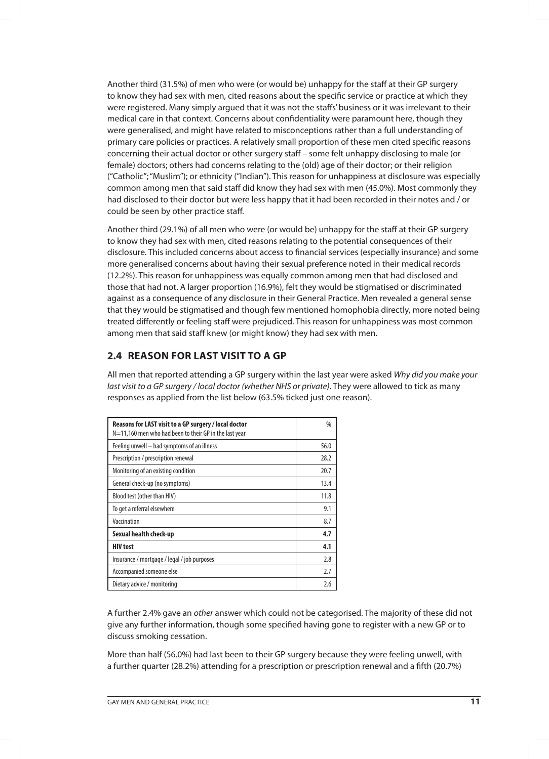Another third (31.5%) of men who were (or would be) unhappy for the staff at their GP surgery to know they had sex with men, cited reasons about the specific service or practice at which they were registered. Many simply argued that it was not the staffs' business or it was irrelevant to their medical care in that context. Concerns about confidentiality were paramount here, though they were generalised, and might have related to misconceptions rather than a full understanding of primary care policies or practices. A relatively small proportion of these men cited specific reasons concerning their actual doctor or other surgery staff – some felt unhappy disclosing to male (or female) doctors; others had concerns relating to the (old) age of their doctor; or their religion ("Catholic"; "Muslim"); or ethnicity ("Indian"). This reason for unhappiness at disclosure was especially common among men that said staff did know they had sex with men (45.0%). Most commonly they had disclosed to their doctor but were less happy that it had been recorded in their notes and / or could be seen by other practice staff.

Another third (29.1%) of all men who were (or would be) unhappy for the staff at their GP surgery to know they had sex with men, cited reasons relating to the potential consequences of their disclosure. This included concerns about access to financial services (especially insurance) and some more generalised concerns about having their sexual preference noted in their medical records (12.2%). This reason for unhappiness was equally common among men that had disclosed and those that had not. A larger proportion (16.9%), felt they would be stigmatised or discriminated against as a consequence of any disclosure in their General Practice. Men revealed a general sense that they would be stigmatised and though few mentioned homophobia directly, more noted being treated differently or feeling staff were prejudiced. This reason for unhappiness was most common among men that said staff knew (or might know) they had sex with men.

## 2.4 REASON FOR LAST VISIT TO A GP

All men that reported attending a GP surgery within the last year were asked *Why did you make your last visit to a GP surgery / local doctor (whether NHS or private)*. They were allowed to tick as many responses as applied from the list below (63.5% ticked just one reason).

| **Reasons for LAST visit to a GP surgery / local doctor** N=11,160 men who had been to their GP in the last year | **%** |
|---|---|
| Feeling unwell – had symptoms of an illness | 56.0 |
| Prescription / prescription renewal | 28.2 |
| Monitoring of an existing condition | 20.7 |
| General check-up (no symptoms) | 13.4 |
| Blood test (other than HIV) | 11.8 |
| To get a referral elsewhere | 9.1 |
| Vaccination | 8.7 |
| **Sexual health check-up** | **4.7** |
| **HIV test** | **4.1** |
| Insurance / mortgage / legal / job purposes | 2.8 |
| Accompanied someone else | 2.7 |
| Dietary advice / monitoring | 2.6 |

A further 2.4% gave an *other* answer which could not be categorised. The majority of these did not give any further information, though some specified having gone to register with a new GP or to discuss smoking cessation.

More than half (56.0%) had last been to their GP surgery because they were feeling unwell, with a further quarter (28.2%) attending for a prescription or prescription renewal and a fifth (20.7%)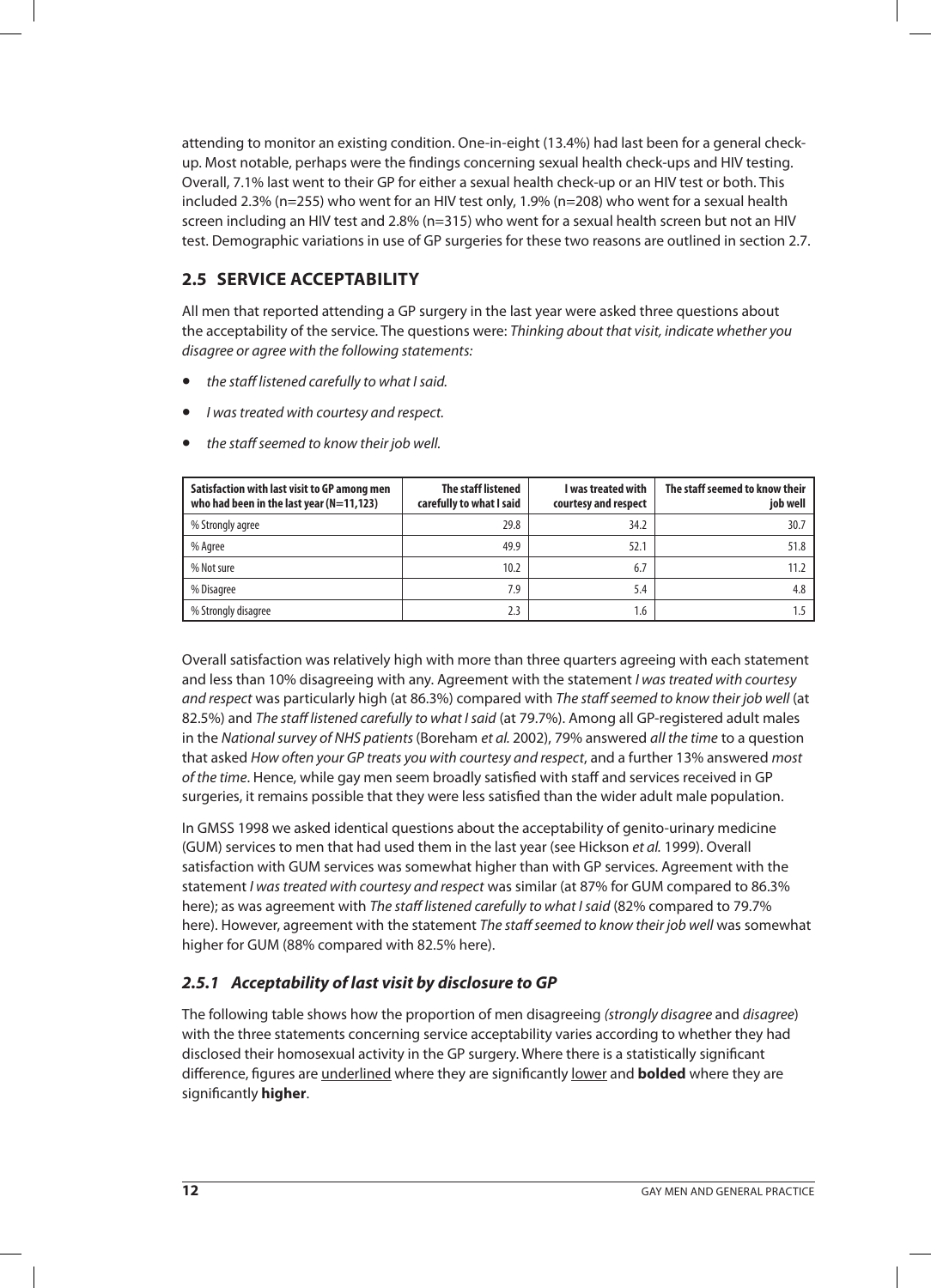attending to monitor an existing condition. One-in-eight (13.4%) had last been for a general check-up. Most notable, perhaps were the findings concerning sexual health check-ups and HIV testing. Overall, 7.1% last went to their GP for either a sexual health check-up or an HIV test or both. This included 2.3% (n=255) who went for an HIV test only, 1.9% (n=208) who went for a sexual health screen including an HIV test and 2.8% (n=315) who went for a sexual health screen but not an HIV test. Demographic variations in use of GP surgeries for these two reasons are outlined in section 2.7.

## 2.5 SERVICE ACCEPTABILITY

All men that reported attending a GP surgery in the last year were asked three questions about the acceptability of the service. The questions were: *Thinking about that visit, indicate whether you disagree or agree with the following statements:*

- *the staff listened carefully to what I said.*
- *I was treated with courtesy and respect.*
- *the staff seemed to know their job well.*

| Satisfaction with last visit to GP among men who had been in the last year (N=11,123) | The staff listened carefully to what I said | I was treated with courtesy and respect | The staff seemed to know their job well |
|---|---|---|---|
| % Strongly agree | 29.8 | 34.2 | 30.7 |
| % Agree | 49.9 | 52.1 | 51.8 |
| % Not sure | 10.2 | 6.7 | 11.2 |
| % Disagree | 7.9 | 5.4 | 4.8 |
| % Strongly disagree | 2.3 | 1.6 | 1.5 |

Overall satisfaction was relatively high with more than three quarters agreeing with each statement and less than 10% disagreeing with any. Agreement with the statement *I was treated with courtesy and respect* was particularly high (at 86.3%) compared with *The staff seemed to know their job well* (at 82.5%) and *The staff listened carefully to what I said* (at 79.7%). Among all GP-registered adult males in the *National survey of NHS patients* (Boreham *et al.* 2002), 79% answered *all the time* to a question that asked *How often your GP treats you with courtesy and respect*, and a further 13% answered *most of the time*. Hence, while gay men seem broadly satisfied with staff and services received in GP surgeries, it remains possible that they were less satisfied than the wider adult male population.

In GMSS 1998 we asked identical questions about the acceptability of genito-urinary medicine (GUM) services to men that had used them in the last year (see Hickson *et al.* 1999). Overall satisfaction with GUM services was somewhat higher than with GP services. Agreement with the statement *I was treated with courtesy and respect* was similar (at 87% for GUM compared to 86.3% here); as was agreement with *The staff listened carefully to what I said* (82% compared to 79.7% here). However, agreement with the statement *The staff seemed to know their job well* was somewhat higher for GUM (88% compared with 82.5% here).

### *2.5.1 Acceptability of last visit by disclosure to GP*

The following table shows how the proportion of men disagreeing *(strongly disagree* and *disagree*) with the three statements concerning service acceptability varies according to whether they had disclosed their homosexual activity in the GP surgery. Where there is a statistically significant difference, figures are <u>underlined</u> where they are significantly <u>lower</u> and **bolded** where they are significantly **higher**.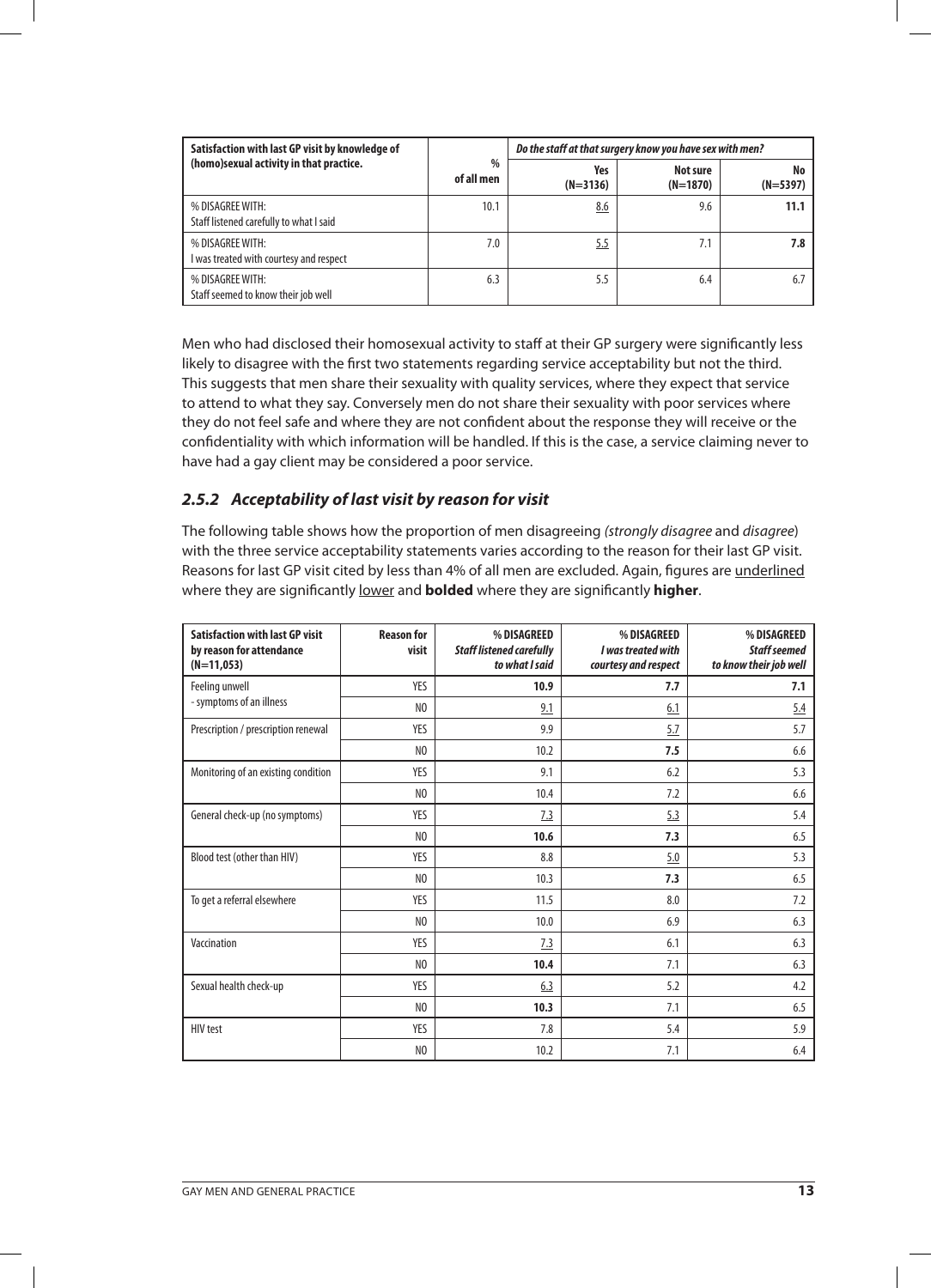| Satisfaction with last GP visit by knowledge of (homo)sexual activity in that practice. | % of all men | *Do the staff at that surgery know you have sex with men?* | | |
|---|---|---|---|---|
| | | Yes (N=3136) | Not sure (N=1870) | No (N=5397) |
| % DISAGREE WITH: Staff listened carefully to what I said | 10.1 | <u>8.6</u> | 9.6 | **11.1** |
| % DISAGREE WITH: I was treated with courtesy and respect | 7.0 | <u>5.5</u> | 7.1 | **7.8** |
| % DISAGREE WITH: Staff seemed to know their job well | 6.3 | 5.5 | 6.4 | 6.7 |

Men who had disclosed their homosexual activity to staff at their GP surgery were significantly less likely to disagree with the first two statements regarding service acceptability but not the third. This suggests that men share their sexuality with quality services, where they expect that service to attend to what they say. Conversely men do not share their sexuality with poor services where they do not feel safe and where they are not confident about the response they will receive or the confidentiality with which information will be handled. If this is the case, a service claiming never to have had a gay client may be considered a poor service.

### *2.5.2 Acceptability of last visit by reason for visit*

The following table shows how the proportion of men disagreeing *(strongly disagree* and *disagree*) with the three service acceptability statements varies according to the reason for their last GP visit. Reasons for last GP visit cited by less than 4% of all men are excluded. Again, figures are <u>underlined</u> where they are significantly <u>lower</u> and **bolded** where they are significantly **higher**.

| Satisfaction with last GP visit by reason for attendance (N=11,053) | Reason for visit | % DISAGREED *Staff listened carefully to what I said* | % DISAGREED *I was treated with courtesy and respect* | % DISAGREED *Staff seemed to know their job well* |
|---|---|---|---|---|
| Feeling unwell - symptoms of an illness | YES | **10.9** | **7.7** | **7.1** |
| | NO | <u>9.1</u> | <u>6.1</u> | <u>5.4</u> |
| Prescription / prescription renewal | YES | 9.9 | <u>5.7</u> | 5.7 |
| | NO | 10.2 | **7.5** | 6.6 |
| Monitoring of an existing condition | YES | 9.1 | 6.2 | 5.3 |
| | NO | 10.4 | 7.2 | 6.6 |
| General check-up (no symptoms) | YES | <u>7.3</u> | <u>5.3</u> | 5.4 |
| | NO | **10.6** | **7.3** | 6.5 |
| Blood test (other than HIV) | YES | 8.8 | <u>5.0</u> | 5.3 |
| | NO | 10.3 | **7.3** | 6.5 |
| To get a referral elsewhere | YES | 11.5 | 8.0 | 7.2 |
| | NO | 10.0 | 6.9 | 6.3 |
| Vaccination | YES | <u>7.3</u> | 6.1 | 6.3 |
| | NO | **10.4** | 7.1 | 6.3 |
| Sexual health check-up | YES | <u>6.3</u> | 5.2 | 4.2 |
| | NO | **10.3** | 7.1 | 6.5 |
| HIV test | YES | 7.8 | 5.4 | 5.9 |
| | NO | 10.2 | 7.1 | 6.4 |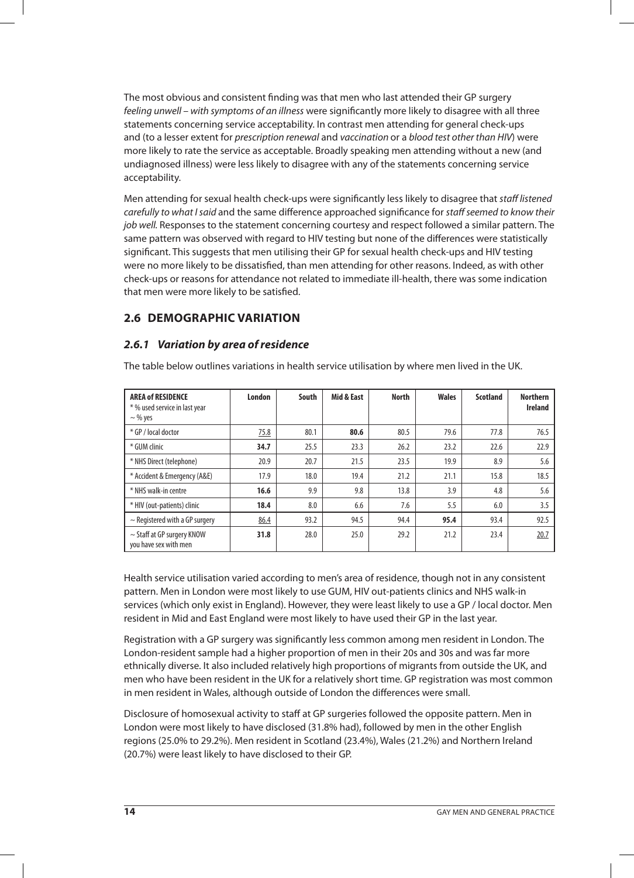The most obvious and consistent finding was that men who last attended their GP surgery *feeling unwell – with symptoms of an illness* were significantly more likely to disagree with all three statements concerning service acceptability. In contrast men attending for general check-ups and (to a lesser extent for *prescription renewal* and *vaccination* or a *blood test other than HIV*) were more likely to rate the service as acceptable. Broadly speaking men attending without a new (and undiagnosed illness) were less likely to disagree with any of the statements concerning service acceptability.

Men attending for sexual health check-ups were significantly less likely to disagree that *staff listened carefully to what I said* and the same difference approached significance for *staff seemed to know their job well*. Responses to the statement concerning courtesy and respect followed a similar pattern. The same pattern was observed with regard to HIV testing but none of the differences were statistically significant. This suggests that men utilising their GP for sexual health check-ups and HIV testing were no more likely to be dissatisfied, than men attending for other reasons. Indeed, as with other check-ups or reasons for attendance not related to immediate ill-health, there was some indication that men were more likely to be satisfied.

## 2.6 DEMOGRAPHIC VARIATION

### *2.6.1 Variation by area of residence*

The table below outlines variations in health service utilisation by where men lived in the UK.

| **AREA of RESIDENCE** * % used service in last year ~ % yes | **London** | **South** | **Mid & East** | **North** | **Wales** | **Scotland** | **Northern Ireland** |
|---|---|---|---|---|---|---|---|
| * GP / local doctor | 75.8 | 80.1 | **80.6** | 80.5 | 79.6 | 77.8 | 76.5 |
| * GUM clinic | **34.7** | 25.5 | 23.3 | 26.2 | 23.2 | 22.6 | 22.9 |
| * NHS Direct (telephone) | 20.9 | 20.7 | 21.5 | 23.5 | 19.9 | 8.9 | 5.6 |
| * Accident & Emergency (A&E) | 17.9 | 18.0 | 19.4 | 21.2 | 21.1 | 15.8 | 18.5 |
| * NHS walk-in centre | **16.6** | 9.9 | 9.8 | 13.8 | 3.9 | 4.8 | 5.6 |
| * HIV (out-patients) clinic | **18.4** | 8.0 | 6.6 | 7.6 | 5.5 | 6.0 | 3.5 |
| ~ Registered with a GP surgery | 86.4 | 93.2 | 94.5 | 94.4 | **95.4** | 93.4 | 92.5 |
| ~ Staff at GP surgery KNOW you have sex with men | **31.8** | 28.0 | 25.0 | 29.2 | 21.2 | 23.4 | 20.7 |

Health service utilisation varied according to men's area of residence, though not in any consistent pattern. Men in London were most likely to use GUM, HIV out-patients clinics and NHS walk-in services (which only exist in England). However, they were least likely to use a GP / local doctor. Men resident in Mid and East England were most likely to have used their GP in the last year.

Registration with a GP surgery was significantly less common among men resident in London. The London-resident sample had a higher proportion of men in their 20s and 30s and was far more ethnically diverse. It also included relatively high proportions of migrants from outside the UK, and men who have been resident in the UK for a relatively short time. GP registration was most common in men resident in Wales, although outside of London the differences were small.

Disclosure of homosexual activity to staff at GP surgeries followed the opposite pattern. Men in London were most likely to have disclosed (31.8% had), followed by men in the other English regions (25.0% to 29.2%). Men resident in Scotland (23.4%), Wales (21.2%) and Northern Ireland (20.7%) were least likely to have disclosed to their GP.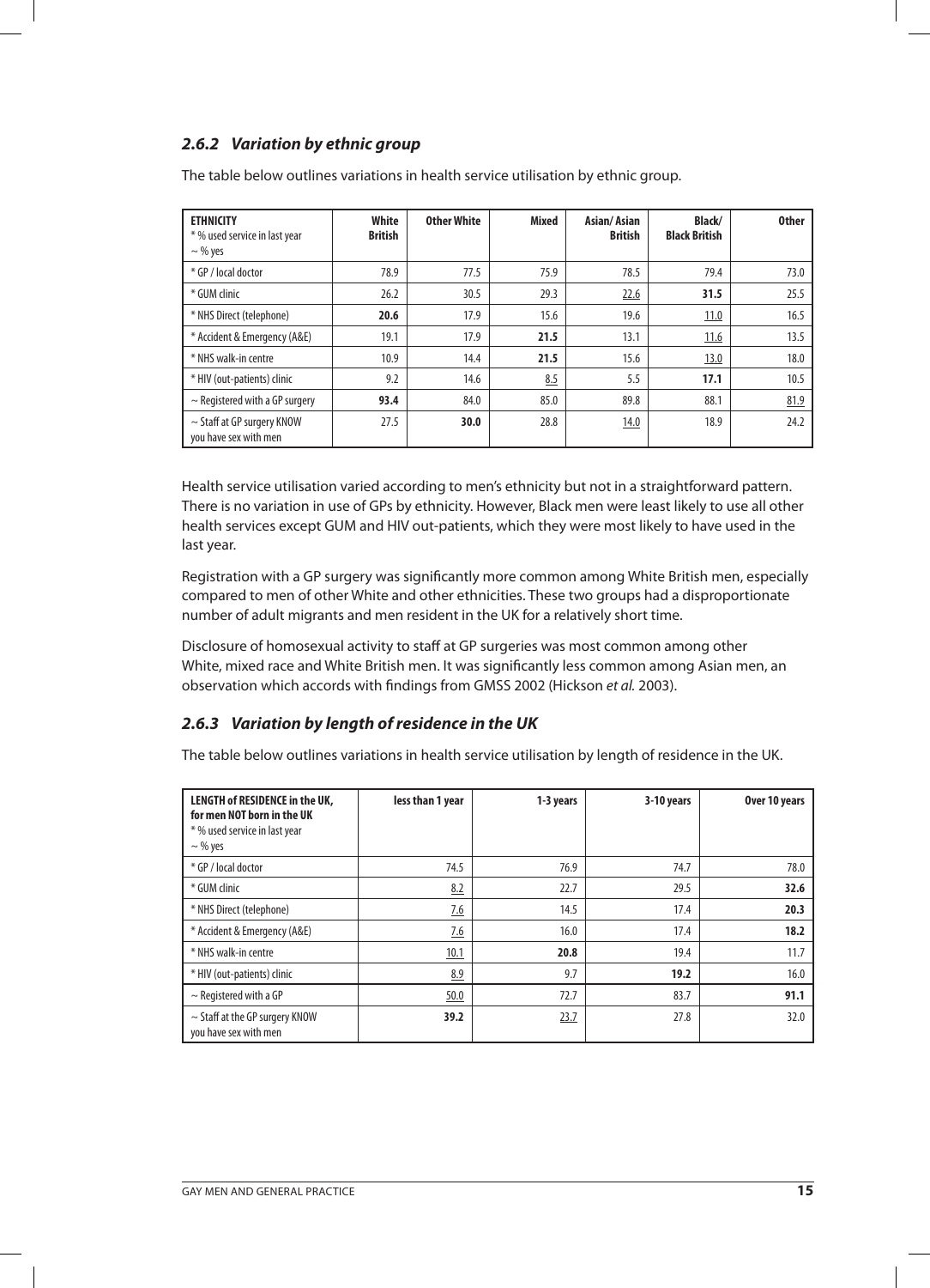### *2.6.2 Variation by ethnic group*

The table below outlines variations in health service utilisation by ethnic group.

| **ETHNICITY**<br>* % used service in last year<br>~ % yes | **White British** | **Other White** | **Mixed** | **Asian/ Asian British** | **Black/ Black British** | **Other** |
|---|---|---|---|---|---|---|
| * GP / local doctor | 78.9 | 77.5 | 75.9 | 78.5 | 79.4 | 73.0 |
| * GUM clinic | 26.2 | 30.5 | 29.3 | <u>22.6</u> | **31.5** | 25.5 |
| * NHS Direct (telephone) | **20.6** | 17.9 | 15.6 | 19.6 | <u>11.0</u> | 16.5 |
| * Accident & Emergency (A&E) | 19.1 | 17.9 | **21.5** | 13.1 | <u>11.6</u> | 13.5 |
| * NHS walk-in centre | 10.9 | 14.4 | **21.5** | 15.6 | <u>13.0</u> | 18.0 |
| * HIV (out-patients) clinic | 9.2 | 14.6 | <u>8.5</u> | 5.5 | **17.1** | 10.5 |
| ~ Registered with a GP surgery | **93.4** | 84.0 | 85.0 | 89.8 | 88.1 | <u>81.9</u> |
| ~ Staff at GP surgery KNOW you have sex with men | 27.5 | **30.0** | 28.8 | <u>14.0</u> | 18.9 | 24.2 |

Health service utilisation varied according to men's ethnicity but not in a straightforward pattern. There is no variation in use of GPs by ethnicity. However, Black men were least likely to use all other health services except GUM and HIV out-patients, which they were most likely to have used in the last year.

Registration with a GP surgery was significantly more common among White British men, especially compared to men of other White and other ethnicities. These two groups had a disproportionate number of adult migrants and men resident in the UK for a relatively short time.

Disclosure of homosexual activity to staff at GP surgeries was most common among other White, mixed race and White British men. It was significantly less common among Asian men, an observation which accords with findings from GMSS 2002 (Hickson *et al.* 2003).

### *2.6.3 Variation by length of residence in the UK*

The table below outlines variations in health service utilisation by length of residence in the UK.

| **LENGTH of RESIDENCE in the UK, for men NOT born in the UK**<br>* % used service in last year<br>~ % yes | **less than 1 year** | **1-3 years** | **3-10 years** | **Over 10 years** |
|---|---|---|---|---|
| * GP / local doctor | 74.5 | 76.9 | 74.7 | 78.0 |
| * GUM clinic | <u>8.2</u> | 22.7 | 29.5 | **32.6** |
| * NHS Direct (telephone) | <u>7.6</u> | 14.5 | 17.4 | **20.3** |
| * Accident & Emergency (A&E) | <u>7.6</u> | 16.0 | 17.4 | **18.2** |
| * NHS walk-in centre | <u>10.1</u> | **20.8** | 19.4 | 11.7 |
| * HIV (out-patients) clinic | <u>8.9</u> | 9.7 | **19.2** | 16.0 |
| ~ Registered with a GP | <u>50.0</u> | 72.7 | 83.7 | **91.1** |
| ~ Staff at the GP surgery KNOW you have sex with men | **39.2** | <u>23.7</u> | 27.8 | 32.0 |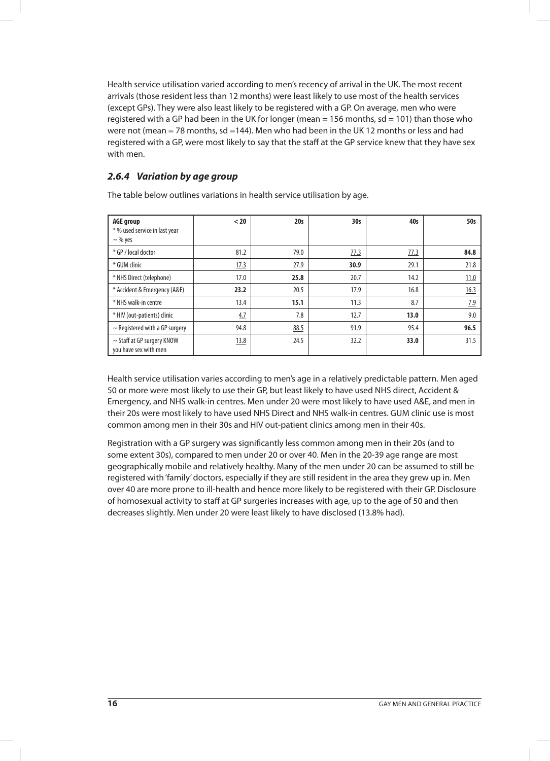Health service utilisation varied according to men's recency of arrival in the UK. The most recent arrivals (those resident less than 12 months) were least likely to use most of the health services (except GPs). They were also least likely to be registered with a GP. On average, men who were registered with a GP had been in the UK for longer (mean = 156 months, sd = 101) than those who were not (mean = 78 months, sd =144). Men who had been in the UK 12 months or less and had registered with a GP, were most likely to say that the staff at the GP service knew that they have sex with men.

### *2.6.4 Variation by age group*

The table below outlines variations in health service utilisation by age.

| **AGE group**<br>* % used service in last year<br>~ % yes | **< 20** | **20s** | **30s** | **40s** | **50s** |
|---|---|---|---|---|---|
| * GP / local doctor | 81.2 | 79.0 | 77.3 | 77.3 | **84.8** |
| * GUM clinic | 17.3 | 27.9 | **30.9** | 29.1 | 21.8 |
| * NHS Direct (telephone) | 17.0 | **25.8** | 20.7 | 14.2 | 11.0 |
| * Accident & Emergency (A&E) | **23.2** | 20.5 | 17.9 | 16.8 | 16.3 |
| * NHS walk-in centre | 13.4 | **15.1** | 11.3 | 8.7 | 7.9 |
| * HIV (out-patients) clinic | 4.7 | 7.8 | 12.7 | **13.0** | 9.0 |
| ~ Registered with a GP surgery | 94.8 | 88.5 | 91.9 | 95.4 | **96.5** |
| ~ Staff at GP surgery KNOW you have sex with men | 13.8 | 24.5 | 32.2 | **33.0** | 31.5 |

Health service utilisation varies according to men's age in a relatively predictable pattern. Men aged 50 or more were most likely to use their GP, but least likely to have used NHS direct, Accident & Emergency, and NHS walk-in centres. Men under 20 were most likely to have used A&E, and men in their 20s were most likely to have used NHS Direct and NHS walk-in centres. GUM clinic use is most common among men in their 30s and HIV out-patient clinics among men in their 40s.

Registration with a GP surgery was significantly less common among men in their 20s (and to some extent 30s), compared to men under 20 or over 40. Men in the 20-39 age range are most geographically mobile and relatively healthy. Many of the men under 20 can be assumed to still be registered with 'family' doctors, especially if they are still resident in the area they grew up in. Men over 40 are more prone to ill-health and hence more likely to be registered with their GP. Disclosure of homosexual activity to staff at GP surgeries increases with age, up to the age of 50 and then decreases slightly. Men under 20 were least likely to have disclosed (13.8% had).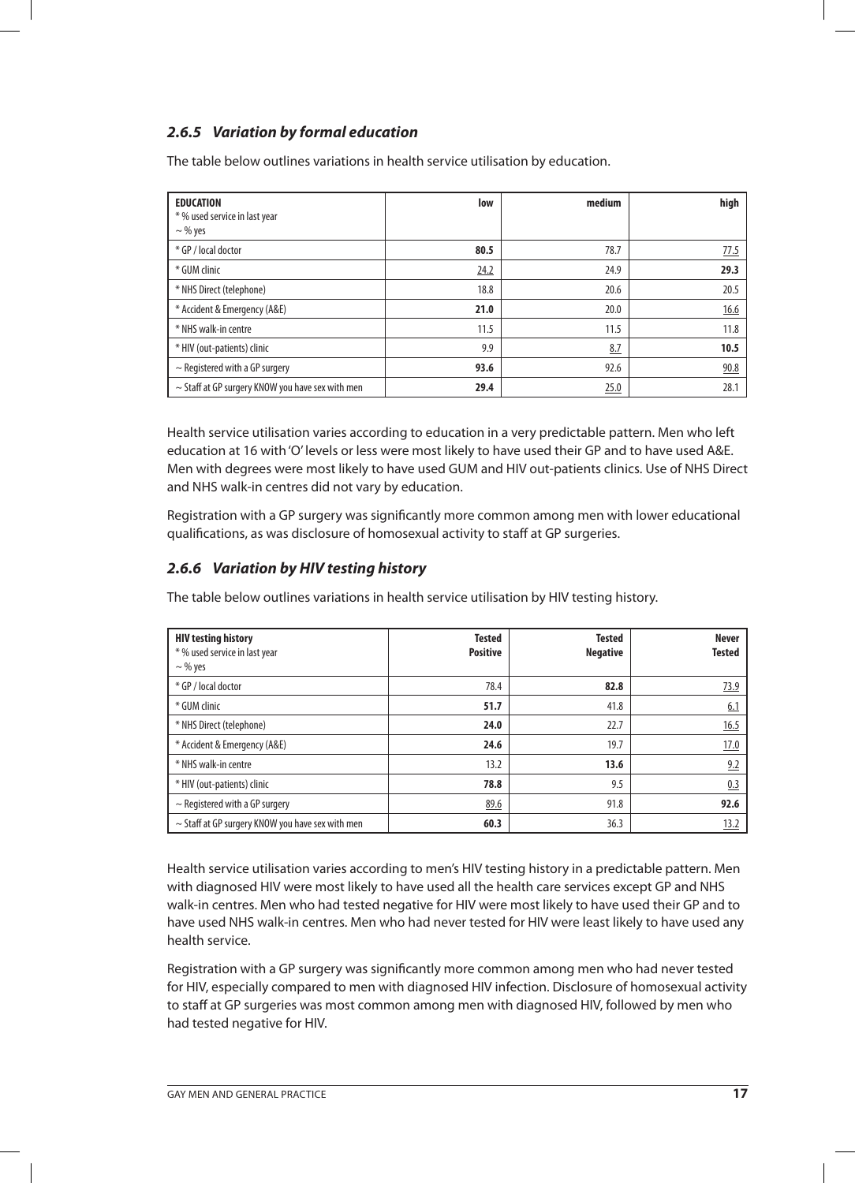### *2.6.5 Variation by formal education*

The table below outlines variations in health service utilisation by education.

| **EDUCATION**<br>* % used service in last year<br>~ % yes | **low** | **medium** | **high** |
|---|---|---|---|
| * GP / local doctor | **80.5** | 78.7 | 77.5 |
| * GUM clinic | 24.2 | 24.9 | **29.3** |
| * NHS Direct (telephone) | 18.8 | 20.6 | 20.5 |
| * Accident & Emergency (A&E) | **21.0** | 20.0 | 16.6 |
| * NHS walk-in centre | 11.5 | 11.5 | 11.8 |
| * HIV (out-patients) clinic | 9.9 | 8.7 | **10.5** |
| ~ Registered with a GP surgery | **93.6** | 92.6 | 90.8 |
| ~ Staff at GP surgery KNOW you have sex with men | **29.4** | 25.0 | 28.1 |

Health service utilisation varies according to education in a very predictable pattern. Men who left education at 16 with 'O' levels or less were most likely to have used their GP and to have used A&E. Men with degrees were most likely to have used GUM and HIV out-patients clinics. Use of NHS Direct and NHS walk-in centres did not vary by education.

Registration with a GP surgery was significantly more common among men with lower educational qualifications, as was disclosure of homosexual activity to staff at GP surgeries.

### *2.6.6 Variation by HIV testing history*

The table below outlines variations in health service utilisation by HIV testing history.

| **HIV testing history**<br>* % used service in last year<br>~ % yes | **Tested Positive** | **Tested Negative** | **Never Tested** |
|---|---|---|---|
| * GP / local doctor | 78.4 | **82.8** | 73.9 |
| * GUM clinic | **51.7** | 41.8 | 6.1 |
| * NHS Direct (telephone) | **24.0** | 22.7 | 16.5 |
| * Accident & Emergency (A&E) | **24.6** | 19.7 | 17.0 |
| * NHS walk-in centre | 13.2 | **13.6** | 9.2 |
| * HIV (out-patients) clinic | **78.8** | 9.5 | 0.3 |
| ~ Registered with a GP surgery | 89.6 | 91.8 | **92.6** |
| ~ Staff at GP surgery KNOW you have sex with men | **60.3** | 36.3 | 13.2 |

Health service utilisation varies according to men's HIV testing history in a predictable pattern. Men with diagnosed HIV were most likely to have used all the health care services except GP and NHS walk-in centres. Men who had tested negative for HIV were most likely to have used their GP and to have used NHS walk-in centres. Men who had never tested for HIV were least likely to have used any health service.

Registration with a GP surgery was significantly more common among men who had never tested for HIV, especially compared to men with diagnosed HIV infection. Disclosure of homosexual activity to staff at GP surgeries was most common among men with diagnosed HIV, followed by men who had tested negative for HIV.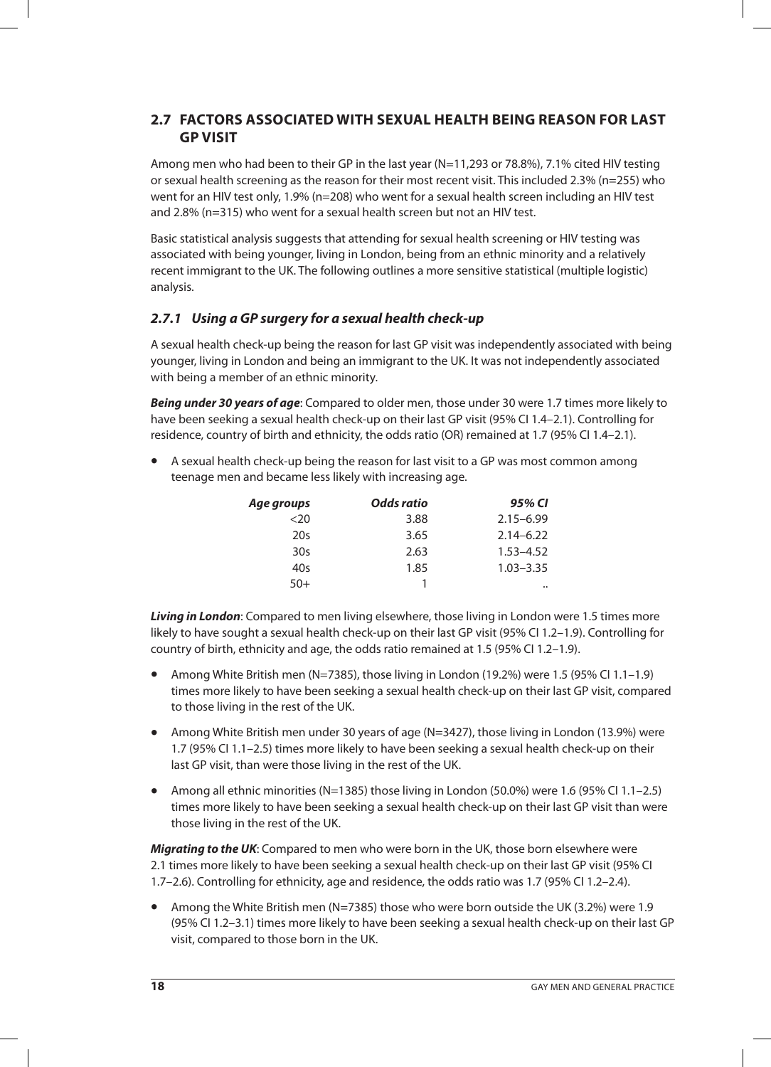## 2.7 FACTORS ASSOCIATED WITH SEXUAL HEALTH BEING REASON FOR LAST GP VISIT

Among men who had been to their GP in the last year (N=11,293 or 78.8%), 7.1% cited HIV testing or sexual health screening as the reason for their most recent visit. This included 2.3% (n=255) who went for an HIV test only, 1.9% (n=208) who went for a sexual health screen including an HIV test and 2.8% (n=315) who went for a sexual health screen but not an HIV test.

Basic statistical analysis suggests that attending for sexual health screening or HIV testing was associated with being younger, living in London, being from an ethnic minority and a relatively recent immigrant to the UK. The following outlines a more sensitive statistical (multiple logistic) analysis.

### *2.7.1 Using a GP surgery for a sexual health check-up*

A sexual health check-up being the reason for last GP visit was independently associated with being younger, living in London and being an immigrant to the UK. It was not independently associated with being a member of an ethnic minority.

***Being under 30 years of age***: Compared to older men, those under 30 were 1.7 times more likely to have been seeking a sexual health check-up on their last GP visit (95% CI 1.4–2.1). Controlling for residence, country of birth and ethnicity, the odds ratio (OR) remained at 1.7 (95% CI 1.4–2.1).

- A sexual health check-up being the reason for last visit to a GP was most common among teenage men and became less likely with increasing age.

| *Age groups* | *Odds ratio* | *95% CI* |
|---|---|---|
| <20 | 3.88 | 2.15–6.99 |
| 20s | 3.65 | 2.14–6.22 |
| 30s | 2.63 | 1.53–4.52 |
| 40s | 1.85 | 1.03–3.35 |
| 50+ | 1 | .. |

***Living in London***: Compared to men living elsewhere, those living in London were 1.5 times more likely to have sought a sexual health check-up on their last GP visit (95% CI 1.2–1.9). Controlling for country of birth, ethnicity and age, the odds ratio remained at 1.5 (95% CI 1.2–1.9).

- Among White British men (N=7385), those living in London (19.2%) were 1.5 (95% CI 1.1–1.9) times more likely to have been seeking a sexual health check-up on their last GP visit, compared to those living in the rest of the UK.
- Among White British men under 30 years of age (N=3427), those living in London (13.9%) were 1.7 (95% CI 1.1–2.5) times more likely to have been seeking a sexual health check-up on their last GP visit, than were those living in the rest of the UK.
- Among all ethnic minorities (N=1385) those living in London (50.0%) were 1.6 (95% CI 1.1–2.5) times more likely to have been seeking a sexual health check-up on their last GP visit than were those living in the rest of the UK.

***Migrating to the UK***: Compared to men who were born in the UK, those born elsewhere were 2.1 times more likely to have been seeking a sexual health check-up on their last GP visit (95% CI 1.7–2.6). Controlling for ethnicity, age and residence, the odds ratio was 1.7 (95% CI 1.2–2.4).

- Among the White British men (N=7385) those who were born outside the UK (3.2%) were 1.9 (95% CI 1.2–3.1) times more likely to have been seeking a sexual health check-up on their last GP visit, compared to those born in the UK.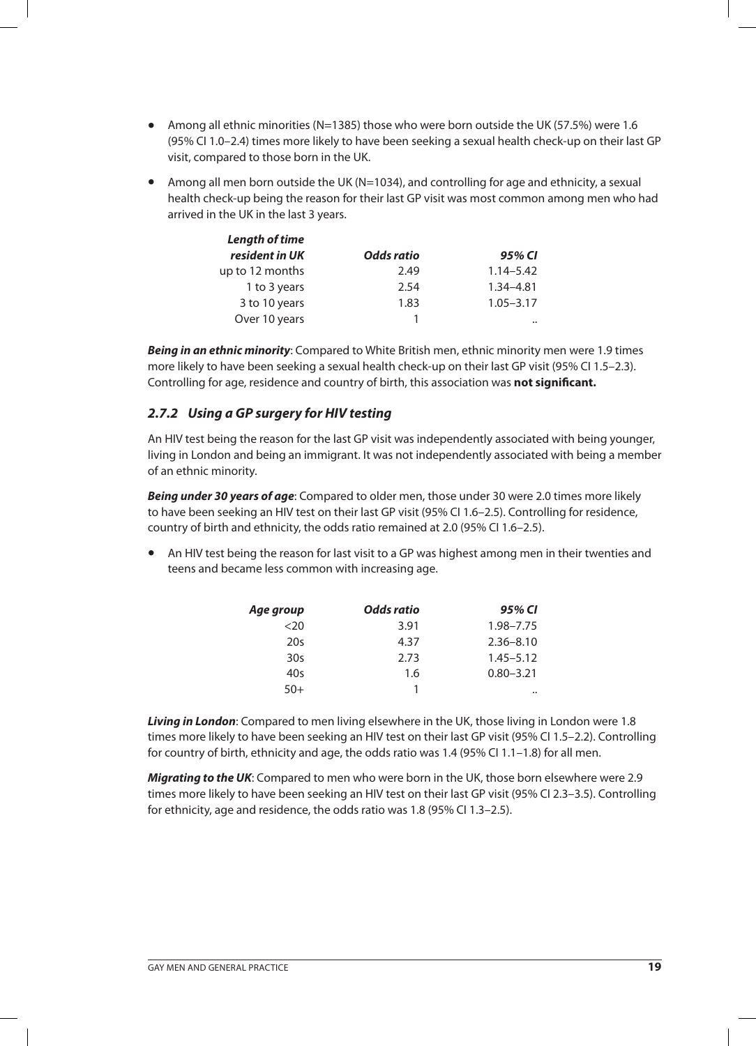- Among all ethnic minorities (N=1385) those who were born outside the UK (57.5%) were 1.6 (95% CI 1.0–2.4) times more likely to have been seeking a sexual health check-up on their last GP visit, compared to those born in the UK.
- Among all men born outside the UK (N=1034), and controlling for age and ethnicity, a sexual health check-up being the reason for their last GP visit was most common among men who had arrived in the UK in the last 3 years.

| *Length of time resident in UK* | *Odds ratio* | *95% CI* |
|---|---|---|
| up to 12 months | 2.49 | 1.14–5.42 |
| 1 to 3 years | 2.54 | 1.34–4.81 |
| 3 to 10 years | 1.83 | 1.05–3.17 |
| Over 10 years | 1 | .. |

***Being in an ethnic minority***: Compared to White British men, ethnic minority men were 1.9 times more likely to have been seeking a sexual health check-up on their last GP visit (95% CI 1.5–2.3). Controlling for age, residence and country of birth, this association was **not significant.**

### *2.7.2 Using a GP surgery for HIV testing*

An HIV test being the reason for the last GP visit was independently associated with being younger, living in London and being an immigrant. It was not independently associated with being a member of an ethnic minority.

***Being under 30 years of age***: Compared to older men, those under 30 were 2.0 times more likely to have been seeking an HIV test on their last GP visit (95% CI 1.6–2.5). Controlling for residence, country of birth and ethnicity, the odds ratio remained at 2.0 (95% CI 1.6–2.5).

- An HIV test being the reason for last visit to a GP was highest among men in their twenties and teens and became less common with increasing age.

| *Age group* | *Odds ratio* | *95% CI* |
|---|---|---|
| <20 | 3.91 | 1.98–7.75 |
| 20s | 4.37 | 2.36–8.10 |
| 30s | 2.73 | 1.45–5.12 |
| 40s | 1.6 | 0.80–3.21 |
| 50+ | 1 | .. |

***Living in London***: Compared to men living elsewhere in the UK, those living in London were 1.8 times more likely to have been seeking an HIV test on their last GP visit (95% CI 1.5–2.2). Controlling for country of birth, ethnicity and age, the odds ratio was 1.4 (95% CI 1.1–1.8) for all men.

***Migrating to the UK***: Compared to men who were born in the UK, those born elsewhere were 2.9 times more likely to have been seeking an HIV test on their last GP visit (95% CI 2.3–3.5). Controlling for ethnicity, age and residence, the odds ratio was 1.8 (95% CI 1.3–2.5).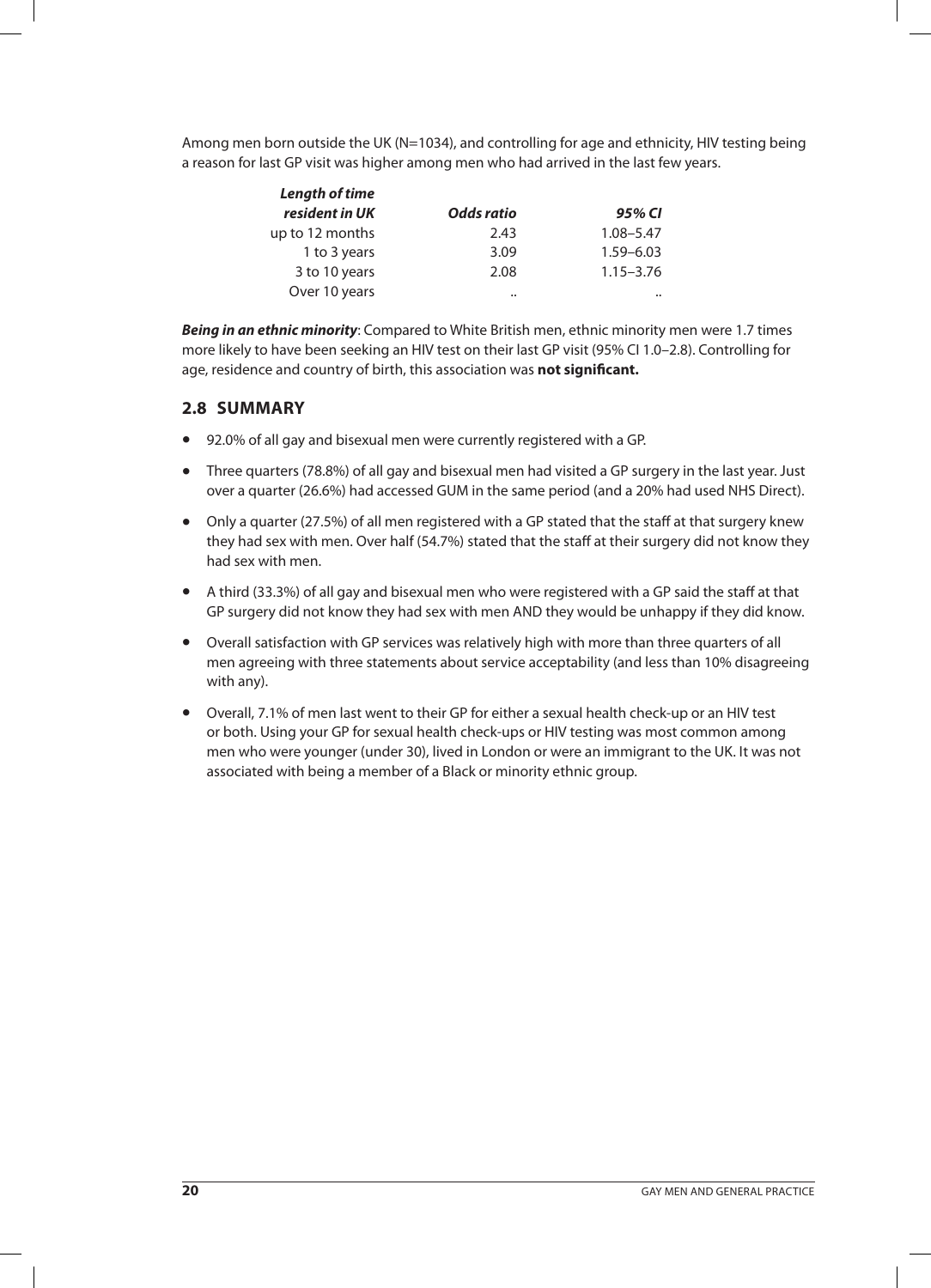Among men born outside the UK (N=1034), and controlling for age and ethnicity, HIV testing being a reason for last GP visit was higher among men who had arrived in the last few years.

| *Length of time resident in UK* | *Odds ratio* | *95% CI* |
|---|---|---|
| up to 12 months | 2.43 | 1.08–5.47 |
| 1 to 3 years | 3.09 | 1.59–6.03 |
| 3 to 10 years | 2.08 | 1.15–3.76 |
| Over 10 years | .. | .. |

***Being in an ethnic minority***: Compared to White British men, ethnic minority men were 1.7 times more likely to have been seeking an HIV test on their last GP visit (95% CI 1.0–2.8). Controlling for age, residence and country of birth, this association was **not significant.**

## 2.8 SUMMARY

- 92.0% of all gay and bisexual men were currently registered with a GP.
- Three quarters (78.8%) of all gay and bisexual men had visited a GP surgery in the last year. Just over a quarter (26.6%) had accessed GUM in the same period (and a 20% had used NHS Direct).
- Only a quarter (27.5%) of all men registered with a GP stated that the staff at that surgery knew they had sex with men. Over half (54.7%) stated that the staff at their surgery did not know they had sex with men.
- A third (33.3%) of all gay and bisexual men who were registered with a GP said the staff at that GP surgery did not know they had sex with men AND they would be unhappy if they did know.
- Overall satisfaction with GP services was relatively high with more than three quarters of all men agreeing with three statements about service acceptability (and less than 10% disagreeing with any).
- Overall, 7.1% of men last went to their GP for either a sexual health check-up or an HIV test or both. Using your GP for sexual health check-ups or HIV testing was most common among men who were younger (under 30), lived in London or were an immigrant to the UK. It was not associated with being a member of a Black or minority ethnic group.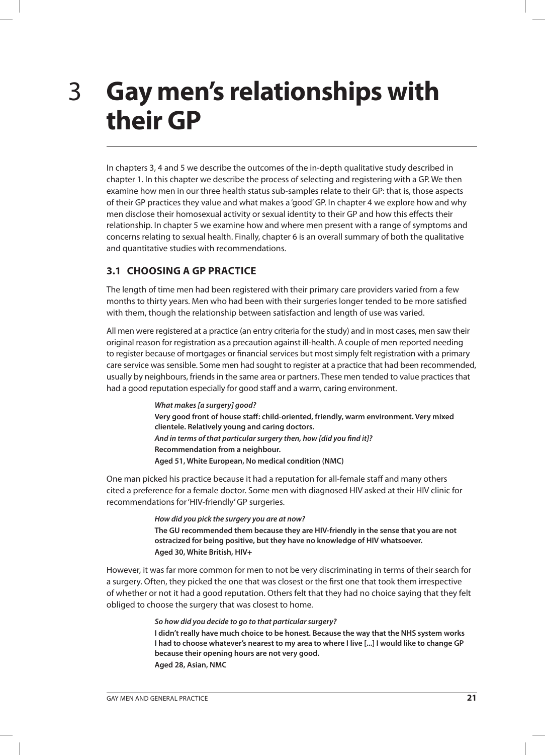# 3 Gay men's relationships with their GP

In chapters 3, 4 and 5 we describe the outcomes of the in-depth qualitative study described in chapter 1. In this chapter we describe the process of selecting and registering with a GP. We then examine how men in our three health status sub-samples relate to their GP: that is, those aspects of their GP practices they value and what makes a 'good' GP. In chapter 4 we explore how and why men disclose their homosexual activity or sexual identity to their GP and how this effects their relationship. In chapter 5 we examine how and where men present with a range of symptoms and concerns relating to sexual health. Finally, chapter 6 is an overall summary of both the qualitative and quantitative studies with recommendations.

## 3.1 CHOOSING A GP PRACTICE

The length of time men had been registered with their primary care providers varied from a few months to thirty years. Men who had been with their surgeries longer tended to be more satisfied with them, though the relationship between satisfaction and length of use was varied.

All men were registered at a practice (an entry criteria for the study) and in most cases, men saw their original reason for registration as a precaution against ill-health. A couple of men reported needing to register because of mortgages or financial services but most simply felt registration with a primary care service was sensible. Some men had sought to register at a practice that had been recommended, usually by neighbours, friends in the same area or partners. These men tended to value practices that had a good reputation especially for good staff and a warm, caring environment.

> ***What makes [a surgery] good?***
> **Very good front of house staff: child-oriented, friendly, warm environment. Very mixed clientele. Relatively young and caring doctors.**
> ***And in terms of that particular surgery then, how [did you find it]?***
> **Recommendation from a neighbour.**
> **Aged 51, White European, No medical condition (NMC)**

One man picked his practice because it had a reputation for all-female staff and many others cited a preference for a female doctor. Some men with diagnosed HIV asked at their HIV clinic for recommendations for 'HIV-friendly' GP surgeries.

> ***How did you pick the surgery you are at now?***
> **The GU recommended them because they are HIV-friendly in the sense that you are not ostracized for being positive, but they have no knowledge of HIV whatsoever.**
> **Aged 30, White British, HIV+**

However, it was far more common for men to not be very discriminating in terms of their search for a surgery. Often, they picked the one that was closest or the first one that took them irrespective of whether or not it had a good reputation. Others felt that they had no choice saying that they felt obliged to choose the surgery that was closest to home.

> ***So how did you decide to go to that particular surgery?***
> **I didn't really have much choice to be honest. Because the way that the NHS system works I had to choose whatever's nearest to my area to where I live [...] I would like to change GP because their opening hours are not very good.**
> **Aged 28, Asian, NMC**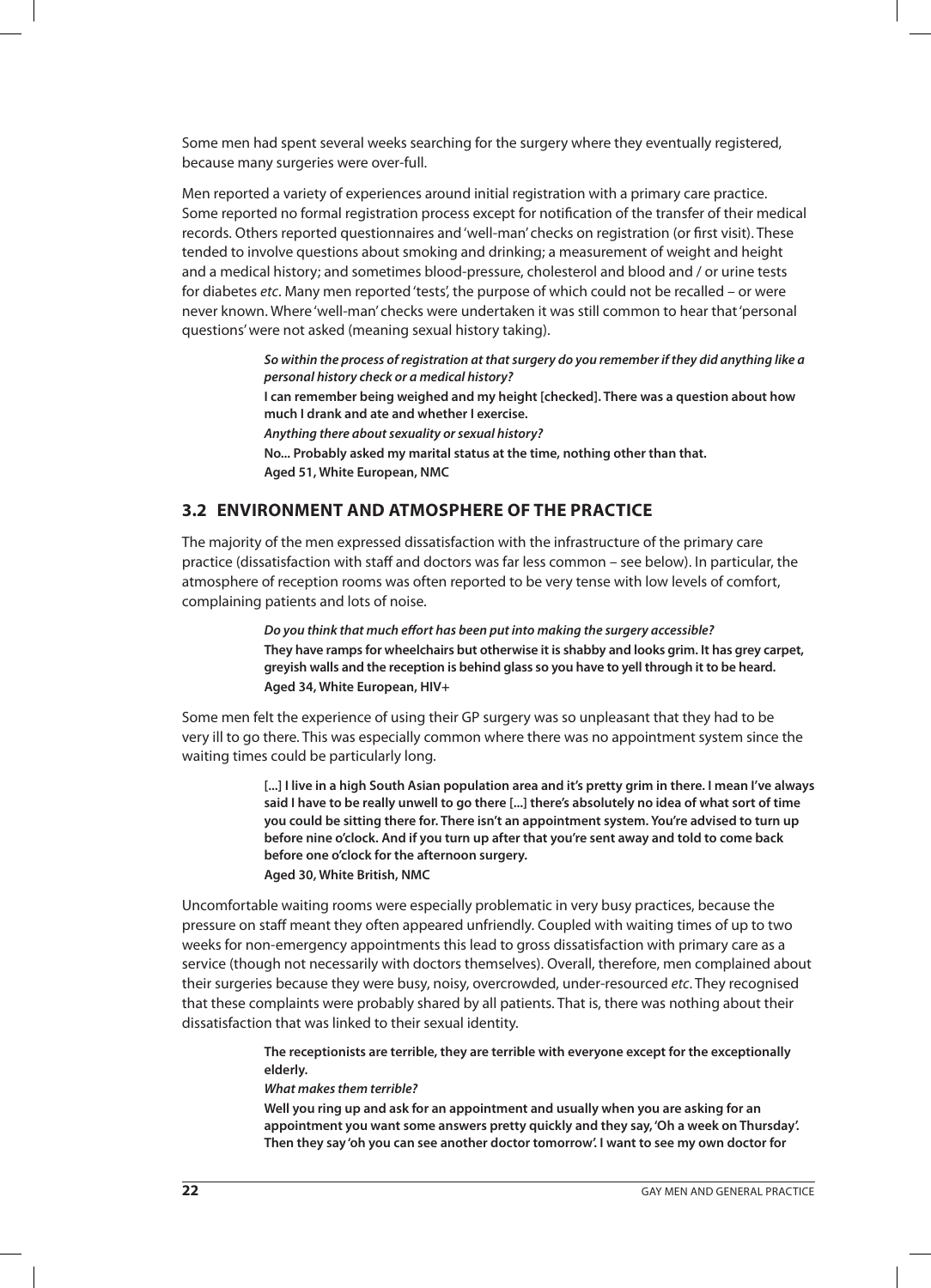Some men had spent several weeks searching for the surgery where they eventually registered, because many surgeries were over-full.

Men reported a variety of experiences around initial registration with a primary care practice. Some reported no formal registration process except for notification of the transfer of their medical records. Others reported questionnaires and 'well-man' checks on registration (or first visit). These tended to involve questions about smoking and drinking; a measurement of weight and height and a medical history; and sometimes blood-pressure, cholesterol and blood and / or urine tests for diabetes *etc*. Many men reported 'tests', the purpose of which could not be recalled – or were never known. Where 'well-man' checks were undertaken it was still common to hear that 'personal questions' were not asked (meaning sexual history taking).

> ***So within the process of registration at that surgery do you remember if they did anything like a personal history check or a medical history?***
> **I can remember being weighed and my height [checked]. There was a question about how much I drank and ate and whether I exercise.**
> ***Anything there about sexuality or sexual history?***
> **No... Probably asked my marital status at the time, nothing other than that.**
> **Aged 51, White European, NMC**

## 3.2 ENVIRONMENT AND ATMOSPHERE OF THE PRACTICE

The majority of the men expressed dissatisfaction with the infrastructure of the primary care practice (dissatisfaction with staff and doctors was far less common – see below). In particular, the atmosphere of reception rooms was often reported to be very tense with low levels of comfort, complaining patients and lots of noise.

> ***Do you think that much effort has been put into making the surgery accessible?***
> **They have ramps for wheelchairs but otherwise it is shabby and looks grim. It has grey carpet, greyish walls and the reception is behind glass so you have to yell through it to be heard.**
> **Aged 34, White European, HIV+**

Some men felt the experience of using their GP surgery was so unpleasant that they had to be very ill to go there. This was especially common where there was no appointment system since the waiting times could be particularly long.

> **[...] I live in a high South Asian population area and it's pretty grim in there. I mean I've always said I have to be really unwell to go there [...] there's absolutely no idea of what sort of time you could be sitting there for. There isn't an appointment system. You're advised to turn up before nine o'clock. And if you turn up after that you're sent away and told to come back before one o'clock for the afternoon surgery.**
> **Aged 30, White British, NMC**

Uncomfortable waiting rooms were especially problematic in very busy practices, because the pressure on staff meant they often appeared unfriendly. Coupled with waiting times of up to two weeks for non-emergency appointments this lead to gross dissatisfaction with primary care as a service (though not necessarily with doctors themselves). Overall, therefore, men complained about their surgeries because they were busy, noisy, overcrowded, under-resourced *etc*. They recognised that these complaints were probably shared by all patients. That is, there was nothing about their dissatisfaction that was linked to their sexual identity.

> **The receptionists are terrible, they are terrible with everyone except for the exceptionally elderly.**
> ***What makes them terrible?***
> **Well you ring up and ask for an appointment and usually when you are asking for an appointment you want some answers pretty quickly and they say, 'Oh a week on Thursday'. Then they say 'oh you can see another doctor tomorrow'. I want to see my own doctor for**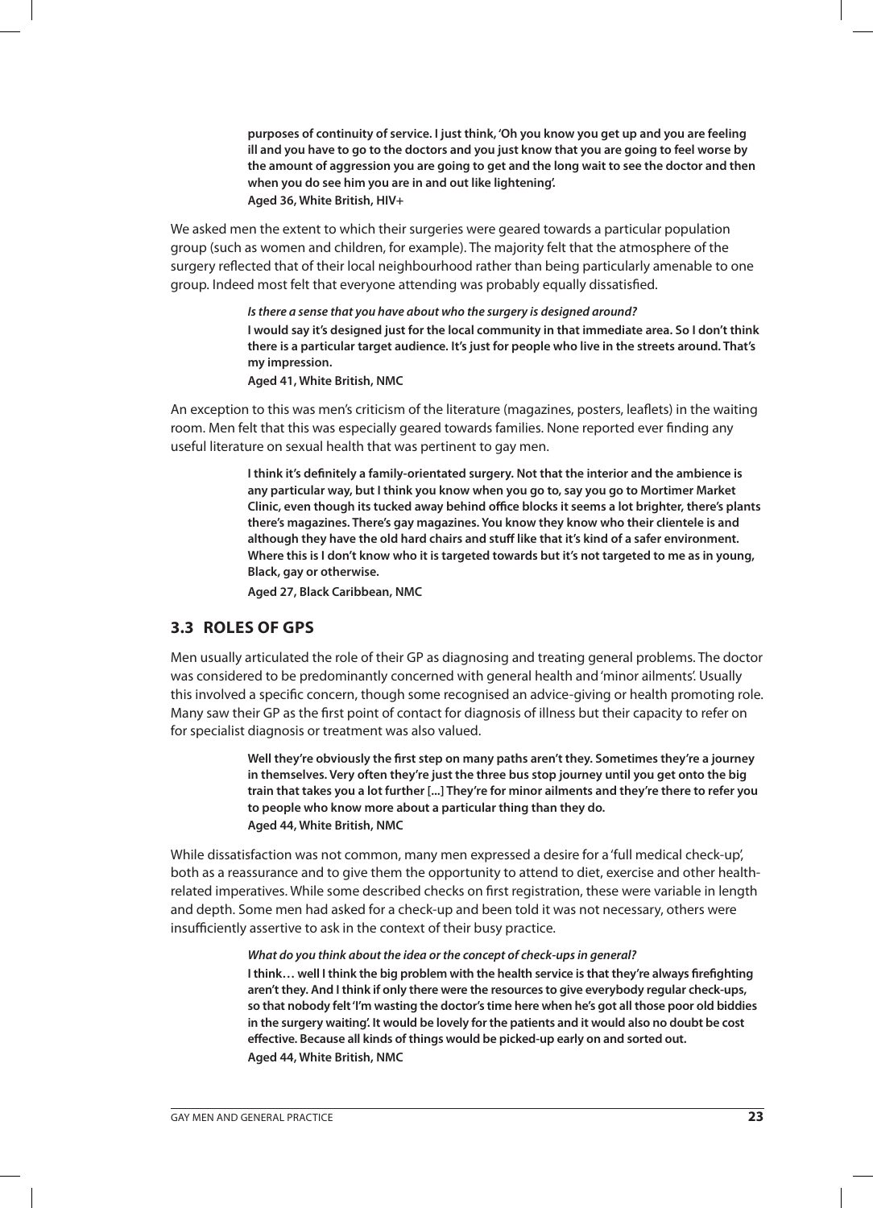**purposes of continuity of service. I just think, 'Oh you know you get up and you are feeling ill and you have to go to the doctors and you just know that you are going to feel worse by the amount of aggression you are going to get and the long wait to see the doctor and then when you do see him you are in and out like lightening'.**
**Aged 36, White British, HIV+**

We asked men the extent to which their surgeries were geared towards a particular population group (such as women and children, for example). The majority felt that the atmosphere of the surgery reflected that of their local neighbourhood rather than being particularly amenable to one group. Indeed most felt that everyone attending was probably equally dissatisfied.

> ***Is there a sense that you have about who the surgery is designed around?***
> **I would say it's designed just for the local community in that immediate area. So I don't think there is a particular target audience. It's just for people who live in the streets around. That's my impression.**
> **Aged 41, White British, NMC**

An exception to this was men's criticism of the literature (magazines, posters, leaflets) in the waiting room. Men felt that this was especially geared towards families. None reported ever finding any useful literature on sexual health that was pertinent to gay men.

> **I think it's definitely a family-orientated surgery. Not that the interior and the ambience is any particular way, but I think you know when you go to, say you go to Mortimer Market Clinic, even though its tucked away behind office blocks it seems a lot brighter, there's plants there's magazines. There's gay magazines. You know they know who their clientele is and although they have the old hard chairs and stuff like that it's kind of a safer environment. Where this is I don't know who it is targeted towards but it's not targeted to me as in young, Black, gay or otherwise.**
> **Aged 27, Black Caribbean, NMC**

## 3.3 ROLES OF GPS

Men usually articulated the role of their GP as diagnosing and treating general problems. The doctor was considered to be predominantly concerned with general health and 'minor ailments'. Usually this involved a specific concern, though some recognised an advice-giving or health promoting role. Many saw their GP as the first point of contact for diagnosis of illness but their capacity to refer on for specialist diagnosis or treatment was also valued.

> **Well they're obviously the first step on many paths aren't they. Sometimes they're a journey in themselves. Very often they're just the three bus stop journey until you get onto the big train that takes you a lot further [...] They're for minor ailments and they're there to refer you to people who know more about a particular thing than they do.**
> **Aged 44, White British, NMC**

While dissatisfaction was not common, many men expressed a desire for a 'full medical check-up', both as a reassurance and to give them the opportunity to attend to diet, exercise and other health-related imperatives. While some described checks on first registration, these were variable in length and depth. Some men had asked for a check-up and been told it was not necessary, others were insufficiently assertive to ask in the context of their busy practice.

> ***What do you think about the idea or the concept of check-ups in general?***
> **I think… well I think the big problem with the health service is that they're always firefighting aren't they. And I think if only there were the resources to give everybody regular check-ups, so that nobody felt 'I'm wasting the doctor's time here when he's got all those poor old biddies in the surgery waiting'. It would be lovely for the patients and it would also no doubt be cost effective. Because all kinds of things would be picked-up early on and sorted out.**
> **Aged 44, White British, NMC**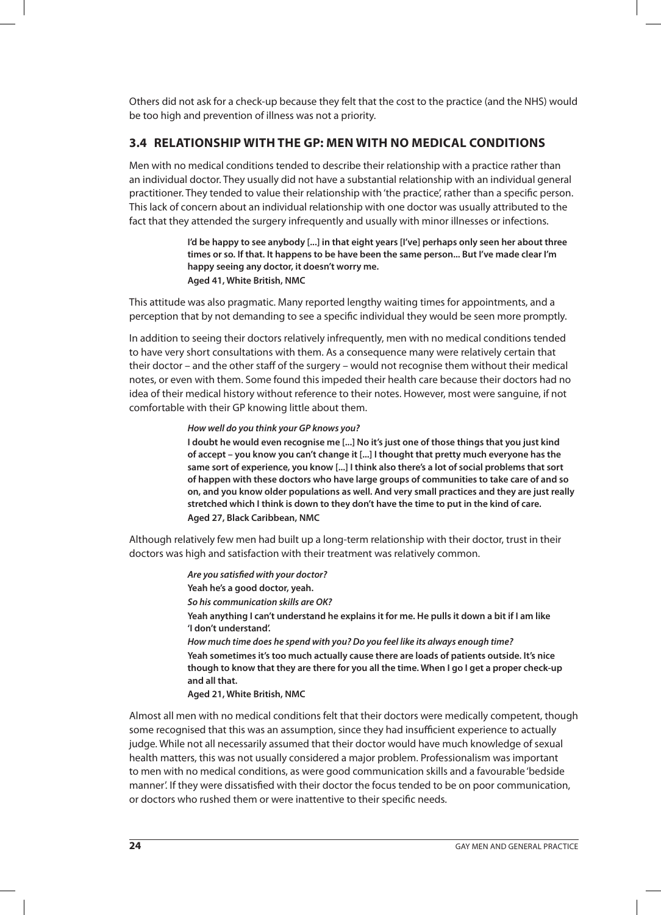Others did not ask for a check-up because they felt that the cost to the practice (and the NHS) would be too high and prevention of illness was not a priority.

## 3.4 RELATIONSHIP WITH THE GP: MEN WITH NO MEDICAL CONDITIONS

Men with no medical conditions tended to describe their relationship with a practice rather than an individual doctor. They usually did not have a substantial relationship with an individual general practitioner. They tended to value their relationship with 'the practice', rather than a specific person. This lack of concern about an individual relationship with one doctor was usually attributed to the fact that they attended the surgery infrequently and usually with minor illnesses or infections.

> **I'd be happy to see anybody [...] in that eight years [I've] perhaps only seen her about three times or so. If that. It happens to be have been the same person... But I've made clear I'm happy seeing any doctor, it doesn't worry me.**
> **Aged 41, White British, NMC**

This attitude was also pragmatic. Many reported lengthy waiting times for appointments, and a perception that by not demanding to see a specific individual they would be seen more promptly.

In addition to seeing their doctors relatively infrequently, men with no medical conditions tended to have very short consultations with them. As a consequence many were relatively certain that their doctor – and the other staff of the surgery – would not recognise them without their medical notes, or even with them. Some found this impeded their health care because their doctors had no idea of their medical history without reference to their notes. However, most were sanguine, if not comfortable with their GP knowing little about them.

> ***How well do you think your GP knows you?***
> **I doubt he would even recognise me [...] No it's just one of those things that you just kind of accept – you know you can't change it [...] I thought that pretty much everyone has the same sort of experience, you know [...] I think also there's a lot of social problems that sort of happen with these doctors who have large groups of communities to take care of and so on, and you know older populations as well. And very small practices and they are just really stretched which I think is down to they don't have the time to put in the kind of care.**
> **Aged 27, Black Caribbean, NMC**

Although relatively few men had built up a long-term relationship with their doctor, trust in their doctors was high and satisfaction with their treatment was relatively common.

> ***Are you satisfied with your doctor?***
> **Yeah he's a good doctor, yeah.**
> ***So his communication skills are OK?***
> **Yeah anything I can't understand he explains it for me. He pulls it down a bit if I am like 'I don't understand'.**
> ***How much time does he spend with you? Do you feel like its always enough time?***
> **Yeah sometimes it's too much actually cause there are loads of patients outside. It's nice though to know that they are there for you all the time. When I go I get a proper check-up and all that.**
> **Aged 21, White British, NMC**

Almost all men with no medical conditions felt that their doctors were medically competent, though some recognised that this was an assumption, since they had insufficient experience to actually judge. While not all necessarily assumed that their doctor would have much knowledge of sexual health matters, this was not usually considered a major problem. Professionalism was important to men with no medical conditions, as were good communication skills and a favourable 'bedside manner'. If they were dissatisfied with their doctor the focus tended to be on poor communication, or doctors who rushed them or were inattentive to their specific needs.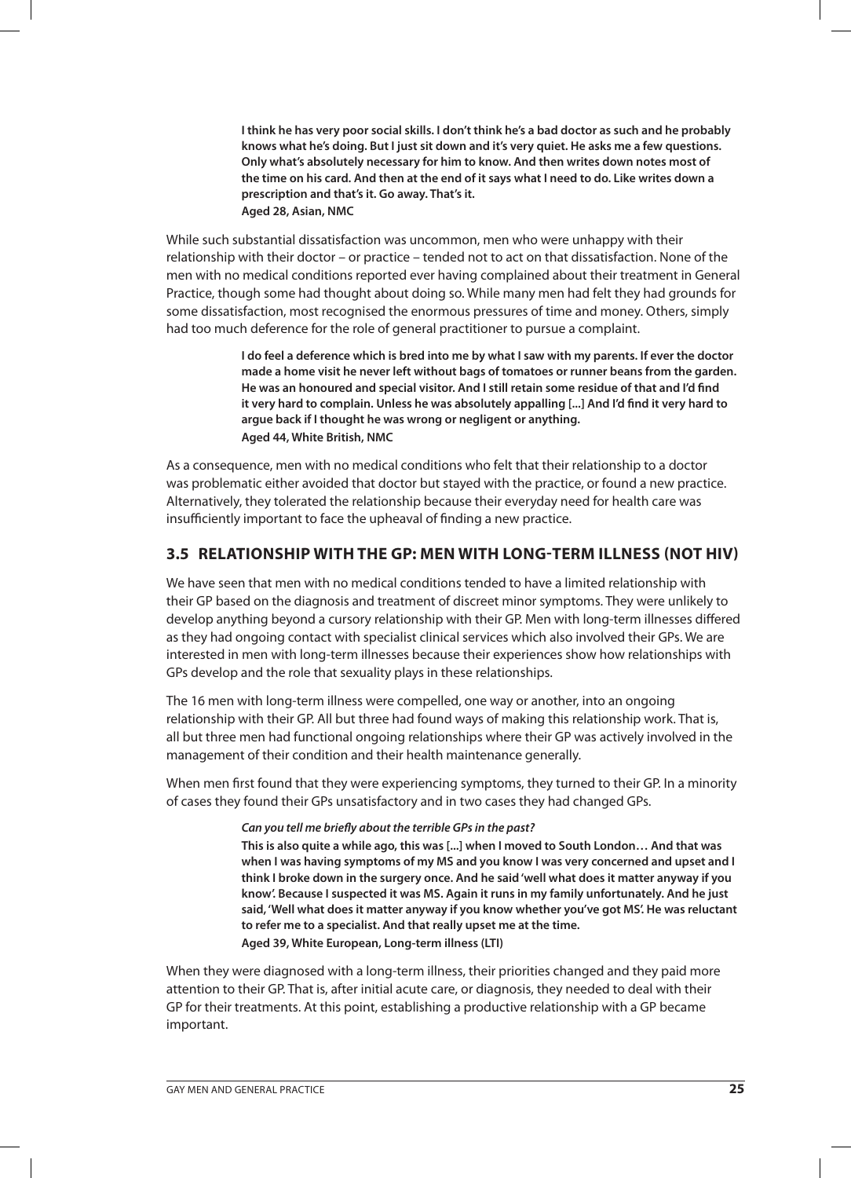**I think he has very poor social skills. I don't think he's a bad doctor as such and he probably knows what he's doing. But I just sit down and it's very quiet. He asks me a few questions. Only what's absolutely necessary for him to know. And then writes down notes most of the time on his card. And then at the end of it says what I need to do. Like writes down a prescription and that's it. Go away. That's it.**
**Aged 28, Asian, NMC**

While such substantial dissatisfaction was uncommon, men who were unhappy with their relationship with their doctor – or practice – tended not to act on that dissatisfaction. None of the men with no medical conditions reported ever having complained about their treatment in General Practice, though some had thought about doing so. While many men had felt they had grounds for some dissatisfaction, most recognised the enormous pressures of time and money. Others, simply had too much deference for the role of general practitioner to pursue a complaint.

**I do feel a deference which is bred into me by what I saw with my parents. If ever the doctor made a home visit he never left without bags of tomatoes or runner beans from the garden. He was an honoured and special visitor. And I still retain some residue of that and I'd find it very hard to complain. Unless he was absolutely appalling [...] And I'd find it very hard to argue back if I thought he was wrong or negligent or anything.**
**Aged 44, White British, NMC**

As a consequence, men with no medical conditions who felt that their relationship to a doctor was problematic either avoided that doctor but stayed with the practice, or found a new practice. Alternatively, they tolerated the relationship because their everyday need for health care was insufficiently important to face the upheaval of finding a new practice.

## 3.5 RELATIONSHIP WITH THE GP: MEN WITH LONG-TERM ILLNESS (NOT HIV)

We have seen that men with no medical conditions tended to have a limited relationship with their GP based on the diagnosis and treatment of discreet minor symptoms. They were unlikely to develop anything beyond a cursory relationship with their GP. Men with long-term illnesses differed as they had ongoing contact with specialist clinical services which also involved their GPs. We are interested in men with long-term illnesses because their experiences show how relationships with GPs develop and the role that sexuality plays in these relationships.

The 16 men with long-term illness were compelled, one way or another, into an ongoing relationship with their GP. All but three had found ways of making this relationship work. That is, all but three men had functional ongoing relationships where their GP was actively involved in the management of their condition and their health maintenance generally.

When men first found that they were experiencing symptoms, they turned to their GP. In a minority of cases they found their GPs unsatisfactory and in two cases they had changed GPs.

***Can you tell me briefly about the terrible GPs in the past?***
**This is also quite a while ago, this was [...] when I moved to South London… And that was when I was having symptoms of my MS and you know I was very concerned and upset and I think I broke down in the surgery once. And he said 'well what does it matter anyway if you know'. Because I suspected it was MS. Again it runs in my family unfortunately. And he just said, 'Well what does it matter anyway if you know whether you've got MS'. He was reluctant to refer me to a specialist. And that really upset me at the time.**
**Aged 39, White European, Long-term illness (LTI)**

When they were diagnosed with a long-term illness, their priorities changed and they paid more attention to their GP. That is, after initial acute care, or diagnosis, they needed to deal with their GP for their treatments. At this point, establishing a productive relationship with a GP became important.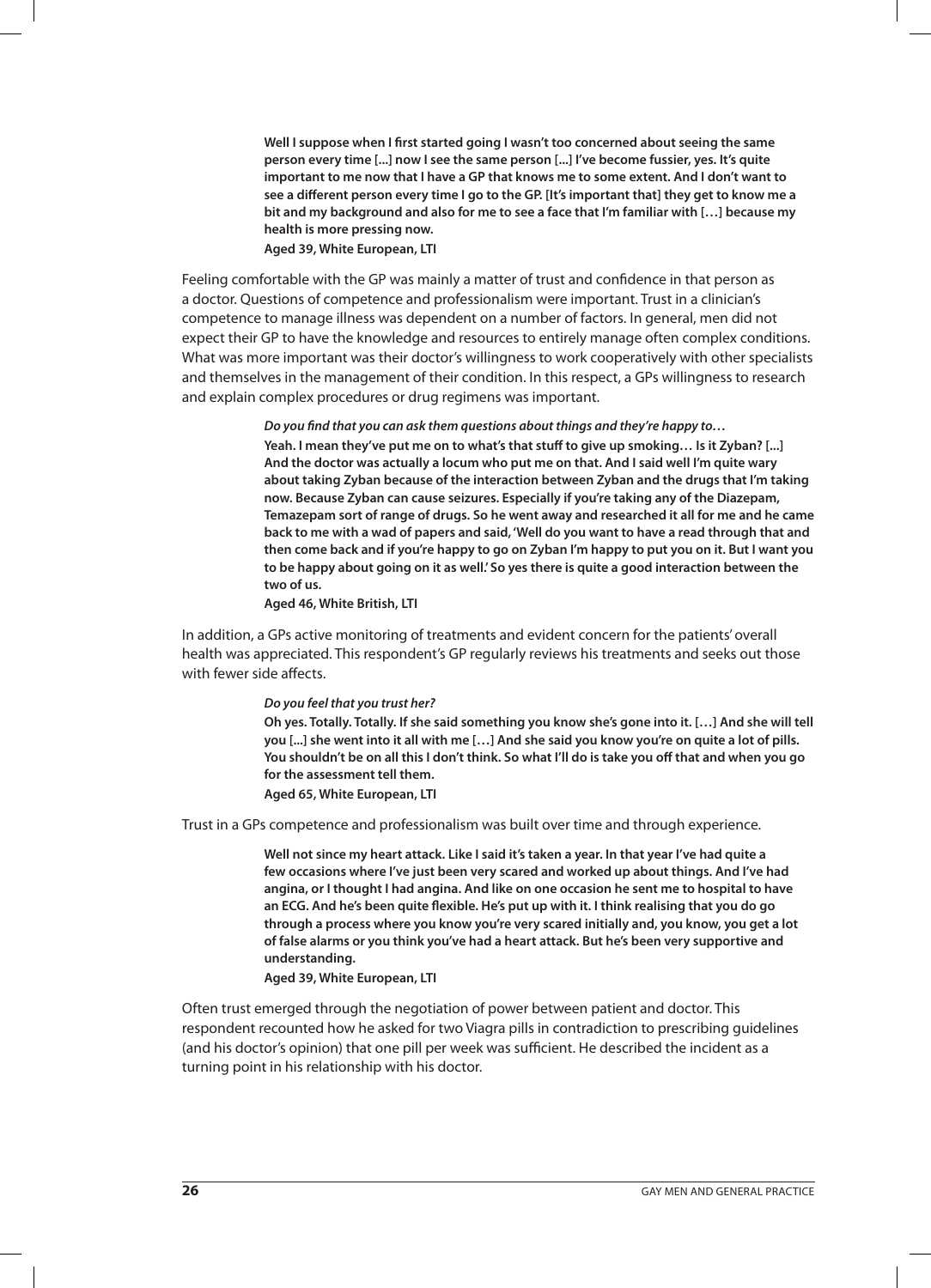**Well I suppose when I first started going I wasn't too concerned about seeing the same person every time [...] now I see the same person [...] I've become fussier, yes. It's quite important to me now that I have a GP that knows me to some extent. And I don't want to see a different person every time I go to the GP. [It's important that] they get to know me a bit and my background and also for me to see a face that I'm familiar with […] because my health is more pressing now.**

**Aged 39, White European, LTI**

Feeling comfortable with the GP was mainly a matter of trust and confidence in that person as a doctor. Questions of competence and professionalism were important. Trust in a clinician's competence to manage illness was dependent on a number of factors. In general, men did not expect their GP to have the knowledge and resources to entirely manage often complex conditions. What was more important was their doctor's willingness to work cooperatively with other specialists and themselves in the management of their condition. In this respect, a GPs willingness to research and explain complex procedures or drug regimens was important.

***Do you find that you can ask them questions about things and they're happy to…***

**Yeah. I mean they've put me on to what's that stuff to give up smoking… Is it Zyban? [...] And the doctor was actually a locum who put me on that. And I said well I'm quite wary about taking Zyban because of the interaction between Zyban and the drugs that I'm taking now. Because Zyban can cause seizures. Especially if you're taking any of the Diazepam, Temazepam sort of range of drugs. So he went away and researched it all for me and he came back to me with a wad of papers and said, 'Well do you want to have a read through that and then come back and if you're happy to go on Zyban I'm happy to put you on it. But I want you to be happy about going on it as well.' So yes there is quite a good interaction between the two of us.**

**Aged 46, White British, LTI**

In addition, a GPs active monitoring of treatments and evident concern for the patients' overall health was appreciated. This respondent's GP regularly reviews his treatments and seeks out those with fewer side affects.

***Do you feel that you trust her?***

**Oh yes. Totally. Totally. If she said something you know she's gone into it. […] And she will tell you [...] she went into it all with me […] And she said you know you're on quite a lot of pills. You shouldn't be on all this I don't think. So what I'll do is take you off that and when you go for the assessment tell them.**

**Aged 65, White European, LTI**

Trust in a GPs competence and professionalism was built over time and through experience.

**Well not since my heart attack. Like I said it's taken a year. In that year I've had quite a few occasions where I've just been very scared and worked up about things. And I've had angina, or I thought I had angina. And like on one occasion he sent me to hospital to have an ECG. And he's been quite flexible. He's put up with it. I think realising that you do go through a process where you know you're very scared initially and, you know, you get a lot of false alarms or you think you've had a heart attack. But he's been very supportive and understanding.**

**Aged 39, White European, LTI**

Often trust emerged through the negotiation of power between patient and doctor. This respondent recounted how he asked for two Viagra pills in contradiction to prescribing guidelines (and his doctor's opinion) that one pill per week was sufficient. He described the incident as a turning point in his relationship with his doctor.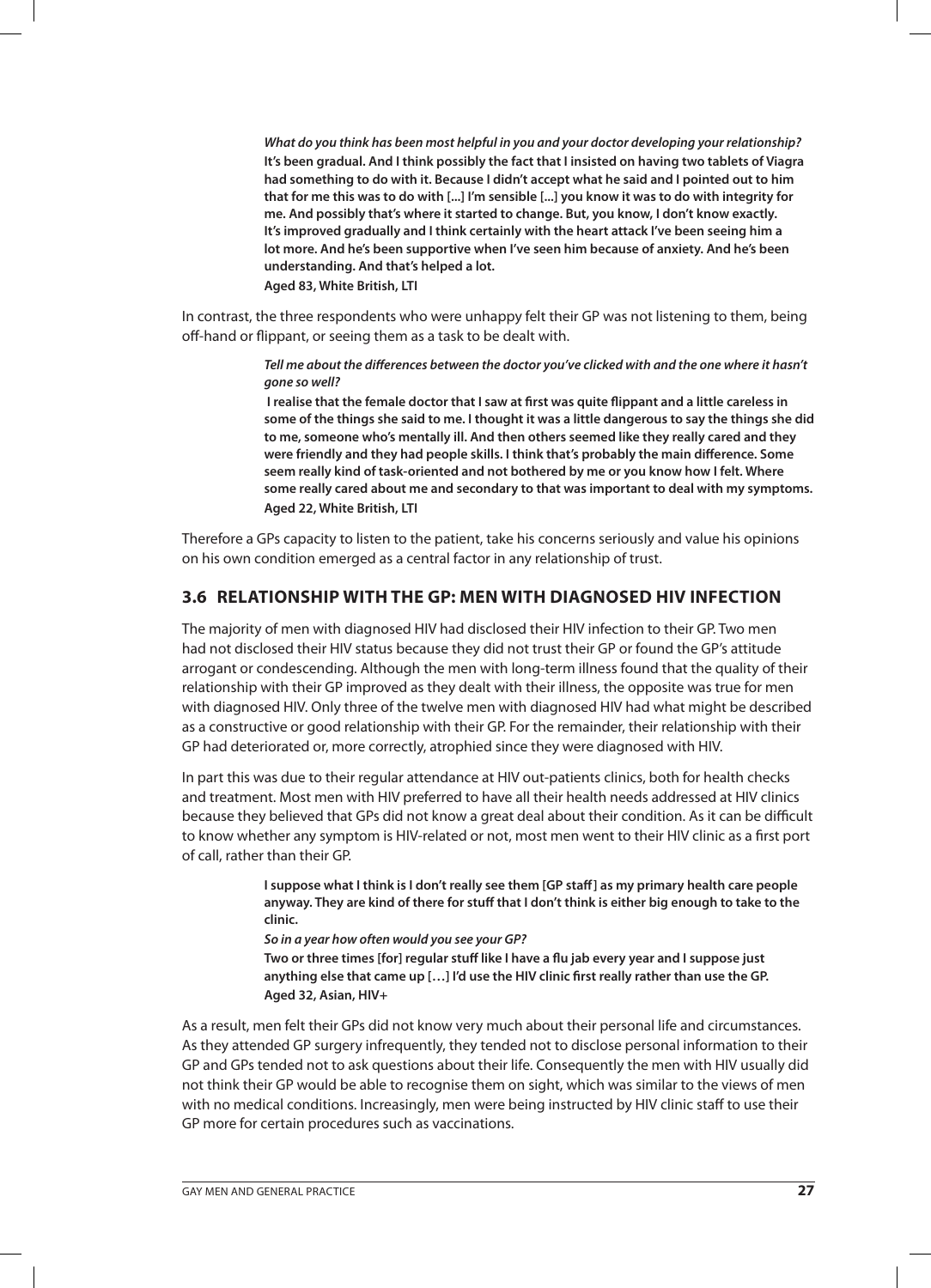> ***What do you think has been most helpful in you and your doctor developing your relationship?***
> **It's been gradual. And I think possibly the fact that I insisted on having two tablets of Viagra had something to do with it. Because I didn't accept what he said and I pointed out to him that for me this was to do with [...] I'm sensible [...] you know it was to do with integrity for me. And possibly that's where it started to change. But, you know, I don't know exactly. It's improved gradually and I think certainly with the heart attack I've been seeing him a lot more. And he's been supportive when I've seen him because of anxiety. And he's been understanding. And that's helped a lot.**
> **Aged 83, White British, LTI**

In contrast, the three respondents who were unhappy felt their GP was not listening to them, being off-hand or flippant, or seeing them as a task to be dealt with.

> ***Tell me about the differences between the doctor you've clicked with and the one where it hasn't gone so well?***
> **I realise that the female doctor that I saw at first was quite flippant and a little careless in some of the things she said to me. I thought it was a little dangerous to say the things she did to me, someone who's mentally ill. And then others seemed like they really cared and they were friendly and they had people skills. I think that's probably the main difference. Some seem really kind of task-oriented and not bothered by me or you know how I felt. Where some really cared about me and secondary to that was important to deal with my symptoms.**
> **Aged 22, White British, LTI**

Therefore a GPs capacity to listen to the patient, take his concerns seriously and value his opinions on his own condition emerged as a central factor in any relationship of trust.

## 3.6 RELATIONSHIP WITH THE GP: MEN WITH DIAGNOSED HIV INFECTION

The majority of men with diagnosed HIV had disclosed their HIV infection to their GP. Two men had not disclosed their HIV status because they did not trust their GP or found the GP's attitude arrogant or condescending. Although the men with long-term illness found that the quality of their relationship with their GP improved as they dealt with their illness, the opposite was true for men with diagnosed HIV. Only three of the twelve men with diagnosed HIV had what might be described as a constructive or good relationship with their GP. For the remainder, their relationship with their GP had deteriorated or, more correctly, atrophied since they were diagnosed with HIV.

In part this was due to their regular attendance at HIV out-patients clinics, both for health checks and treatment. Most men with HIV preferred to have all their health needs addressed at HIV clinics because they believed that GPs did not know a great deal about their condition. As it can be difficult to know whether any symptom is HIV-related or not, most men went to their HIV clinic as a first port of call, rather than their GP.

> **I suppose what I think is I don't really see them [GP staff] as my primary health care people anyway. They are kind of there for stuff that I don't think is either big enough to take to the clinic.**
> ***So in a year how often would you see your GP?***
> **Two or three times [for] regular stuff like I have a flu jab every year and I suppose just anything else that came up […] I'd use the HIV clinic first really rather than use the GP.**
> **Aged 32, Asian, HIV+**

As a result, men felt their GPs did not know very much about their personal life and circumstances. As they attended GP surgery infrequently, they tended not to disclose personal information to their GP and GPs tended not to ask questions about their life. Consequently the men with HIV usually did not think their GP would be able to recognise them on sight, which was similar to the views of men with no medical conditions. Increasingly, men were being instructed by HIV clinic staff to use their GP more for certain procedures such as vaccinations.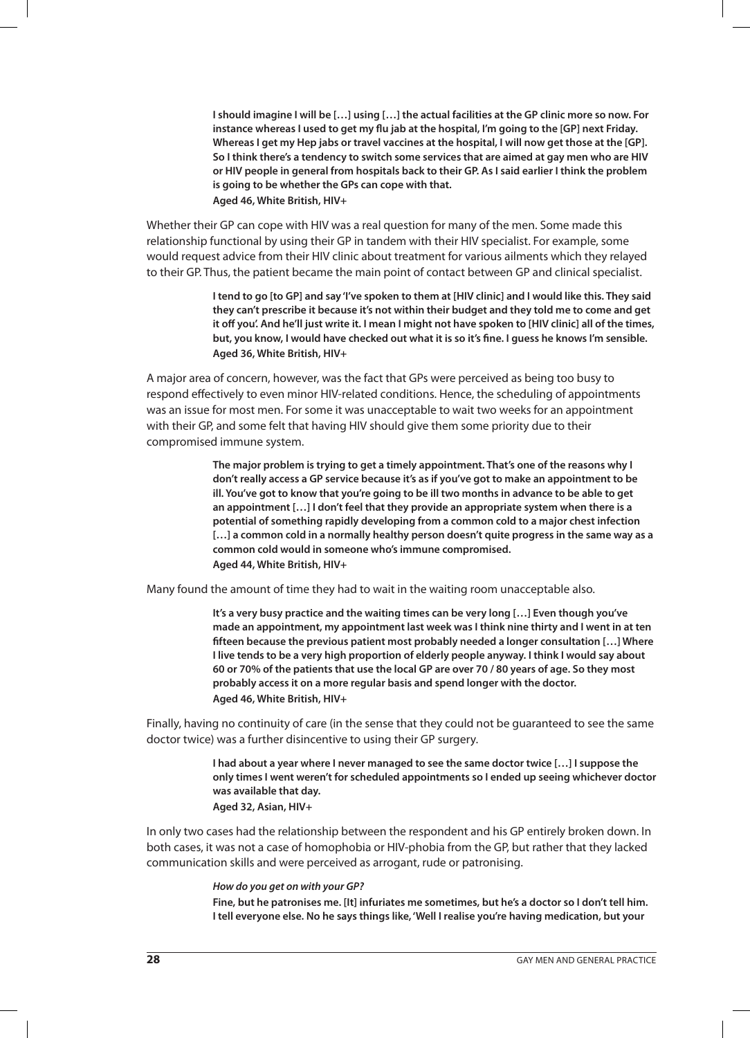> **I should imagine I will be […] using […] the actual facilities at the GP clinic more so now. For instance whereas I used to get my flu jab at the hospital, I'm going to the [GP] next Friday. Whereas I get my Hep jabs or travel vaccines at the hospital, I will now get those at the [GP]. So I think there's a tendency to switch some services that are aimed at gay men who are HIV or HIV people in general from hospitals back to their GP. As I said earlier I think the problem is going to be whether the GPs can cope with that.**
>
> **Aged 46, White British, HIV+**

Whether their GP can cope with HIV was a real question for many of the men. Some made this relationship functional by using their GP in tandem with their HIV specialist. For example, some would request advice from their HIV clinic about treatment for various ailments which they relayed to their GP. Thus, the patient became the main point of contact between GP and clinical specialist.

> **I tend to go [to GP] and say 'I've spoken to them at [HIV clinic] and I would like this. They said they can't prescribe it because it's not within their budget and they told me to come and get it off you'. And he'll just write it. I mean I might not have spoken to [HIV clinic] all of the times, but, you know, I would have checked out what it is so it's fine. I guess he knows I'm sensible.**
>
> **Aged 36, White British, HIV+**

A major area of concern, however, was the fact that GPs were perceived as being too busy to respond effectively to even minor HIV-related conditions. Hence, the scheduling of appointments was an issue for most men. For some it was unacceptable to wait two weeks for an appointment with their GP, and some felt that having HIV should give them some priority due to their compromised immune system.

> **The major problem is trying to get a timely appointment. That's one of the reasons why I don't really access a GP service because it's as if you've got to make an appointment to be ill. You've got to know that you're going to be ill two months in advance to be able to get an appointment […] I don't feel that they provide an appropriate system when there is a potential of something rapidly developing from a common cold to a major chest infection […] a common cold in a normally healthy person doesn't quite progress in the same way as a common cold would in someone who's immune compromised.**
>
> **Aged 44, White British, HIV+**

Many found the amount of time they had to wait in the waiting room unacceptable also.

> **It's a very busy practice and the waiting times can be very long […] Even though you've made an appointment, my appointment last week was I think nine thirty and I went in at ten fifteen because the previous patient most probably needed a longer consultation […] Where I live tends to be a very high proportion of elderly people anyway. I think I would say about 60 or 70% of the patients that use the local GP are over 70 / 80 years of age. So they most probably access it on a more regular basis and spend longer with the doctor.**
>
> **Aged 46, White British, HIV+**

Finally, having no continuity of care (in the sense that they could not be guaranteed to see the same doctor twice) was a further disincentive to using their GP surgery.

> **I had about a year where I never managed to see the same doctor twice […] I suppose the only times I went weren't for scheduled appointments so I ended up seeing whichever doctor was available that day.**
>
> **Aged 32, Asian, HIV+**

In only two cases had the relationship between the respondent and his GP entirely broken down. In both cases, it was not a case of homophobia or HIV-phobia from the GP, but rather that they lacked communication skills and were perceived as arrogant, rude or patronising.

> ***How do you get on with your GP?***
>
> **Fine, but he patronises me. [It] infuriates me sometimes, but he's a doctor so I don't tell him. I tell everyone else. No he says things like, 'Well I realise you're having medication, but your**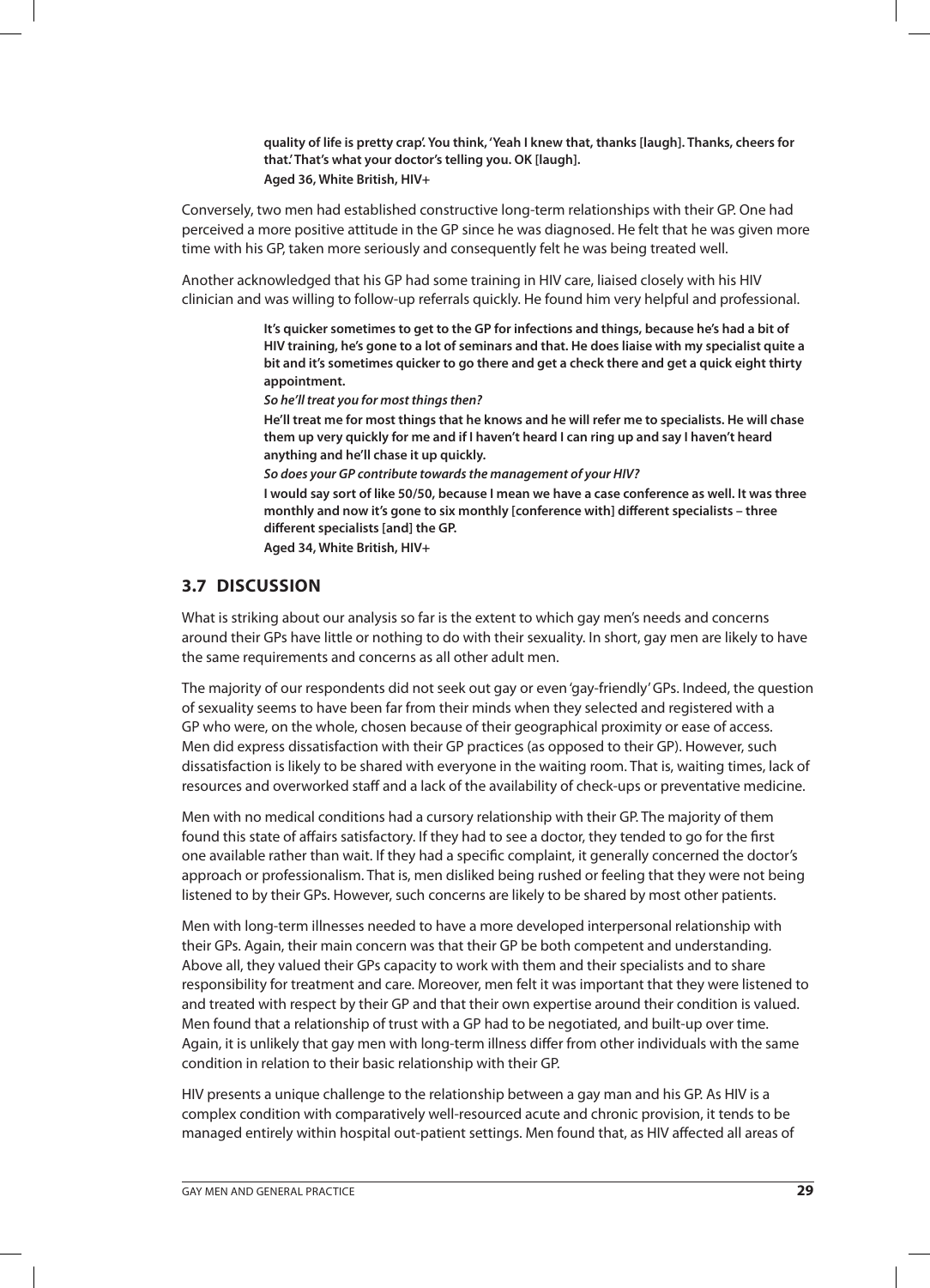**quality of life is pretty crap'. You think, 'Yeah I knew that, thanks [laugh]. Thanks, cheers for that.' That's what your doctor's telling you. OK [laugh].**
**Aged 36, White British, HIV+**

Conversely, two men had established constructive long-term relationships with their GP. One had perceived a more positive attitude in the GP since he was diagnosed. He felt that he was given more time with his GP, taken more seriously and consequently felt he was being treated well.

Another acknowledged that his GP had some training in HIV care, liaised closely with his HIV clinician and was willing to follow-up referrals quickly. He found him very helpful and professional.

**It's quicker sometimes to get to the GP for infections and things, because he's had a bit of HIV training, he's gone to a lot of seminars and that. He does liaise with my specialist quite a bit and it's sometimes quicker to go there and get a check there and get a quick eight thirty appointment.**
***So he'll treat you for most things then?***
**He'll treat me for most things that he knows and he will refer me to specialists. He will chase them up very quickly for me and if I haven't heard I can ring up and say I haven't heard anything and he'll chase it up quickly.**
***So does your GP contribute towards the management of your HIV?***
**I would say sort of like 50/50, because I mean we have a case conference as well. It was three monthly and now it's gone to six monthly [conference with] different specialists – three different specialists [and] the GP.**
**Aged 34, White British, HIV+**

## 3.7 DISCUSSION

What is striking about our analysis so far is the extent to which gay men's needs and concerns around their GPs have little or nothing to do with their sexuality. In short, gay men are likely to have the same requirements and concerns as all other adult men.

The majority of our respondents did not seek out gay or even 'gay-friendly' GPs. Indeed, the question of sexuality seems to have been far from their minds when they selected and registered with a GP who were, on the whole, chosen because of their geographical proximity or ease of access. Men did express dissatisfaction with their GP practices (as opposed to their GP). However, such dissatisfaction is likely to be shared with everyone in the waiting room. That is, waiting times, lack of resources and overworked staff and a lack of the availability of check-ups or preventative medicine.

Men with no medical conditions had a cursory relationship with their GP. The majority of them found this state of affairs satisfactory. If they had to see a doctor, they tended to go for the first one available rather than wait. If they had a specific complaint, it generally concerned the doctor's approach or professionalism. That is, men disliked being rushed or feeling that they were not being listened to by their GPs. However, such concerns are likely to be shared by most other patients.

Men with long-term illnesses needed to have a more developed interpersonal relationship with their GPs. Again, their main concern was that their GP be both competent and understanding. Above all, they valued their GPs capacity to work with them and their specialists and to share responsibility for treatment and care. Moreover, men felt it was important that they were listened to and treated with respect by their GP and that their own expertise around their condition is valued. Men found that a relationship of trust with a GP had to be negotiated, and built-up over time. Again, it is unlikely that gay men with long-term illness differ from other individuals with the same condition in relation to their basic relationship with their GP.

HIV presents a unique challenge to the relationship between a gay man and his GP. As HIV is a complex condition with comparatively well-resourced acute and chronic provision, it tends to be managed entirely within hospital out-patient settings. Men found that, as HIV affected all areas of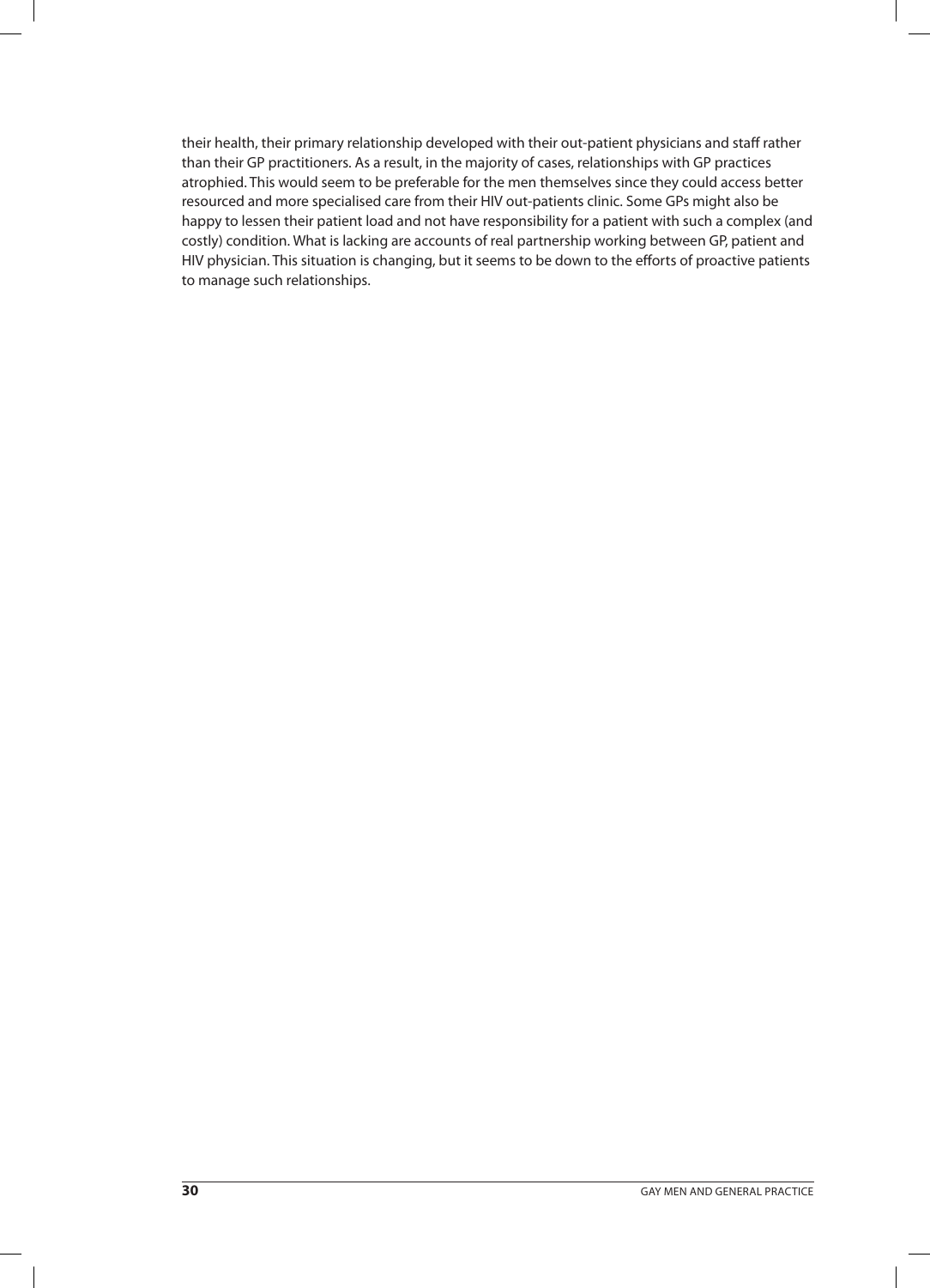their health, their primary relationship developed with their out-patient physicians and staff rather than their GP practitioners. As a result, in the majority of cases, relationships with GP practices atrophied. This would seem to be preferable for the men themselves since they could access better resourced and more specialised care from their HIV out-patients clinic. Some GPs might also be happy to lessen their patient load and not have responsibility for a patient with such a complex (and costly) condition. What is lacking are accounts of real partnership working between GP, patient and HIV physician. This situation is changing, but it seems to be down to the efforts of proactive patients to manage such relationships.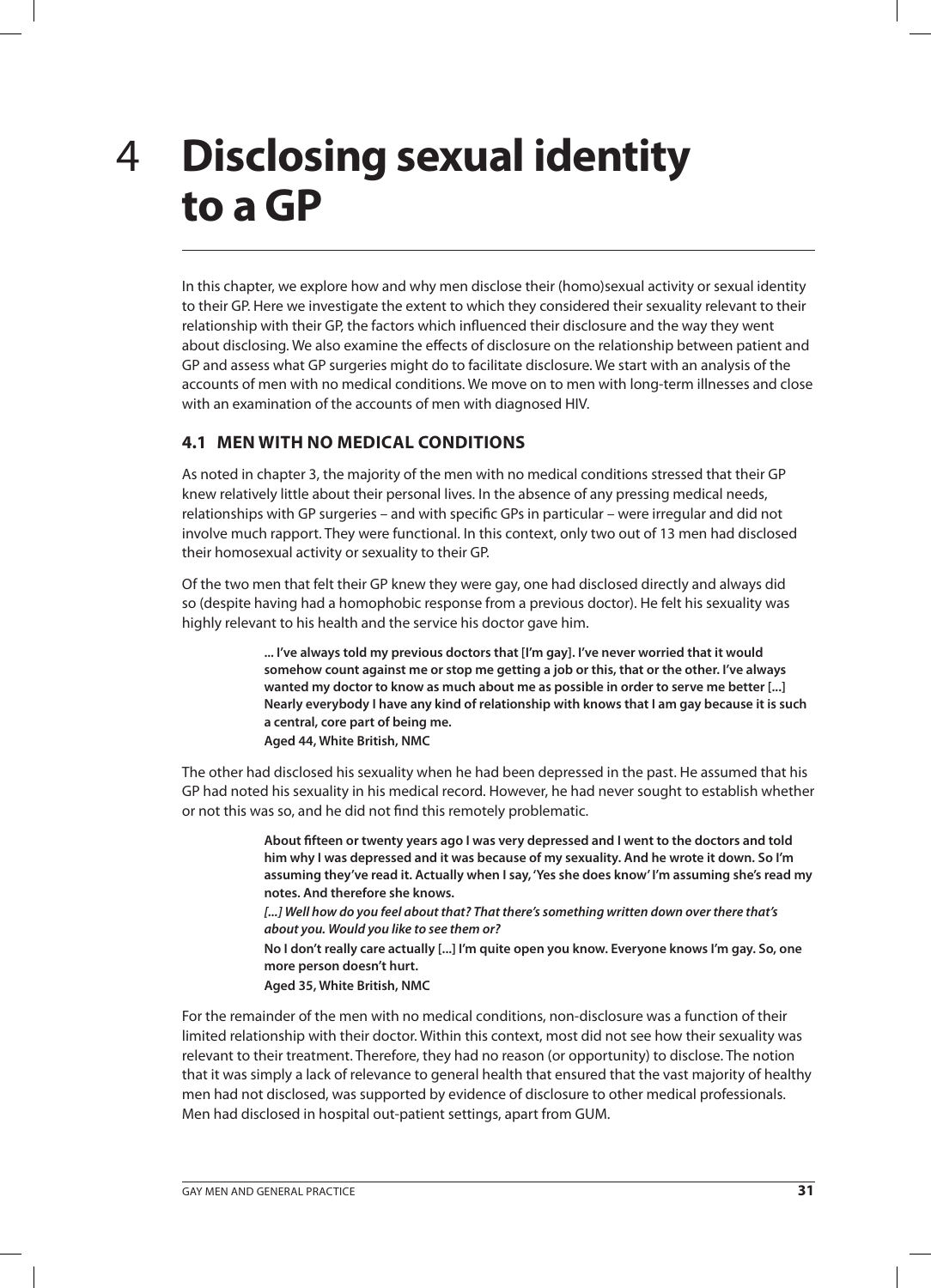# 4 Disclosing sexual identity to a GP

In this chapter, we explore how and why men disclose their (homo)sexual activity or sexual identity to their GP. Here we investigate the extent to which they considered their sexuality relevant to their relationship with their GP, the factors which influenced their disclosure and the way they went about disclosing. We also examine the effects of disclosure on the relationship between patient and GP and assess what GP surgeries might do to facilitate disclosure. We start with an analysis of the accounts of men with no medical conditions. We move on to men with long-term illnesses and close with an examination of the accounts of men with diagnosed HIV.

## 4.1 MEN WITH NO MEDICAL CONDITIONS

As noted in chapter 3, the majority of the men with no medical conditions stressed that their GP knew relatively little about their personal lives. In the absence of any pressing medical needs, relationships with GP surgeries – and with specific GPs in particular – were irregular and did not involve much rapport. They were functional. In this context, only two out of 13 men had disclosed their homosexual activity or sexuality to their GP.

Of the two men that felt their GP knew they were gay, one had disclosed directly and always did so (despite having had a homophobic response from a previous doctor). He felt his sexuality was highly relevant to his health and the service his doctor gave him.

> **... I've always told my previous doctors that [I'm gay]. I've never worried that it would somehow count against me or stop me getting a job or this, that or the other. I've always wanted my doctor to know as much about me as possible in order to serve me better [...] Nearly everybody I have any kind of relationship with knows that I am gay because it is such a central, core part of being me.**
> **Aged 44, White British, NMC**

The other had disclosed his sexuality when he had been depressed in the past. He assumed that his GP had noted his sexuality in his medical record. However, he had never sought to establish whether or not this was so, and he did not find this remotely problematic.

> **About fifteen or twenty years ago I was very depressed and I went to the doctors and told him why I was depressed and it was because of my sexuality. And he wrote it down. So I'm assuming they've read it. Actually when I say, 'Yes she does know' I'm assuming she's read my notes. And therefore she knows.**
> ***[...] Well how do you feel about that? That there's something written down over there that's about you. Would you like to see them or?***
> **No I don't really care actually [...] I'm quite open you know. Everyone knows I'm gay. So, one more person doesn't hurt.**
> **Aged 35, White British, NMC**

For the remainder of the men with no medical conditions, non-disclosure was a function of their limited relationship with their doctor. Within this context, most did not see how their sexuality was relevant to their treatment. Therefore, they had no reason (or opportunity) to disclose. The notion that it was simply a lack of relevance to general health that ensured that the vast majority of healthy men had not disclosed, was supported by evidence of disclosure to other medical professionals. Men had disclosed in hospital out-patient settings, apart from GUM.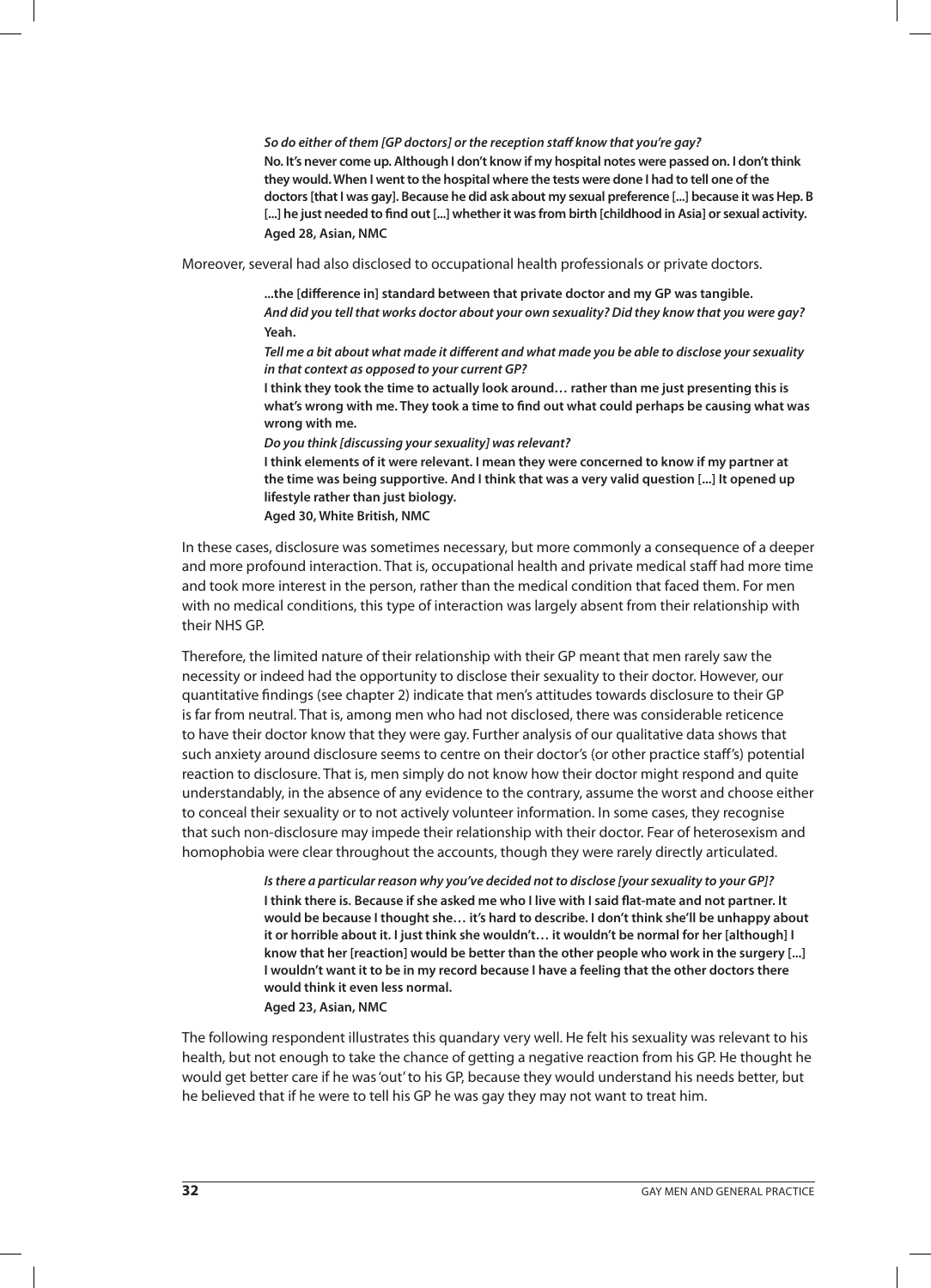> ***So do either of them [GP doctors] or the reception staff know that you're gay?***
> **No. It's never come up. Although I don't know if my hospital notes were passed on. I don't think they would. When I went to the hospital where the tests were done I had to tell one of the doctors [that I was gay]. Because he did ask about my sexual preference [...] because it was Hep. B [...] he just needed to find out [...] whether it was from birth [childhood in Asia] or sexual activity.**
> **Aged 28, Asian, NMC**

Moreover, several had also disclosed to occupational health professionals or private doctors.

> **...the [difference in] standard between that private doctor and my GP was tangible.**
> ***And did you tell that works doctor about your own sexuality? Did they know that you were gay?***
> **Yeah.**
> ***Tell me a bit about what made it different and what made you be able to disclose your sexuality in that context as opposed to your current GP?***
> **I think they took the time to actually look around… rather than me just presenting this is what's wrong with me. They took a time to find out what could perhaps be causing what was wrong with me.**
> ***Do you think [discussing your sexuality] was relevant?***
> **I think elements of it were relevant. I mean they were concerned to know if my partner at the time was being supportive. And I think that was a very valid question [...] It opened up lifestyle rather than just biology.**
> **Aged 30, White British, NMC**

In these cases, disclosure was sometimes necessary, but more commonly a consequence of a deeper and more profound interaction. That is, occupational health and private medical staff had more time and took more interest in the person, rather than the medical condition that faced them. For men with no medical conditions, this type of interaction was largely absent from their relationship with their NHS GP.

Therefore, the limited nature of their relationship with their GP meant that men rarely saw the necessity or indeed had the opportunity to disclose their sexuality to their doctor. However, our quantitative findings (see chapter 2) indicate that men's attitudes towards disclosure to their GP is far from neutral. That is, among men who had not disclosed, there was considerable reticence to have their doctor know that they were gay. Further analysis of our qualitative data shows that such anxiety around disclosure seems to centre on their doctor's (or other practice staff's) potential reaction to disclosure. That is, men simply do not know how their doctor might respond and quite understandably, in the absence of any evidence to the contrary, assume the worst and choose either to conceal their sexuality or to not actively volunteer information. In some cases, they recognise that such non-disclosure may impede their relationship with their doctor. Fear of heterosexism and homophobia were clear throughout the accounts, though they were rarely directly articulated.

> ***Is there a particular reason why you've decided not to disclose [your sexuality to your GP]?***
> **I think there is. Because if she asked me who I live with I said flat-mate and not partner. It would be because I thought she… it's hard to describe. I don't think she'll be unhappy about it or horrible about it. I just think she wouldn't… it wouldn't be normal for her [although] I know that her [reaction] would be better than the other people who work in the surgery [...] I wouldn't want it to be in my record because I have a feeling that the other doctors there would think it even less normal.**
> **Aged 23, Asian, NMC**

The following respondent illustrates this quandary very well. He felt his sexuality was relevant to his health, but not enough to take the chance of getting a negative reaction from his GP. He thought he would get better care if he was 'out' to his GP, because they would understand his needs better, but he believed that if he were to tell his GP he was gay they may not want to treat him.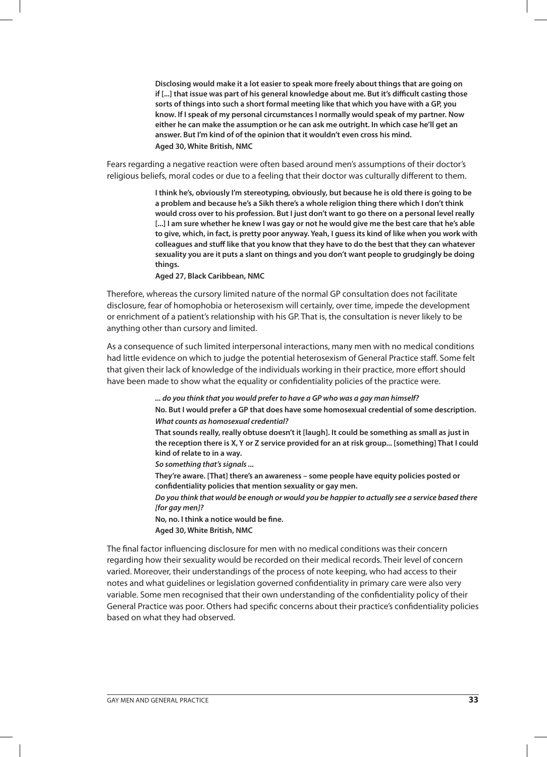**Disclosing would make it a lot easier to speak more freely about things that are going on if [...] that issue was part of his general knowledge about me. But it's difficult casting those sorts of things into such a short formal meeting like that which you have with a GP, you know. If I speak of my personal circumstances I normally would speak of my partner. Now either he can make the assumption or he can ask me outright. In which case he'll get an answer. But I'm kind of of the opinion that it wouldn't even cross his mind.**
**Aged 30, White British, NMC**

Fears regarding a negative reaction were often based around men's assumptions of their doctor's religious beliefs, moral codes or due to a feeling that their doctor was culturally different to them.

**I think he's, obviously I'm stereotyping, obviously, but because he is old there is going to be a problem and because he's a Sikh there's a whole religion thing there which I don't think would cross over to his profession. But I just don't want to go there on a personal level really [...] I am sure whether he knew I was gay or not he would give me the best care that he's able to give, which, in fact, is pretty poor anyway. Yeah, I guess its kind of like when you work with colleagues and stuff like that you know that they have to do the best that they can whatever sexuality you are it puts a slant on things and you don't want people to grudgingly be doing things.**
**Aged 27, Black Caribbean, NMC**

Therefore, whereas the cursory limited nature of the normal GP consultation does not facilitate disclosure, fear of homophobia or heterosexism will certainly, over time, impede the development or enrichment of a patient's relationship with his GP. That is, the consultation is never likely to be anything other than cursory and limited.

As a consequence of such limited interpersonal interactions, many men with no medical conditions had little evidence on which to judge the potential heterosexism of General Practice staff. Some felt that given their lack of knowledge of the individuals working in their practice, more effort should have been made to show what the equality or confidentiality policies of the practice were.

***... do you think that you would prefer to have a GP who was a gay man himself?***
**No. But I would prefer a GP that does have some homosexual credential of some description.**
***What counts as homosexual credential?***
**That sounds really, really obtuse doesn't it [laugh]. It could be something as small as just in the reception there is X, Y or Z service provided for an at risk group... [something] That I could kind of relate to in a way.**
***So something that's signals ...***
**They're aware. [That] there's an awareness – some people have equity policies posted or confidentiality policies that mention sexuality or gay men.**
***Do you think that would be enough or would you be happier to actually see a service based there [for gay men]?***
**No, no. I think a notice would be fine.**
**Aged 30, White British, NMC**

The final factor influencing disclosure for men with no medical conditions was their concern regarding how their sexuality would be recorded on their medical records. Their level of concern varied. Moreover, their understandings of the process of note keeping, who had access to their notes and what guidelines or legislation governed confidentiality in primary care were also very variable. Some men recognised that their own understanding of the confidentiality policy of their General Practice was poor. Others had specific concerns about their practice's confidentiality policies based on what they had observed.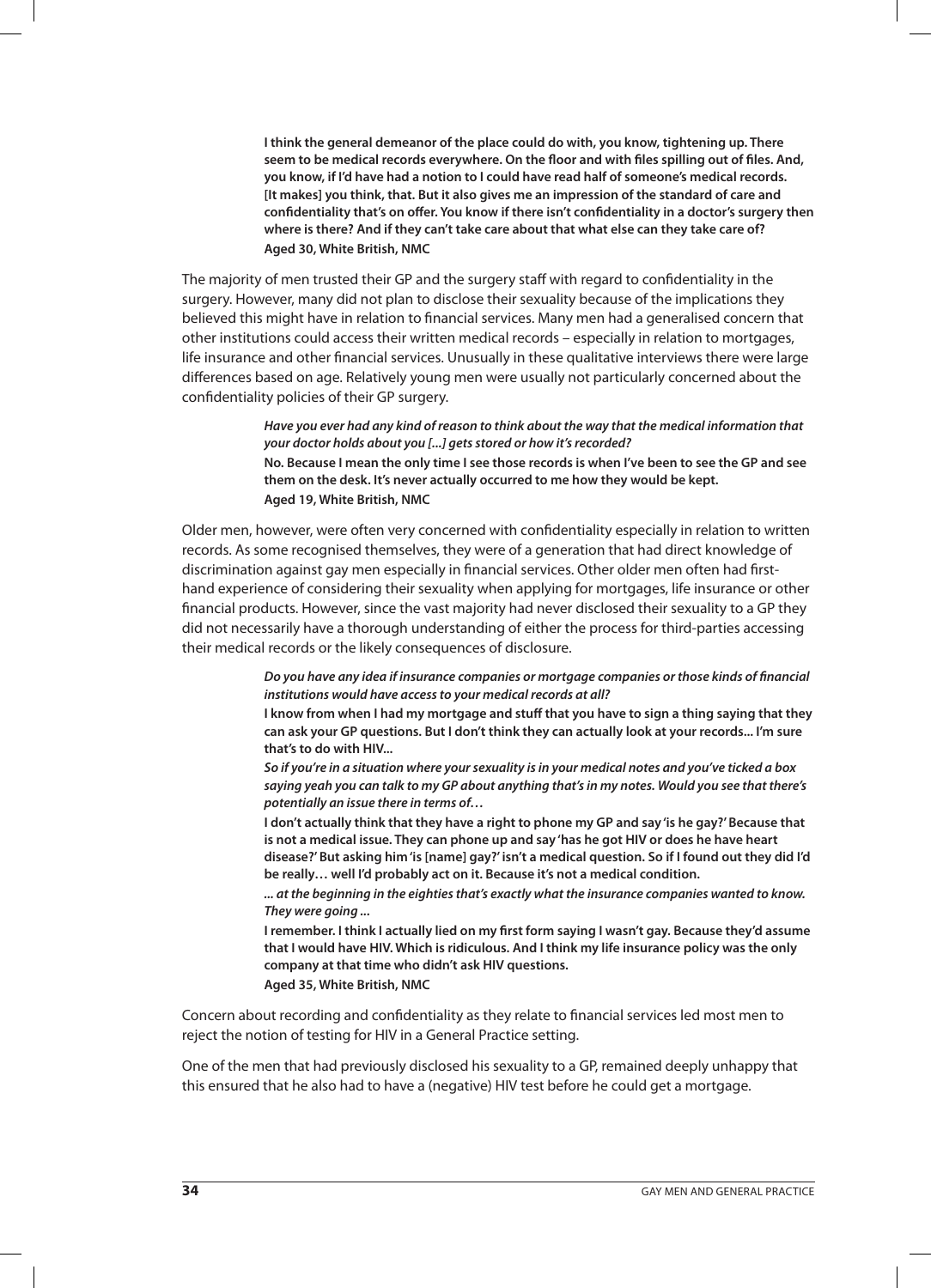> **I think the general demeanor of the place could do with, you know, tightening up. There seem to be medical records everywhere. On the floor and with files spilling out of files. And, you know, if I'd have had a notion to I could have read half of someone's medical records. [It makes] you think, that. But it also gives me an impression of the standard of care and confidentiality that's on offer. You know if there isn't confidentiality in a doctor's surgery then where is there? And if they can't take care about that what else can they take care of?**
> **Aged 30, White British, NMC**

The majority of men trusted their GP and the surgery staff with regard to confidentiality in the surgery. However, many did not plan to disclose their sexuality because of the implications they believed this might have in relation to financial services. Many men had a generalised concern that other institutions could access their written medical records – especially in relation to mortgages, life insurance and other financial services. Unusually in these qualitative interviews there were large differences based on age. Relatively young men were usually not particularly concerned about the confidentiality policies of their GP surgery.

> ***Have you ever had any kind of reason to think about the way that the medical information that your doctor holds about you [...] gets stored or how it's recorded?***
> **No. Because I mean the only time I see those records is when I've been to see the GP and see them on the desk. It's never actually occurred to me how they would be kept.**
> **Aged 19, White British, NMC**

Older men, however, were often very concerned with confidentiality especially in relation to written records. As some recognised themselves, they were of a generation that had direct knowledge of discrimination against gay men especially in financial services. Other older men often had first-hand experience of considering their sexuality when applying for mortgages, life insurance or other financial products. However, since the vast majority had never disclosed their sexuality to a GP they did not necessarily have a thorough understanding of either the process for third-parties accessing their medical records or the likely consequences of disclosure.

> ***Do you have any idea if insurance companies or mortgage companies or those kinds of financial institutions would have access to your medical records at all?***
> **I know from when I had my mortgage and stuff that you have to sign a thing saying that they can ask your GP questions. But I don't think they can actually look at your records... I'm sure that's to do with HIV...**
> ***So if you're in a situation where your sexuality is in your medical notes and you've ticked a box saying yeah you can talk to my GP about anything that's in my notes. Would you see that there's potentially an issue there in terms of…***
> **I don't actually think that they have a right to phone my GP and say 'is he gay?' Because that is not a medical issue. They can phone up and say 'has he got HIV or does he have heart disease?' But asking him 'is [name] gay?' isn't a medical question. So if I found out they did I'd be really… well I'd probably act on it. Because it's not a medical condition.**
> ***... at the beginning in the eighties that's exactly what the insurance companies wanted to know. They were going ...***
> **I remember. I think I actually lied on my first form saying I wasn't gay. Because they'd assume that I would have HIV. Which is ridiculous. And I think my life insurance policy was the only company at that time who didn't ask HIV questions.**
> **Aged 35, White British, NMC**

Concern about recording and confidentiality as they relate to financial services led most men to reject the notion of testing for HIV in a General Practice setting.

One of the men that had previously disclosed his sexuality to a GP, remained deeply unhappy that this ensured that he also had to have a (negative) HIV test before he could get a mortgage.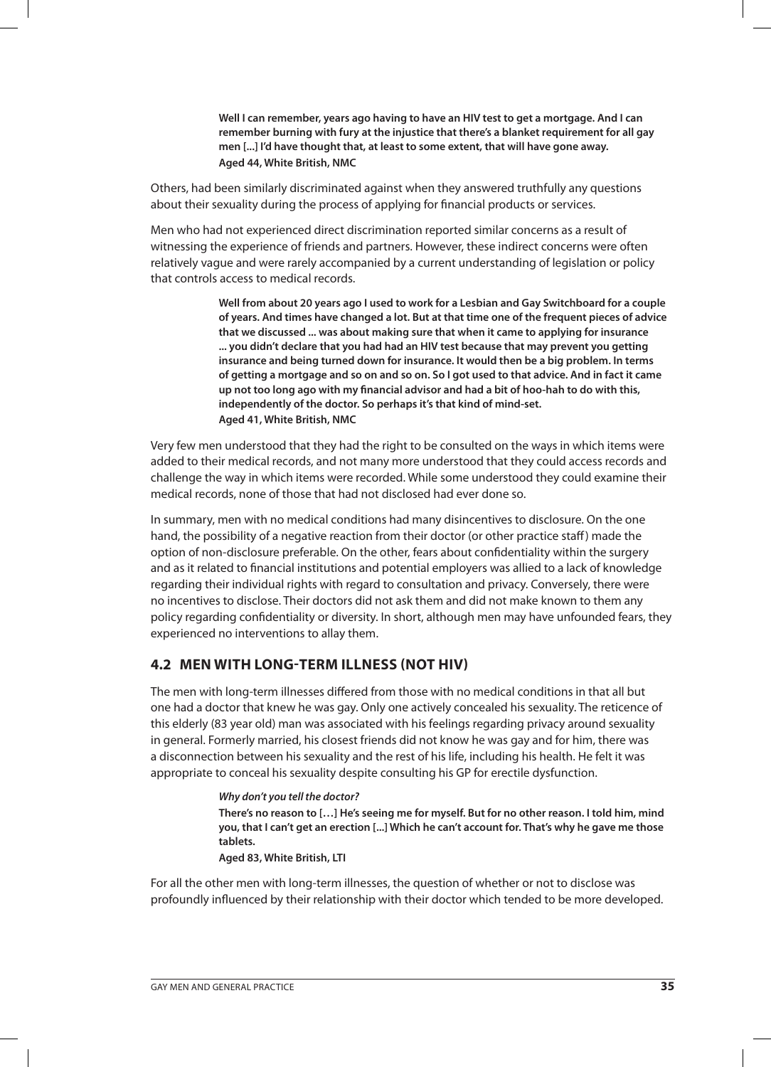> **Well I can remember, years ago having to have an HIV test to get a mortgage. And I can remember burning with fury at the injustice that there's a blanket requirement for all gay men [...] I'd have thought that, at least to some extent, that will have gone away.**
> **Aged 44, White British, NMC**

Others, had been similarly discriminated against when they answered truthfully any questions about their sexuality during the process of applying for financial products or services.

Men who had not experienced direct discrimination reported similar concerns as a result of witnessing the experience of friends and partners. However, these indirect concerns were often relatively vague and were rarely accompanied by a current understanding of legislation or policy that controls access to medical records.

> **Well from about 20 years ago I used to work for a Lesbian and Gay Switchboard for a couple of years. And times have changed a lot. But at that time one of the frequent pieces of advice that we discussed ... was about making sure that when it came to applying for insurance ... you didn't declare that you had had an HIV test because that may prevent you getting insurance and being turned down for insurance. It would then be a big problem. In terms of getting a mortgage and so on and so on. So I got used to that advice. And in fact it came up not too long ago with my financial advisor and had a bit of hoo-hah to do with this, independently of the doctor. So perhaps it's that kind of mind-set.**
> **Aged 41, White British, NMC**

Very few men understood that they had the right to be consulted on the ways in which items were added to their medical records, and not many more understood that they could access records and challenge the way in which items were recorded. While some understood they could examine their medical records, none of those that had not disclosed had ever done so.

In summary, men with no medical conditions had many disincentives to disclosure. On the one hand, the possibility of a negative reaction from their doctor (or other practice staff) made the option of non-disclosure preferable. On the other, fears about confidentiality within the surgery and as it related to financial institutions and potential employers was allied to a lack of knowledge regarding their individual rights with regard to consultation and privacy. Conversely, there were no incentives to disclose. Their doctors did not ask them and did not make known to them any policy regarding confidentiality or diversity. In short, although men may have unfounded fears, they experienced no interventions to allay them.

## 4.2 MEN WITH LONG-TERM ILLNESS (NOT HIV)

The men with long-term illnesses differed from those with no medical conditions in that all but one had a doctor that knew he was gay. Only one actively concealed his sexuality. The reticence of this elderly (83 year old) man was associated with his feelings regarding privacy around sexuality in general. Formerly married, his closest friends did not know he was gay and for him, there was a disconnection between his sexuality and the rest of his life, including his health. He felt it was appropriate to conceal his sexuality despite consulting his GP for erectile dysfunction.

> ***Why don't you tell the doctor?***
> **There's no reason to […] He's seeing me for myself. But for no other reason. I told him, mind you, that I can't get an erection [...] Which he can't account for. That's why he gave me those tablets.**
> **Aged 83, White British, LTI**

For all the other men with long-term illnesses, the question of whether or not to disclose was profoundly influenced by their relationship with their doctor which tended to be more developed.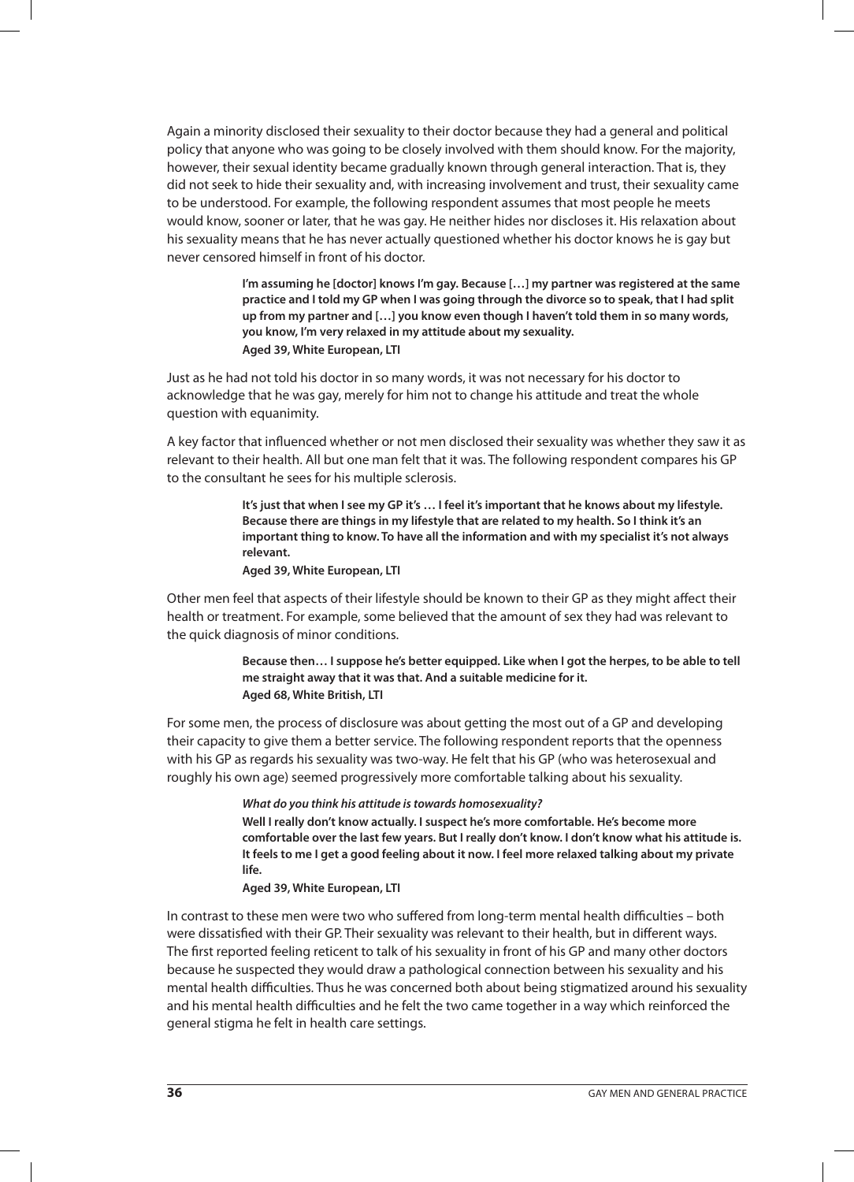Again a minority disclosed their sexuality to their doctor because they had a general and political policy that anyone who was going to be closely involved with them should know. For the majority, however, their sexual identity became gradually known through general interaction. That is, they did not seek to hide their sexuality and, with increasing involvement and trust, their sexuality came to be understood. For example, the following respondent assumes that most people he meets would know, sooner or later, that he was gay. He neither hides nor discloses it. His relaxation about his sexuality means that he has never actually questioned whether his doctor knows he is gay but never censored himself in front of his doctor.

> **I'm assuming he [doctor] knows I'm gay. Because […] my partner was registered at the same practice and I told my GP when I was going through the divorce so to speak, that I had split up from my partner and […] you know even though I haven't told them in so many words, you know, I'm very relaxed in my attitude about my sexuality.**
> **Aged 39, White European, LTI**

Just as he had not told his doctor in so many words, it was not necessary for his doctor to acknowledge that he was gay, merely for him not to change his attitude and treat the whole question with equanimity.

A key factor that influenced whether or not men disclosed their sexuality was whether they saw it as relevant to their health. All but one man felt that it was. The following respondent compares his GP to the consultant he sees for his multiple sclerosis.

> **It's just that when I see my GP it's … I feel it's important that he knows about my lifestyle. Because there are things in my lifestyle that are related to my health. So I think it's an important thing to know. To have all the information and with my specialist it's not always relevant.**
> **Aged 39, White European, LTI**

Other men feel that aspects of their lifestyle should be known to their GP as they might affect their health or treatment. For example, some believed that the amount of sex they had was relevant to the quick diagnosis of minor conditions.

> **Because then… I suppose he's better equipped. Like when I got the herpes, to be able to tell me straight away that it was that. And a suitable medicine for it.**
> **Aged 68, White British, LTI**

For some men, the process of disclosure was about getting the most out of a GP and developing their capacity to give them a better service. The following respondent reports that the openness with his GP as regards his sexuality was two-way. He felt that his GP (who was heterosexual and roughly his own age) seemed progressively more comfortable talking about his sexuality.

> ***What do you think his attitude is towards homosexuality?***
> **Well I really don't know actually. I suspect he's more comfortable. He's become more comfortable over the last few years. But I really don't know. I don't know what his attitude is. It feels to me I get a good feeling about it now. I feel more relaxed talking about my private life.**
> **Aged 39, White European, LTI**

In contrast to these men were two who suffered from long-term mental health difficulties – both were dissatisfied with their GP. Their sexuality was relevant to their health, but in different ways. The first reported feeling reticent to talk of his sexuality in front of his GP and many other doctors because he suspected they would draw a pathological connection between his sexuality and his mental health difficulties. Thus he was concerned both about being stigmatized around his sexuality and his mental health difficulties and he felt the two came together in a way which reinforced the general stigma he felt in health care settings.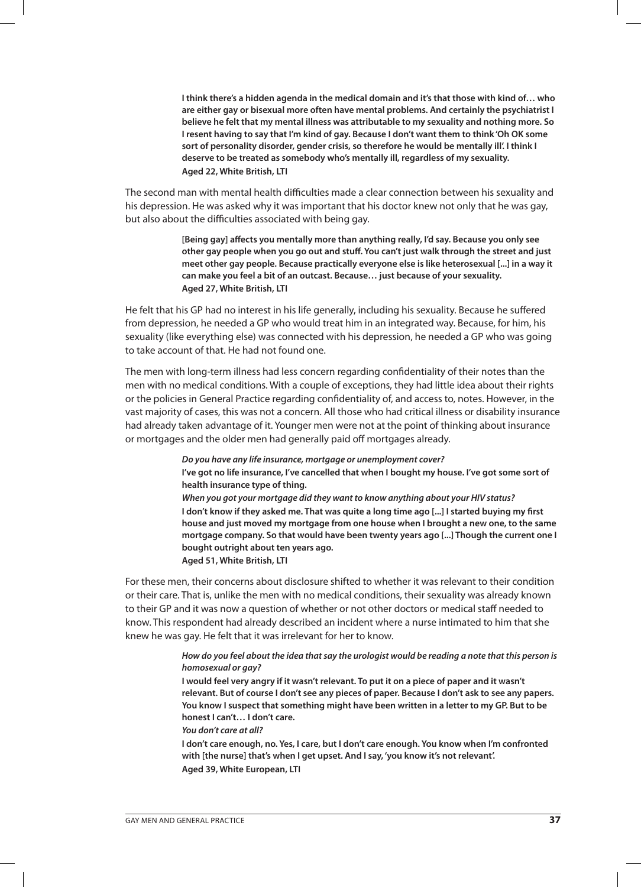> **I think there's a hidden agenda in the medical domain and it's that those with kind of… who are either gay or bisexual more often have mental problems. And certainly the psychiatrist I believe he felt that my mental illness was attributable to my sexuality and nothing more. So I resent having to say that I'm kind of gay. Because I don't want them to think 'Oh OK some sort of personality disorder, gender crisis, so therefore he would be mentally ill'. I think I deserve to be treated as somebody who's mentally ill, regardless of my sexuality.**
> **Aged 22, White British, LTI**

The second man with mental health difficulties made a clear connection between his sexuality and his depression. He was asked why it was important that his doctor knew not only that he was gay, but also about the difficulties associated with being gay.

> **[Being gay] affects you mentally more than anything really, I'd say. Because you only see other gay people when you go out and stuff. You can't just walk through the street and just meet other gay people. Because practically everyone else is like heterosexual [...] in a way it can make you feel a bit of an outcast. Because… just because of your sexuality.**
> **Aged 27, White British, LTI**

He felt that his GP had no interest in his life generally, including his sexuality. Because he suffered from depression, he needed a GP who would treat him in an integrated way. Because, for him, his sexuality (like everything else) was connected with his depression, he needed a GP who was going to take account of that. He had not found one.

The men with long-term illness had less concern regarding confidentiality of their notes than the men with no medical conditions. With a couple of exceptions, they had little idea about their rights or the policies in General Practice regarding confidentiality of, and access to, notes. However, in the vast majority of cases, this was not a concern. All those who had critical illness or disability insurance had already taken advantage of it. Younger men were not at the point of thinking about insurance or mortgages and the older men had generally paid off mortgages already.

> ***Do you have any life insurance, mortgage or unemployment cover?***
> **I've got no life insurance, I've cancelled that when I bought my house. I've got some sort of health insurance type of thing.**
> ***When you got your mortgage did they want to know anything about your HIV status?***
> **I don't know if they asked me. That was quite a long time ago [...] I started buying my first house and just moved my mortgage from one house when I brought a new one, to the same mortgage company. So that would have been twenty years ago [...] Though the current one I bought outright about ten years ago.**
> **Aged 51, White British, LTI**

For these men, their concerns about disclosure shifted to whether it was relevant to their condition or their care. That is, unlike the men with no medical conditions, their sexuality was already known to their GP and it was now a question of whether or not other doctors or medical staff needed to know. This respondent had already described an incident where a nurse intimated to him that she knew he was gay. He felt that it was irrelevant for her to know.

> ***How do you feel about the idea that say the urologist would be reading a note that this person is homosexual or gay?***
> **I would feel very angry if it wasn't relevant. To put it on a piece of paper and it wasn't relevant. But of course I don't see any pieces of paper. Because I don't ask to see any papers. You know I suspect that something might have been written in a letter to my GP. But to be honest I can't… I don't care.**
> ***You don't care at all?***
> **I don't care enough, no. Yes, I care, but I don't care enough. You know when I'm confronted with [the nurse] that's when I get upset. And I say, 'you know it's not relevant'.**
> **Aged 39, White European, LTI**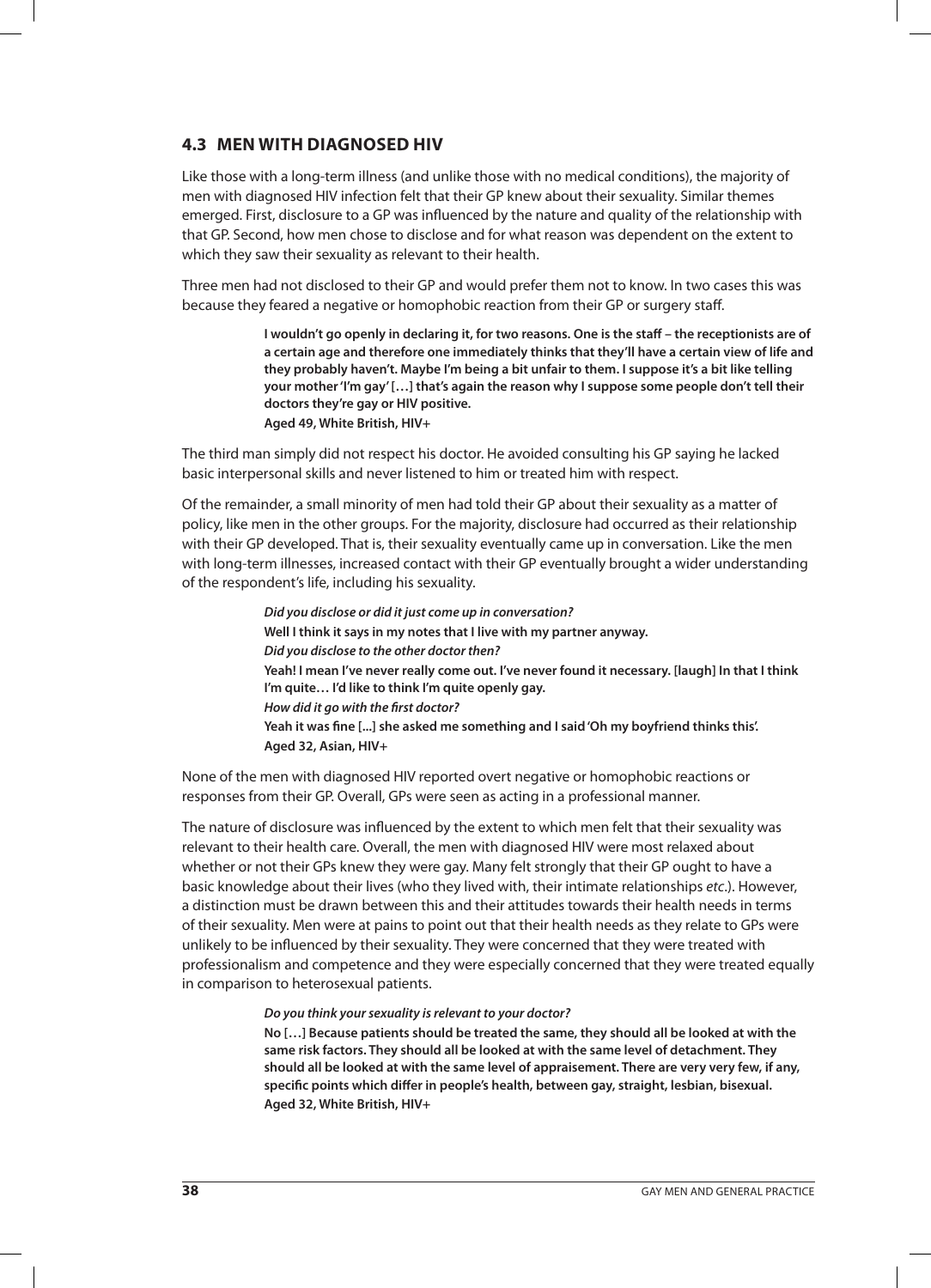## 4.3 MEN WITH DIAGNOSED HIV

Like those with a long-term illness (and unlike those with no medical conditions), the majority of men with diagnosed HIV infection felt that their GP knew about their sexuality. Similar themes emerged. First, disclosure to a GP was influenced by the nature and quality of the relationship with that GP. Second, how men chose to disclose and for what reason was dependent on the extent to which they saw their sexuality as relevant to their health.

Three men had not disclosed to their GP and would prefer them not to know. In two cases this was because they feared a negative or homophobic reaction from their GP or surgery staff.

> **I wouldn't go openly in declaring it, for two reasons. One is the staff – the receptionists are of a certain age and therefore one immediately thinks that they'll have a certain view of life and they probably haven't. Maybe I'm being a bit unfair to them. I suppose it's a bit like telling your mother 'I'm gay' […] that's again the reason why I suppose some people don't tell their doctors they're gay or HIV positive.**
> **Aged 49, White British, HIV+**

The third man simply did not respect his doctor. He avoided consulting his GP saying he lacked basic interpersonal skills and never listened to him or treated him with respect.

Of the remainder, a small minority of men had told their GP about their sexuality as a matter of policy, like men in the other groups. For the majority, disclosure had occurred as their relationship with their GP developed. That is, their sexuality eventually came up in conversation. Like the men with long-term illnesses, increased contact with their GP eventually brought a wider understanding of the respondent's life, including his sexuality.

> ***Did you disclose or did it just come up in conversation?***
> **Well I think it says in my notes that I live with my partner anyway.**
> ***Did you disclose to the other doctor then?***
> **Yeah! I mean I've never really come out. I've never found it necessary. [laugh] In that I think I'm quite… I'd like to think I'm quite openly gay.**
> ***How did it go with the first doctor?***
> **Yeah it was fine [...] she asked me something and I said 'Oh my boyfriend thinks this'.**
> **Aged 32, Asian, HIV+**

None of the men with diagnosed HIV reported overt negative or homophobic reactions or responses from their GP. Overall, GPs were seen as acting in a professional manner.

The nature of disclosure was influenced by the extent to which men felt that their sexuality was relevant to their health care. Overall, the men with diagnosed HIV were most relaxed about whether or not their GPs knew they were gay. Many felt strongly that their GP ought to have a basic knowledge about their lives (who they lived with, their intimate relationships *etc*.). However, a distinction must be drawn between this and their attitudes towards their health needs in terms of their sexuality. Men were at pains to point out that their health needs as they relate to GPs were unlikely to be influenced by their sexuality. They were concerned that they were treated with professionalism and competence and they were especially concerned that they were treated equally in comparison to heterosexual patients.

> ***Do you think your sexuality is relevant to your doctor?***
> **No […] Because patients should be treated the same, they should all be looked at with the same risk factors. They should all be looked at with the same level of detachment. They should all be looked at with the same level of appraisement. There are very very few, if any, specific points which differ in people's health, between gay, straight, lesbian, bisexual.**
> **Aged 32, White British, HIV+**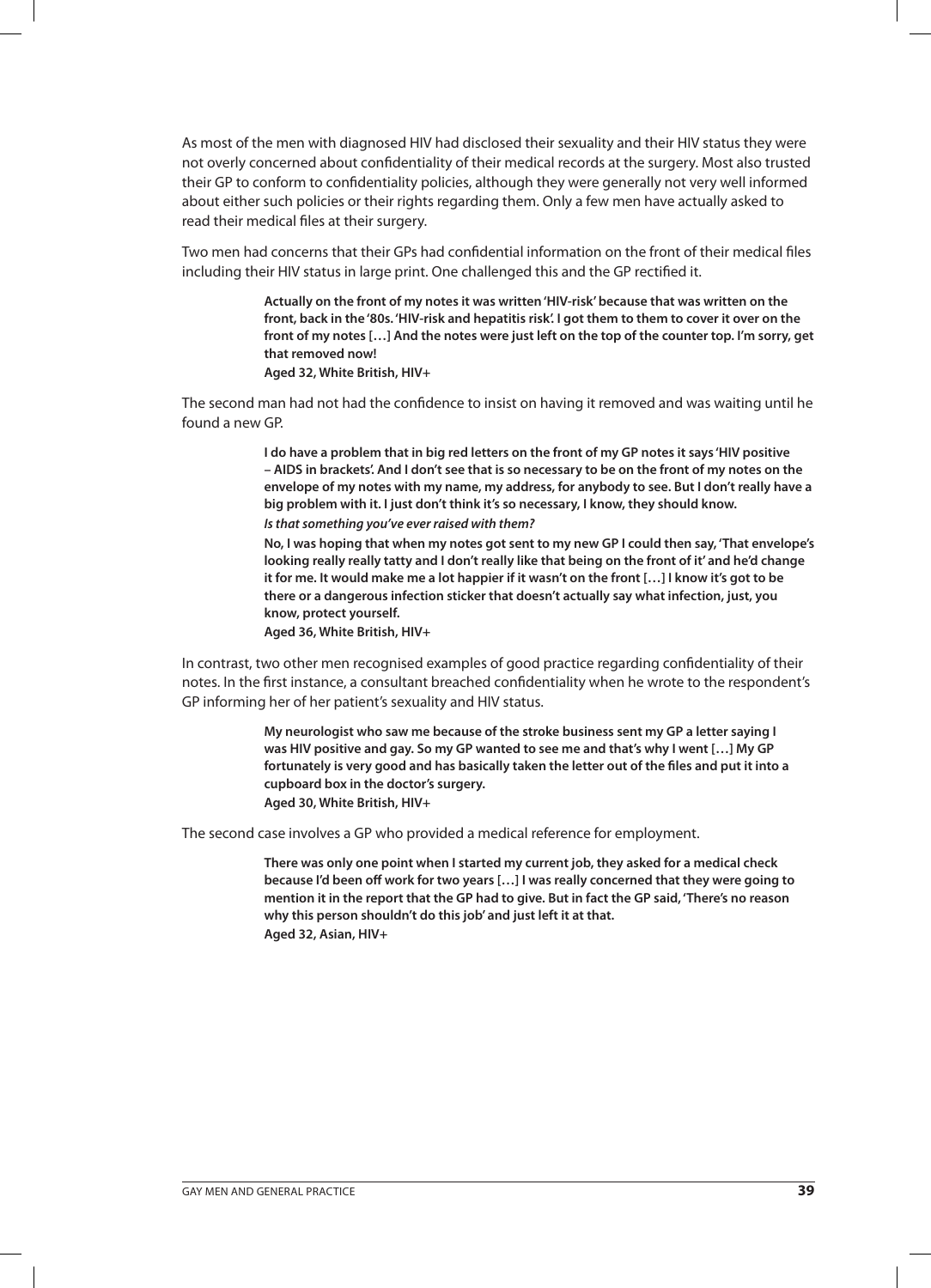As most of the men with diagnosed HIV had disclosed their sexuality and their HIV status they were not overly concerned about confidentiality of their medical records at the surgery. Most also trusted their GP to conform to confidentiality policies, although they were generally not very well informed about either such policies or their rights regarding them. Only a few men have actually asked to read their medical files at their surgery.

Two men had concerns that their GPs had confidential information on the front of their medical files including their HIV status in large print. One challenged this and the GP rectified it.

> **Actually on the front of my notes it was written 'HIV-risk' because that was written on the front, back in the '80s. 'HIV-risk and hepatitis risk'. I got them to them to cover it over on the front of my notes […] And the notes were just left on the top of the counter top. I'm sorry, get that removed now!**
>
> **Aged 32, White British, HIV+**

The second man had not had the confidence to insist on having it removed and was waiting until he found a new GP.

> **I do have a problem that in big red letters on the front of my GP notes it says 'HIV positive – AIDS in brackets'. And I don't see that is so necessary to be on the front of my notes on the envelope of my notes with my name, my address, for anybody to see. But I don't really have a big problem with it. I just don't think it's so necessary, I know, they should know.**
>
> ***Is that something you've ever raised with them?***
>
> **No, I was hoping that when my notes got sent to my new GP I could then say, 'That envelope's looking really really tatty and I don't really like that being on the front of it' and he'd change it for me. It would make me a lot happier if it wasn't on the front […] I know it's got to be there or a dangerous infection sticker that doesn't actually say what infection, just, you know, protect yourself.**
>
> **Aged 36, White British, HIV+**

In contrast, two other men recognised examples of good practice regarding confidentiality of their notes. In the first instance, a consultant breached confidentiality when he wrote to the respondent's GP informing her of her patient's sexuality and HIV status.

> **My neurologist who saw me because of the stroke business sent my GP a letter saying I was HIV positive and gay. So my GP wanted to see me and that's why I went […] My GP fortunately is very good and has basically taken the letter out of the files and put it into a cupboard box in the doctor's surgery.**
>
> **Aged 30, White British, HIV+**

The second case involves a GP who provided a medical reference for employment.

> **There was only one point when I started my current job, they asked for a medical check because I'd been off work for two years […] I was really concerned that they were going to mention it in the report that the GP had to give. But in fact the GP said, 'There's no reason why this person shouldn't do this job' and just left it at that.**
>
> **Aged 32, Asian, HIV+**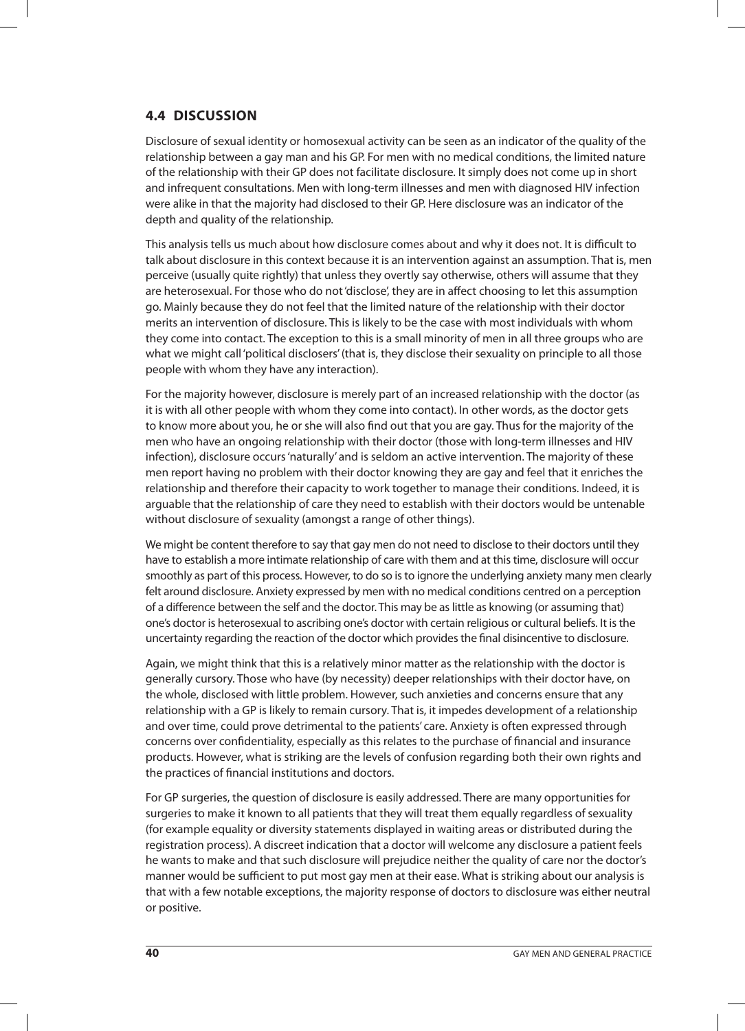## 4.4 DISCUSSION

Disclosure of sexual identity or homosexual activity can be seen as an indicator of the quality of the relationship between a gay man and his GP. For men with no medical conditions, the limited nature of the relationship with their GP does not facilitate disclosure. It simply does not come up in short and infrequent consultations. Men with long-term illnesses and men with diagnosed HIV infection were alike in that the majority had disclosed to their GP. Here disclosure was an indicator of the depth and quality of the relationship.

This analysis tells us much about how disclosure comes about and why it does not. It is difficult to talk about disclosure in this context because it is an intervention against an assumption. That is, men perceive (usually quite rightly) that unless they overtly say otherwise, others will assume that they are heterosexual. For those who do not 'disclose', they are in affect choosing to let this assumption go. Mainly because they do not feel that the limited nature of the relationship with their doctor merits an intervention of disclosure. This is likely to be the case with most individuals with whom they come into contact. The exception to this is a small minority of men in all three groups who are what we might call 'political disclosers' (that is, they disclose their sexuality on principle to all those people with whom they have any interaction).

For the majority however, disclosure is merely part of an increased relationship with the doctor (as it is with all other people with whom they come into contact). In other words, as the doctor gets to know more about you, he or she will also find out that you are gay. Thus for the majority of the men who have an ongoing relationship with their doctor (those with long-term illnesses and HIV infection), disclosure occurs 'naturally' and is seldom an active intervention. The majority of these men report having no problem with their doctor knowing they are gay and feel that it enriches the relationship and therefore their capacity to work together to manage their conditions. Indeed, it is arguable that the relationship of care they need to establish with their doctors would be untenable without disclosure of sexuality (amongst a range of other things).

We might be content therefore to say that gay men do not need to disclose to their doctors until they have to establish a more intimate relationship of care with them and at this time, disclosure will occur smoothly as part of this process. However, to do so is to ignore the underlying anxiety many men clearly felt around disclosure. Anxiety expressed by men with no medical conditions centred on a perception of a difference between the self and the doctor. This may be as little as knowing (or assuming that) one's doctor is heterosexual to ascribing one's doctor with certain religious or cultural beliefs. It is the uncertainty regarding the reaction of the doctor which provides the final disincentive to disclosure.

Again, we might think that this is a relatively minor matter as the relationship with the doctor is generally cursory. Those who have (by necessity) deeper relationships with their doctor have, on the whole, disclosed with little problem. However, such anxieties and concerns ensure that any relationship with a GP is likely to remain cursory. That is, it impedes development of a relationship and over time, could prove detrimental to the patients' care. Anxiety is often expressed through concerns over confidentiality, especially as this relates to the purchase of financial and insurance products. However, what is striking are the levels of confusion regarding both their own rights and the practices of financial institutions and doctors.

For GP surgeries, the question of disclosure is easily addressed. There are many opportunities for surgeries to make it known to all patients that they will treat them equally regardless of sexuality (for example equality or diversity statements displayed in waiting areas or distributed during the registration process). A discreet indication that a doctor will welcome any disclosure a patient feels he wants to make and that such disclosure will prejudice neither the quality of care nor the doctor's manner would be sufficient to put most gay men at their ease. What is striking about our analysis is that with a few notable exceptions, the majority response of doctors to disclosure was either neutral or positive.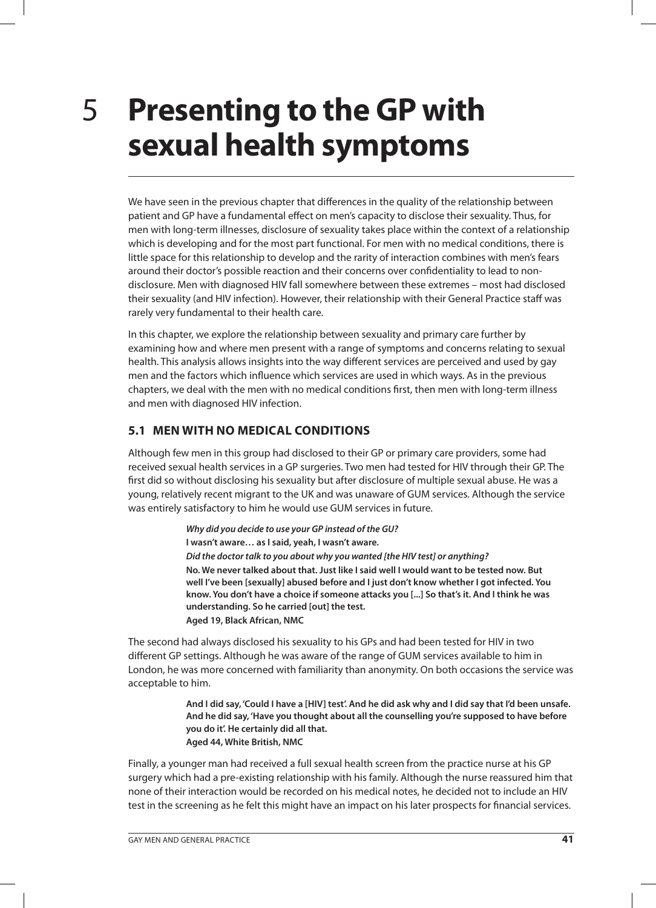# 5 Presenting to the GP with sexual health symptoms

We have seen in the previous chapter that differences in the quality of the relationship between patient and GP have a fundamental effect on men's capacity to disclose their sexuality. Thus, for men with long-term illnesses, disclosure of sexuality takes place within the context of a relationship which is developing and for the most part functional. For men with no medical conditions, there is little space for this relationship to develop and the rarity of interaction combines with men's fears around their doctor's possible reaction and their concerns over confidentiality to lead to non-disclosure. Men with diagnosed HIV fall somewhere between these extremes – most had disclosed their sexuality (and HIV infection). However, their relationship with their General Practice staff was rarely very fundamental to their health care.

In this chapter, we explore the relationship between sexuality and primary care further by examining how and where men present with a range of symptoms and concerns relating to sexual health. This analysis allows insights into the way different services are perceived and used by gay men and the factors which influence which services are used in which ways. As in the previous chapters, we deal with the men with no medical conditions first, then men with long-term illness and men with diagnosed HIV infection.

## 5.1 MEN WITH NO MEDICAL CONDITIONS

Although few men in this group had disclosed to their GP or primary care providers, some had received sexual health services in a GP surgeries. Two men had tested for HIV through their GP. The first did so without disclosing his sexuality but after disclosure of multiple sexual abuse. He was a young, relatively recent migrant to the UK and was unaware of GUM services. Although the service was entirely satisfactory to him he would use GUM services in future.

> ***Why did you decide to use your GP instead of the GU?***
> **I wasn't aware… as I said, yeah, I wasn't aware.**
> ***Did the doctor talk to you about why you wanted [the HIV test] or anything?***
> **No. We never talked about that. Just like I said well I would want to be tested now. But well I've been [sexually] abused before and I just don't know whether I got infected. You know. You don't have a choice if someone attacks you [...] So that's it. And I think he was understanding. So he carried [out] the test.**
> **Aged 19, Black African, NMC**

The second had always disclosed his sexuality to his GPs and had been tested for HIV in two different GP settings. Although he was aware of the range of GUM services available to him in London, he was more concerned with familiarity than anonymity. On both occasions the service was acceptable to him.

> **And I did say, 'Could I have a [HIV] test'. And he did ask why and I did say that I'd been unsafe. And he did say, 'Have you thought about all the counselling you're supposed to have before you do it'. He certainly did all that.**
> **Aged 44, White British, NMC**

Finally, a younger man had received a full sexual health screen from the practice nurse at his GP surgery which had a pre-existing relationship with his family. Although the nurse reassured him that none of their interaction would be recorded on his medical notes, he decided not to include an HIV test in the screening as he felt this might have an impact on his later prospects for financial services.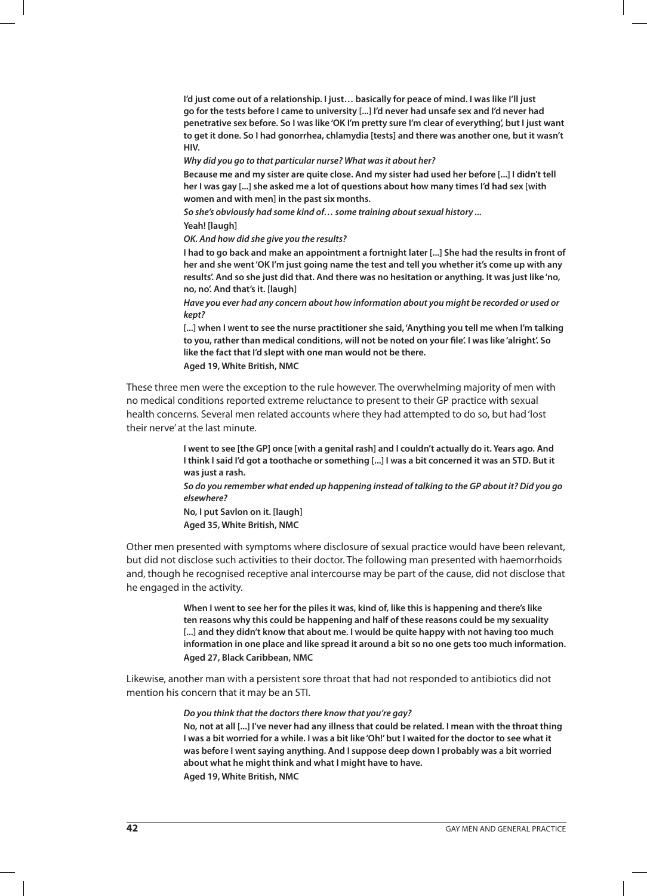> **I'd just come out of a relationship. I just… basically for peace of mind. I was like I'll just go for the tests before I came to university [...] I'd never had unsafe sex and I'd never had penetrative sex before. So I was like 'OK I'm pretty sure I'm clear of everything', but I just want to get it done. So I had gonorrhea, chlamydia [tests] and there was another one, but it wasn't HIV.**
>
> ***Why did you go to that particular nurse? What was it about her?***
>
> **Because me and my sister are quite close. And my sister had used her before [...] I didn't tell her I was gay [...] she asked me a lot of questions about how many times I'd had sex [with women and with men] in the past six months.**
>
> ***So she's obviously had some kind of… some training about sexual history ...***
>
> **Yeah! [laugh]**
>
> ***OK. And how did she give you the results?***
>
> **I had to go back and make an appointment a fortnight later [...] She had the results in front of her and she went 'OK I'm just going name the test and tell you whether it's come up with any results'. And so she just did that. And there was no hesitation or anything. It was just like 'no, no, no'. And that's it. [laugh]**
>
> ***Have you ever had any concern about how information about you might be recorded or used or kept?***
>
> **[...] when I went to see the nurse practitioner she said, 'Anything you tell me when I'm talking to you, rather than medical conditions, will not be noted on your file'. I was like 'alright'. So like the fact that I'd slept with one man would not be there.**
>
> **Aged 19, White British, NMC**

These three men were the exception to the rule however. The overwhelming majority of men with no medical conditions reported extreme reluctance to present to their GP practice with sexual health concerns. Several men related accounts where they had attempted to do so, but had 'lost their nerve' at the last minute.

> **I went to see [the GP] once [with a genital rash] and I couldn't actually do it. Years ago. And I think I said I'd got a toothache or something [...] I was a bit concerned it was an STD. But it was just a rash.**
>
> ***So do you remember what ended up happening instead of talking to the GP about it? Did you go elsewhere?***
>
> **No, I put Savlon on it. [laugh]**
>
> **Aged 35, White British, NMC**

Other men presented with symptoms where disclosure of sexual practice would have been relevant, but did not disclose such activities to their doctor. The following man presented with haemorrhoids and, though he recognised receptive anal intercourse may be part of the cause, did not disclose that he engaged in the activity.

> **When I went to see her for the piles it was, kind of, like this is happening and there's like ten reasons why this could be happening and half of these reasons could be my sexuality [...] and they didn't know that about me. I would be quite happy with not having too much information in one place and like spread it around a bit so no one gets too much information.**
>
> **Aged 27, Black Caribbean, NMC**

Likewise, another man with a persistent sore throat that had not responded to antibiotics did not mention his concern that it may be an STI.

> ***Do you think that the doctors there know that you're gay?***
>
> **No, not at all [...] I've never had any illness that could be related. I mean with the throat thing I was a bit worried for a while. I was a bit like 'Oh!' but I waited for the doctor to see what it was before I went saying anything. And I suppose deep down I probably was a bit worried about what he might think and what I might have to have.**
>
> **Aged 19, White British, NMC**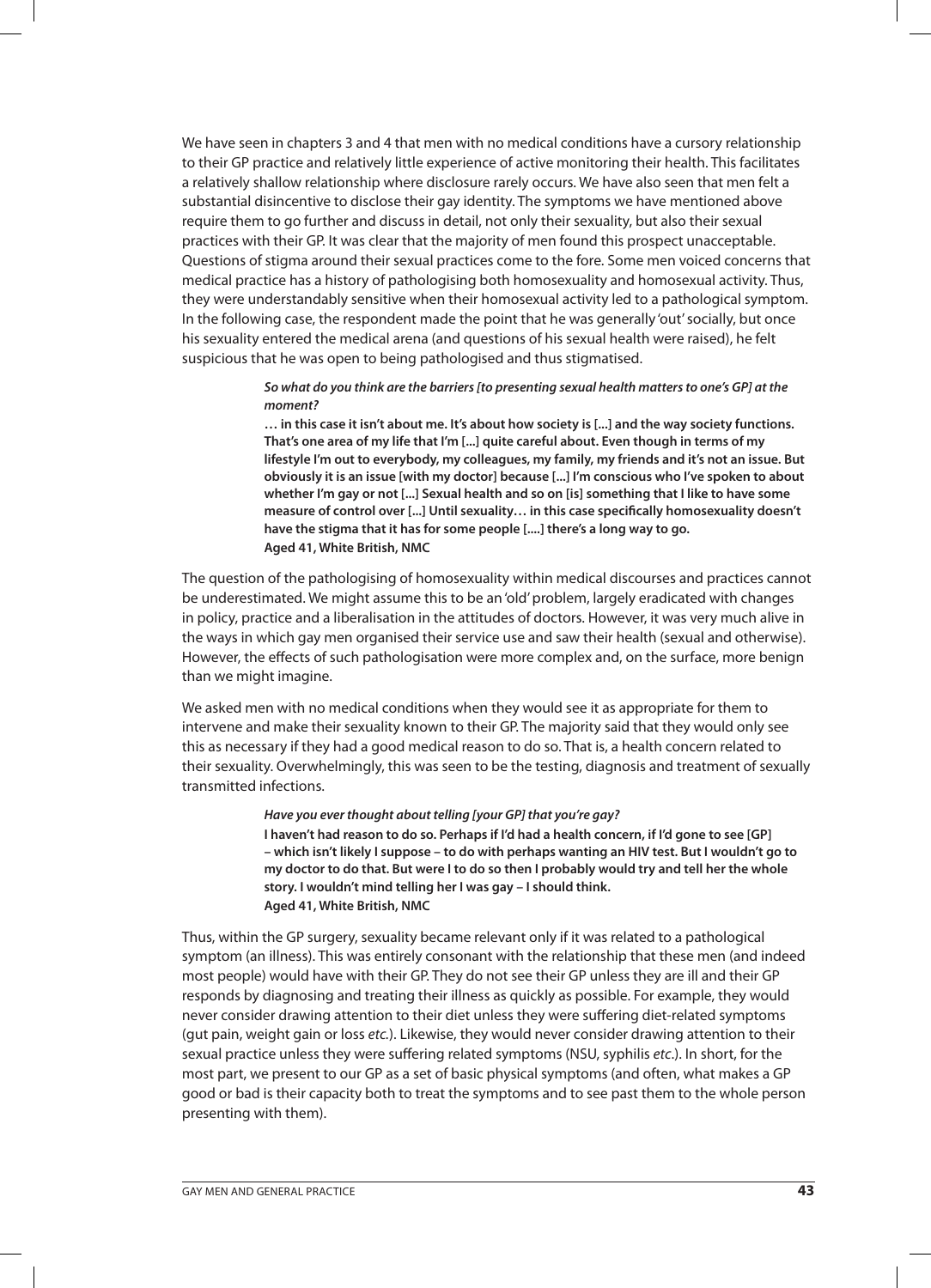We have seen in chapters 3 and 4 that men with no medical conditions have a cursory relationship to their GP practice and relatively little experience of active monitoring their health. This facilitates a relatively shallow relationship where disclosure rarely occurs. We have also seen that men felt a substantial disincentive to disclose their gay identity. The symptoms we have mentioned above require them to go further and discuss in detail, not only their sexuality, but also their sexual practices with their GP. It was clear that the majority of men found this prospect unacceptable. Questions of stigma around their sexual practices come to the fore. Some men voiced concerns that medical practice has a history of pathologising both homosexuality and homosexual activity. Thus, they were understandably sensitive when their homosexual activity led to a pathological symptom. In the following case, the respondent made the point that he was generally 'out' socially, but once his sexuality entered the medical arena (and questions of his sexual health were raised), he felt suspicious that he was open to being pathologised and thus stigmatised.

> ***So what do you think are the barriers [to presenting sexual health matters to one's GP] at the moment?***
>
> **… in this case it isn't about me. It's about how society is [...] and the way society functions. That's one area of my life that I'm [...] quite careful about. Even though in terms of my lifestyle I'm out to everybody, my colleagues, my family, my friends and it's not an issue. But obviously it is an issue [with my doctor] because [...] I'm conscious who I've spoken to about whether I'm gay or not [...] Sexual health and so on [is] something that I like to have some measure of control over [...] Until sexuality… in this case specifically homosexuality doesn't have the stigma that it has for some people [....] there's a long way to go.**
> **Aged 41, White British, NMC**

The question of the pathologising of homosexuality within medical discourses and practices cannot be underestimated. We might assume this to be an 'old' problem, largely eradicated with changes in policy, practice and a liberalisation in the attitudes of doctors. However, it was very much alive in the ways in which gay men organised their service use and saw their health (sexual and otherwise). However, the effects of such pathologisation were more complex and, on the surface, more benign than we might imagine.

We asked men with no medical conditions when they would see it as appropriate for them to intervene and make their sexuality known to their GP. The majority said that they would only see this as necessary if they had a good medical reason to do so. That is, a health concern related to their sexuality. Overwhelmingly, this was seen to be the testing, diagnosis and treatment of sexually transmitted infections.

> ***Have you ever thought about telling [your GP] that you're gay?***
>
> **I haven't had reason to do so. Perhaps if I'd had a health concern, if I'd gone to see [GP] – which isn't likely I suppose – to do with perhaps wanting an HIV test. But I wouldn't go to my doctor to do that. But were I to do so then I probably would try and tell her the whole story. I wouldn't mind telling her I was gay – I should think.**
> **Aged 41, White British, NMC**

Thus, within the GP surgery, sexuality became relevant only if it was related to a pathological symptom (an illness). This was entirely consonant with the relationship that these men (and indeed most people) would have with their GP. They do not see their GP unless they are ill and their GP responds by diagnosing and treating their illness as quickly as possible. For example, they would never consider drawing attention to their diet unless they were suffering diet-related symptoms (gut pain, weight gain or loss *etc.*). Likewise, they would never consider drawing attention to their sexual practice unless they were suffering related symptoms (NSU, syphilis *etc.*). In short, for the most part, we present to our GP as a set of basic physical symptoms (and often, what makes a GP good or bad is their capacity both to treat the symptoms and to see past them to the whole person presenting with them).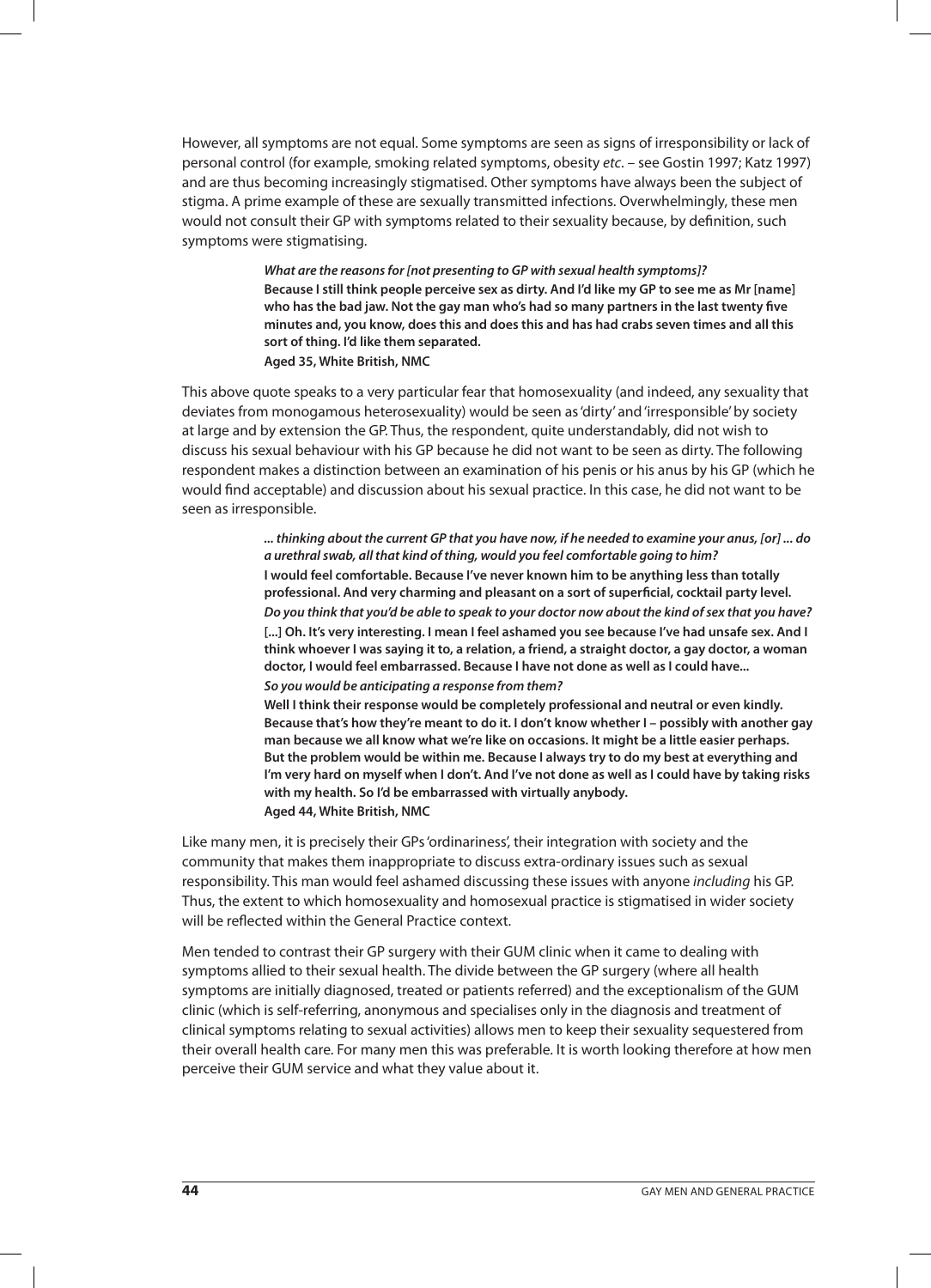However, all symptoms are not equal. Some symptoms are seen as signs of irresponsibility or lack of personal control (for example, smoking related symptoms, obesity *etc*. – see Gostin 1997; Katz 1997) and are thus becoming increasingly stigmatised. Other symptoms have always been the subject of stigma. A prime example of these are sexually transmitted infections. Overwhelmingly, these men would not consult their GP with symptoms related to their sexuality because, by definition, such symptoms were stigmatising.

> ***What are the reasons for [not presenting to GP with sexual health symptoms]?***
> **Because I still think people perceive sex as dirty. And I'd like my GP to see me as Mr [name] who has the bad jaw. Not the gay man who's had so many partners in the last twenty five minutes and, you know, does this and does this and has had crabs seven times and all this sort of thing. I'd like them separated.**
> **Aged 35, White British, NMC**

This above quote speaks to a very particular fear that homosexuality (and indeed, any sexuality that deviates from monogamous heterosexuality) would be seen as 'dirty' and 'irresponsible' by society at large and by extension the GP. Thus, the respondent, quite understandably, did not wish to discuss his sexual behaviour with his GP because he did not want to be seen as dirty. The following respondent makes a distinction between an examination of his penis or his anus by his GP (which he would find acceptable) and discussion about his sexual practice. In this case, he did not want to be seen as irresponsible.

> ***... thinking about the current GP that you have now, if he needed to examine your anus, [or] ... do a urethral swab, all that kind of thing, would you feel comfortable going to him?***
> **I would feel comfortable. Because I've never known him to be anything less than totally professional. And very charming and pleasant on a sort of superficial, cocktail party level.**
> ***Do you think that you'd be able to speak to your doctor now about the kind of sex that you have?***
> **[...] Oh. It's very interesting. I mean I feel ashamed you see because I've had unsafe sex. And I think whoever I was saying it to, a relation, a friend, a straight doctor, a gay doctor, a woman doctor, I would feel embarrassed. Because I have not done as well as I could have...**
> ***So you would be anticipating a response from them?***
> **Well I think their response would be completely professional and neutral or even kindly. Because that's how they're meant to do it. I don't know whether I – possibly with another gay man because we all know what we're like on occasions. It might be a little easier perhaps. But the problem would be within me. Because I always try to do my best at everything and I'm very hard on myself when I don't. And I've not done as well as I could have by taking risks with my health. So I'd be embarrassed with virtually anybody.**
> **Aged 44, White British, NMC**

Like many men, it is precisely their GPs 'ordinariness', their integration with society and the community that makes them inappropriate to discuss extra-ordinary issues such as sexual responsibility. This man would feel ashamed discussing these issues with anyone *including* his GP. Thus, the extent to which homosexuality and homosexual practice is stigmatised in wider society will be reflected within the General Practice context.

Men tended to contrast their GP surgery with their GUM clinic when it came to dealing with symptoms allied to their sexual health. The divide between the GP surgery (where all health symptoms are initially diagnosed, treated or patients referred) and the exceptionalism of the GUM clinic (which is self-referring, anonymous and specialises only in the diagnosis and treatment of clinical symptoms relating to sexual activities) allows men to keep their sexuality sequestered from their overall health care. For many men this was preferable. It is worth looking therefore at how men perceive their GUM service and what they value about it.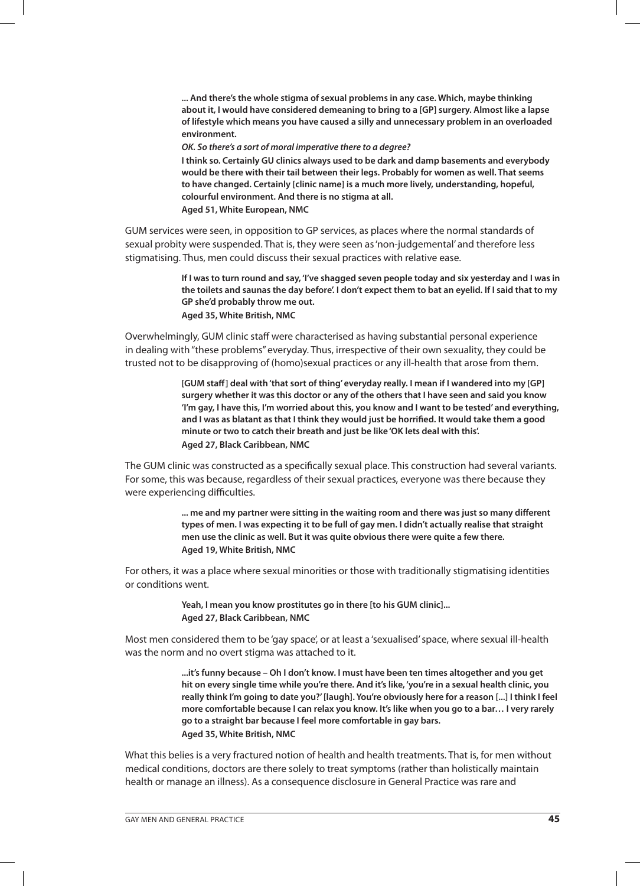> **... And there's the whole stigma of sexual problems in any case. Which, maybe thinking about it, I would have considered demeaning to bring to a [GP] surgery. Almost like a lapse of lifestyle which means you have caused a silly and unnecessary problem in an overloaded environment.**
>
> ***OK. So there's a sort of moral imperative there to a degree?***
>
> **I think so. Certainly GU clinics always used to be dark and damp basements and everybody would be there with their tail between their legs. Probably for women as well. That seems to have changed. Certainly [clinic name] is a much more lively, understanding, hopeful, colourful environment. And there is no stigma at all.**
>
> **Aged 51, White European, NMC**

GUM services were seen, in opposition to GP services, as places where the normal standards of sexual probity were suspended. That is, they were seen as 'non-judgemental' and therefore less stigmatising. Thus, men could discuss their sexual practices with relative ease.

> **If I was to turn round and say, 'I've shagged seven people today and six yesterday and I was in the toilets and saunas the day before'. I don't expect them to bat an eyelid. If I said that to my GP she'd probably throw me out.**
>
> **Aged 35, White British, NMC**

Overwhelmingly, GUM clinic staff were characterised as having substantial personal experience in dealing with "these problems" everyday. Thus, irrespective of their own sexuality, they could be trusted not to be disapproving of (homo)sexual practices or any ill-health that arose from them.

> **[GUM staff] deal with 'that sort of thing' everyday really. I mean if I wandered into my [GP] surgery whether it was this doctor or any of the others that I have seen and said you know 'I'm gay, I have this, I'm worried about this, you know and I want to be tested' and everything, and I was as blatant as that I think they would just be horrified. It would take them a good minute or two to catch their breath and just be like 'OK lets deal with this'.**
>
> **Aged 27, Black Caribbean, NMC**

The GUM clinic was constructed as a specifically sexual place. This construction had several variants. For some, this was because, regardless of their sexual practices, everyone was there because they were experiencing difficulties.

> **... me and my partner were sitting in the waiting room and there was just so many different types of men. I was expecting it to be full of gay men. I didn't actually realise that straight men use the clinic as well. But it was quite obvious there were quite a few there.**
>
> **Aged 19, White British, NMC**

For others, it was a place where sexual minorities or those with traditionally stigmatising identities or conditions went.

> **Yeah, I mean you know prostitutes go in there [to his GUM clinic]...**
>
> **Aged 27, Black Caribbean, NMC**

Most men considered them to be 'gay space', or at least a 'sexualised' space, where sexual ill-health was the norm and no overt stigma was attached to it.

> **...it's funny because – Oh I don't know. I must have been ten times altogether and you get hit on every single time while you're there. And it's like, 'you're in a sexual health clinic, you really think I'm going to date you?' [laugh]. You're obviously here for a reason [...] I think I feel more comfortable because I can relax you know. It's like when you go to a bar… I very rarely go to a straight bar because I feel more comfortable in gay bars.**
>
> **Aged 35, White British, NMC**

What this belies is a very fractured notion of health and health treatments. That is, for men without medical conditions, doctors are there solely to treat symptoms (rather than holistically maintain health or manage an illness). As a consequence disclosure in General Practice was rare and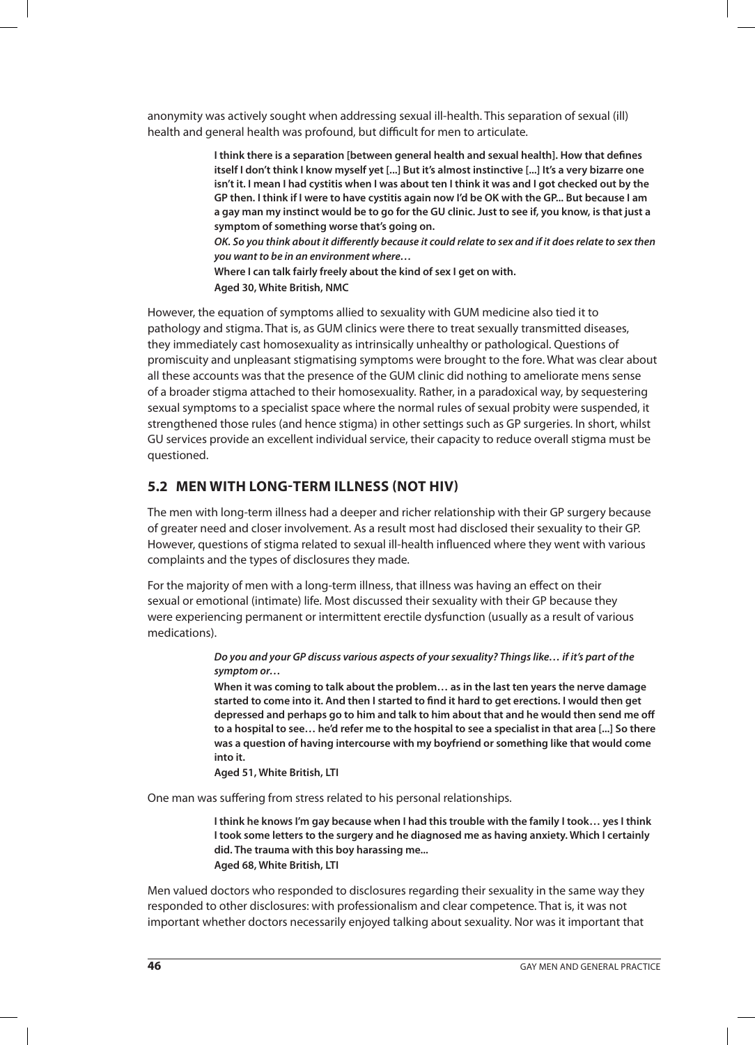anonymity was actively sought when addressing sexual ill-health. This separation of sexual (ill) health and general health was profound, but difficult for men to articulate.

> **I think there is a separation [between general health and sexual health]. How that defines itself I don't think I know myself yet [...] But it's almost instinctive [...] It's a very bizarre one isn't it. I mean I had cystitis when I was about ten I think it was and I got checked out by the GP then. I think if I were to have cystitis again now I'd be OK with the GP... But because I am a gay man my instinct would be to go for the GU clinic. Just to see if, you know, is that just a symptom of something worse that's going on.**
>
> ***OK. So you think about it differently because it could relate to sex and if it does relate to sex then you want to be in an environment where…***
>
> **Where I can talk fairly freely about the kind of sex I get on with.**
>
> **Aged 30, White British, NMC**

However, the equation of symptoms allied to sexuality with GUM medicine also tied it to pathology and stigma. That is, as GUM clinics were there to treat sexually transmitted diseases, they immediately cast homosexuality as intrinsically unhealthy or pathological. Questions of promiscuity and unpleasant stigmatising symptoms were brought to the fore. What was clear about all these accounts was that the presence of the GUM clinic did nothing to ameliorate mens sense of a broader stigma attached to their homosexuality. Rather, in a paradoxical way, by sequestering sexual symptoms to a specialist space where the normal rules of sexual probity were suspended, it strengthened those rules (and hence stigma) in other settings such as GP surgeries. In short, whilst GU services provide an excellent individual service, their capacity to reduce overall stigma must be questioned.

## 5.2 MEN WITH LONG-TERM ILLNESS (NOT HIV)

The men with long-term illness had a deeper and richer relationship with their GP surgery because of greater need and closer involvement. As a result most had disclosed their sexuality to their GP. However, questions of stigma related to sexual ill-health influenced where they went with various complaints and the types of disclosures they made.

For the majority of men with a long-term illness, that illness was having an effect on their sexual or emotional (intimate) life. Most discussed their sexuality with their GP because they were experiencing permanent or intermittent erectile dysfunction (usually as a result of various medications).

> ***Do you and your GP discuss various aspects of your sexuality? Things like… if it's part of the symptom or…***
>
> **When it was coming to talk about the problem… as in the last ten years the nerve damage started to come into it. And then I started to find it hard to get erections. I would then get depressed and perhaps go to him and talk to him about that and he would then send me off to a hospital to see… he'd refer me to the hospital to see a specialist in that area [...] So there was a question of having intercourse with my boyfriend or something like that would come into it.**
>
> **Aged 51, White British, LTI**

One man was suffering from stress related to his personal relationships.

> **I think he knows I'm gay because when I had this trouble with the family I took… yes I think I took some letters to the surgery and he diagnosed me as having anxiety. Which I certainly did. The trauma with this boy harassing me...**
>
> **Aged 68, White British, LTI**

Men valued doctors who responded to disclosures regarding their sexuality in the same way they responded to other disclosures: with professionalism and clear competence. That is, it was not important whether doctors necessarily enjoyed talking about sexuality. Nor was it important that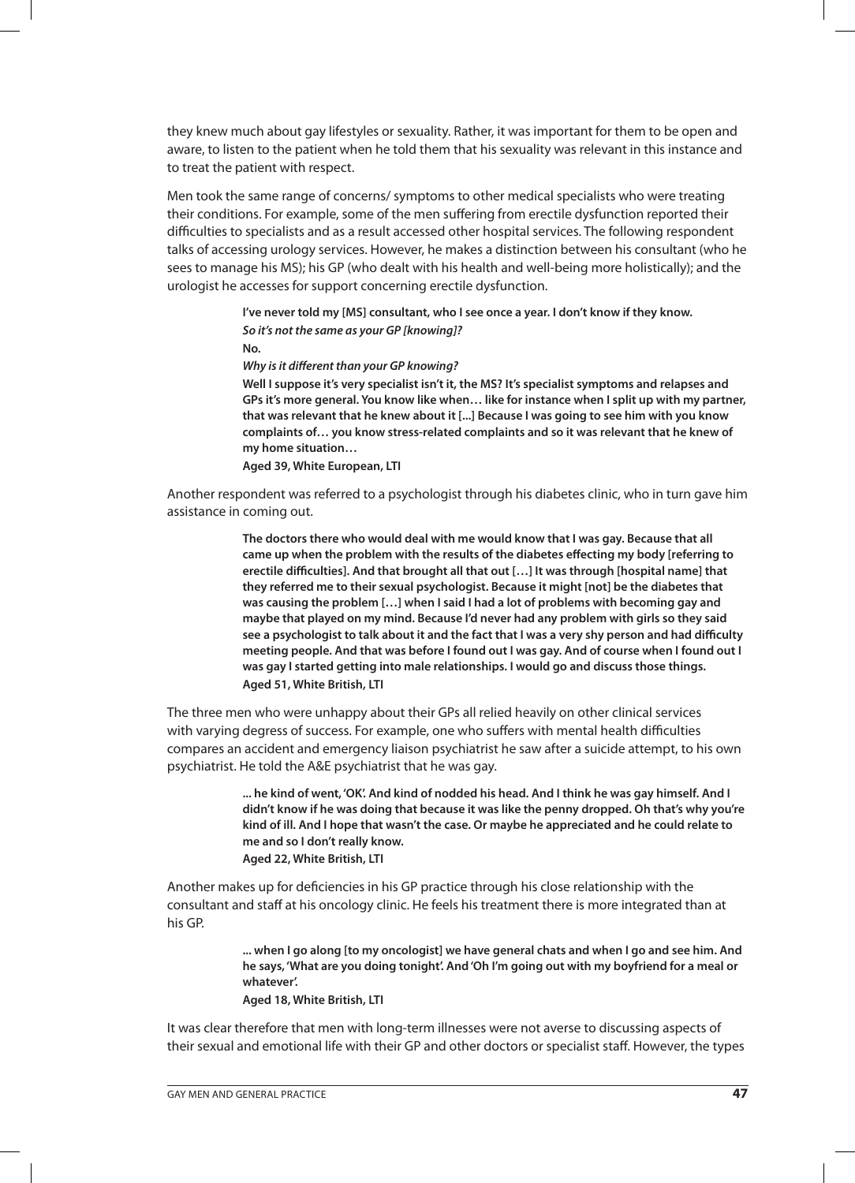they knew much about gay lifestyles or sexuality. Rather, it was important for them to be open and aware, to listen to the patient when he told them that his sexuality was relevant in this instance and to treat the patient with respect.

Men took the same range of concerns/ symptoms to other medical specialists who were treating their conditions. For example, some of the men suffering from erectile dysfunction reported their difficulties to specialists and as a result accessed other hospital services. The following respondent talks of accessing urology services. However, he makes a distinction between his consultant (who he sees to manage his MS); his GP (who dealt with his health and well-being more holistically); and the urologist he accesses for support concerning erectile dysfunction.

> **I've never told my [MS] consultant, who I see once a year. I don't know if they know.**
> ***So it's not the same as your GP [knowing]?***
> **No.**
> ***Why is it different than your GP knowing?***
> **Well I suppose it's very specialist isn't it, the MS? It's specialist symptoms and relapses and GPs it's more general. You know like when… like for instance when I split up with my partner, that was relevant that he knew about it [...] Because I was going to see him with you know complaints of… you know stress-related complaints and so it was relevant that he knew of my home situation…**
> **Aged 39, White European, LTI**

Another respondent was referred to a psychologist through his diabetes clinic, who in turn gave him assistance in coming out.

> **The doctors there who would deal with me would know that I was gay. Because that all came up when the problem with the results of the diabetes effecting my body [referring to erectile difficulties]. And that brought all that out […] It was through [hospital name] that they referred me to their sexual psychologist. Because it might [not] be the diabetes that was causing the problem […] when I said I had a lot of problems with becoming gay and maybe that played on my mind. Because I'd never had any problem with girls so they said see a psychologist to talk about it and the fact that I was a very shy person and had difficulty meeting people. And that was before I found out I was gay. And of course when I found out I was gay I started getting into male relationships. I would go and discuss those things.**
> **Aged 51, White British, LTI**

The three men who were unhappy about their GPs all relied heavily on other clinical services with varying degress of success. For example, one who suffers with mental health difficulties compares an accident and emergency liaison psychiatrist he saw after a suicide attempt, to his own psychiatrist. He told the A&E psychiatrist that he was gay.

> **... he kind of went, 'OK'. And kind of nodded his head. And I think he was gay himself. And I didn't know if he was doing that because it was like the penny dropped. Oh that's why you're kind of ill. And I hope that wasn't the case. Or maybe he appreciated and he could relate to me and so I don't really know.**
> **Aged 22, White British, LTI**

Another makes up for deficiencies in his GP practice through his close relationship with the consultant and staff at his oncology clinic. He feels his treatment there is more integrated than at his GP.

> **... when I go along [to my oncologist] we have general chats and when I go and see him. And he says, 'What are you doing tonight'. And 'Oh I'm going out with my boyfriend for a meal or whatever'.**
> **Aged 18, White British, LTI**

It was clear therefore that men with long-term illnesses were not averse to discussing aspects of their sexual and emotional life with their GP and other doctors or specialist staff. However, the types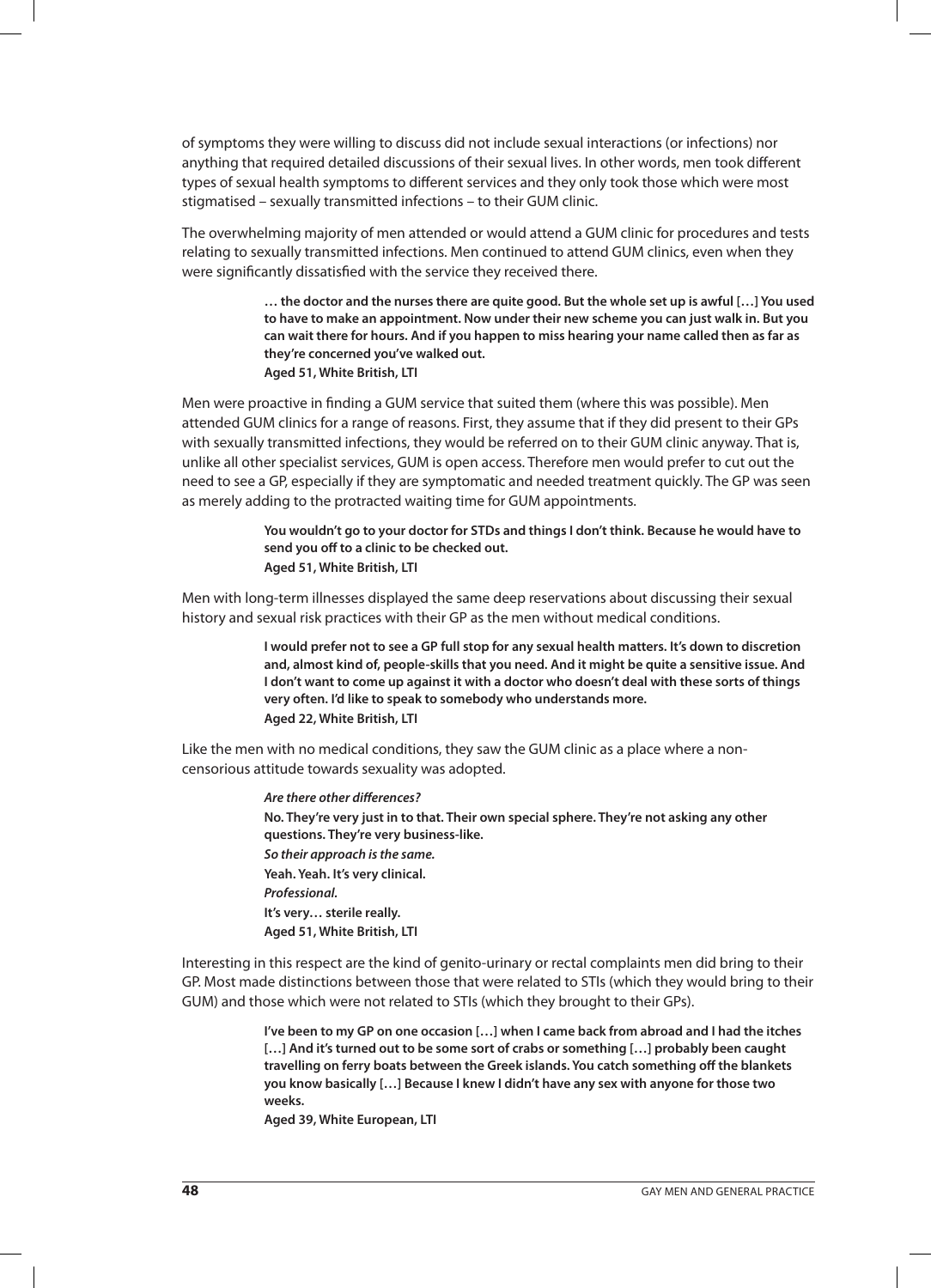of symptoms they were willing to discuss did not include sexual interactions (or infections) nor anything that required detailed discussions of their sexual lives. In other words, men took different types of sexual health symptoms to different services and they only took those which were most stigmatised – sexually transmitted infections – to their GUM clinic.

The overwhelming majority of men attended or would attend a GUM clinic for procedures and tests relating to sexually transmitted infections. Men continued to attend GUM clinics, even when they were significantly dissatisfied with the service they received there.

> **… the doctor and the nurses there are quite good. But the whole set up is awful […] You used to have to make an appointment. Now under their new scheme you can just walk in. But you can wait there for hours. And if you happen to miss hearing your name called then as far as they're concerned you've walked out.**
> **Aged 51, White British, LTI**

Men were proactive in finding a GUM service that suited them (where this was possible). Men attended GUM clinics for a range of reasons. First, they assume that if they did present to their GPs with sexually transmitted infections, they would be referred on to their GUM clinic anyway. That is, unlike all other specialist services, GUM is open access. Therefore men would prefer to cut out the need to see a GP, especially if they are symptomatic and needed treatment quickly. The GP was seen as merely adding to the protracted waiting time for GUM appointments.

> **You wouldn't go to your doctor for STDs and things I don't think. Because he would have to send you off to a clinic to be checked out.**
> **Aged 51, White British, LTI**

Men with long-term illnesses displayed the same deep reservations about discussing their sexual history and sexual risk practices with their GP as the men without medical conditions.

> **I would prefer not to see a GP full stop for any sexual health matters. It's down to discretion and, almost kind of, people-skills that you need. And it might be quite a sensitive issue. And I don't want to come up against it with a doctor who doesn't deal with these sorts of things very often. I'd like to speak to somebody who understands more.**
> **Aged 22, White British, LTI**

Like the men with no medical conditions, they saw the GUM clinic as a place where a non-censorious attitude towards sexuality was adopted.

> ***Are there other differences?***
> **No. They're very just in to that. Their own special sphere. They're not asking any other questions. They're very business-like.**
> ***So their approach is the same.***
> **Yeah. Yeah. It's very clinical.**
> ***Professional.***
> **It's very… sterile really.**
> **Aged 51, White British, LTI**

Interesting in this respect are the kind of genito-urinary or rectal complaints men did bring to their GP. Most made distinctions between those that were related to STIs (which they would bring to their GUM) and those which were not related to STIs (which they brought to their GPs).

> **I've been to my GP on one occasion […] when I came back from abroad and I had the itches […] And it's turned out to be some sort of crabs or something […] probably been caught travelling on ferry boats between the Greek islands. You catch something off the blankets you know basically […] Because I knew I didn't have any sex with anyone for those two weeks.**
> **Aged 39, White European, LTI**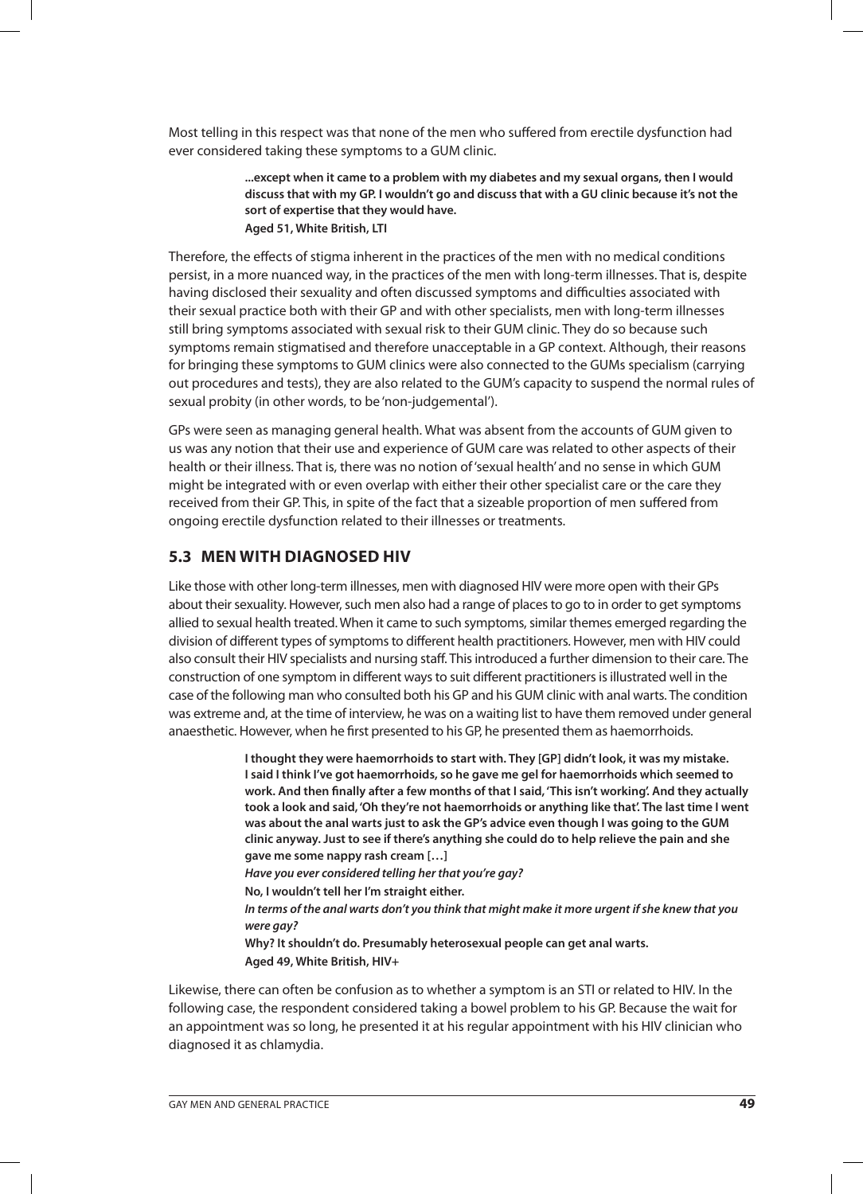Most telling in this respect was that none of the men who suffered from erectile dysfunction had ever considered taking these symptoms to a GUM clinic.

> **...except when it came to a problem with my diabetes and my sexual organs, then I would discuss that with my GP. I wouldn't go and discuss that with a GU clinic because it's not the sort of expertise that they would have.**
> **Aged 51, White British, LTI**

Therefore, the effects of stigma inherent in the practices of the men with no medical conditions persist, in a more nuanced way, in the practices of the men with long-term illnesses. That is, despite having disclosed their sexuality and often discussed symptoms and difficulties associated with their sexual practice both with their GP and with other specialists, men with long-term illnesses still bring symptoms associated with sexual risk to their GUM clinic. They do so because such symptoms remain stigmatised and therefore unacceptable in a GP context. Although, their reasons for bringing these symptoms to GUM clinics were also connected to the GUMs specialism (carrying out procedures and tests), they are also related to the GUM's capacity to suspend the normal rules of sexual probity (in other words, to be 'non-judgemental').

GPs were seen as managing general health. What was absent from the accounts of GUM given to us was any notion that their use and experience of GUM care was related to other aspects of their health or their illness. That is, there was no notion of 'sexual health' and no sense in which GUM might be integrated with or even overlap with either their other specialist care or the care they received from their GP. This, in spite of the fact that a sizeable proportion of men suffered from ongoing erectile dysfunction related to their illnesses or treatments.

## 5.3 MEN WITH DIAGNOSED HIV

Like those with other long-term illnesses, men with diagnosed HIV were more open with their GPs about their sexuality. However, such men also had a range of places to go to in order to get symptoms allied to sexual health treated. When it came to such symptoms, similar themes emerged regarding the division of different types of symptoms to different health practitioners. However, men with HIV could also consult their HIV specialists and nursing staff. This introduced a further dimension to their care. The construction of one symptom in different ways to suit different practitioners is illustrated well in the case of the following man who consulted both his GP and his GUM clinic with anal warts. The condition was extreme and, at the time of interview, he was on a waiting list to have them removed under general anaesthetic. However, when he first presented to his GP, he presented them as haemorrhoids.

> **I thought they were haemorrhoids to start with. They [GP] didn't look, it was my mistake. I said I think I've got haemorrhoids, so he gave me gel for haemorrhoids which seemed to work. And then finally after a few months of that I said, 'This isn't working'. And they actually took a look and said, 'Oh they're not haemorrhoids or anything like that'. The last time I went was about the anal warts just to ask the GP's advice even though I was going to the GUM clinic anyway. Just to see if there's anything she could do to help relieve the pain and she gave me some nappy rash cream […]**
> ***Have you ever considered telling her that you're gay?***
> **No, I wouldn't tell her I'm straight either.**
> ***In terms of the anal warts don't you think that might make it more urgent if she knew that you were gay?***
> **Why? It shouldn't do. Presumably heterosexual people can get anal warts.**
> **Aged 49, White British, HIV+**

Likewise, there can often be confusion as to whether a symptom is an STI or related to HIV. In the following case, the respondent considered taking a bowel problem to his GP. Because the wait for an appointment was so long, he presented it at his regular appointment with his HIV clinician who diagnosed it as chlamydia.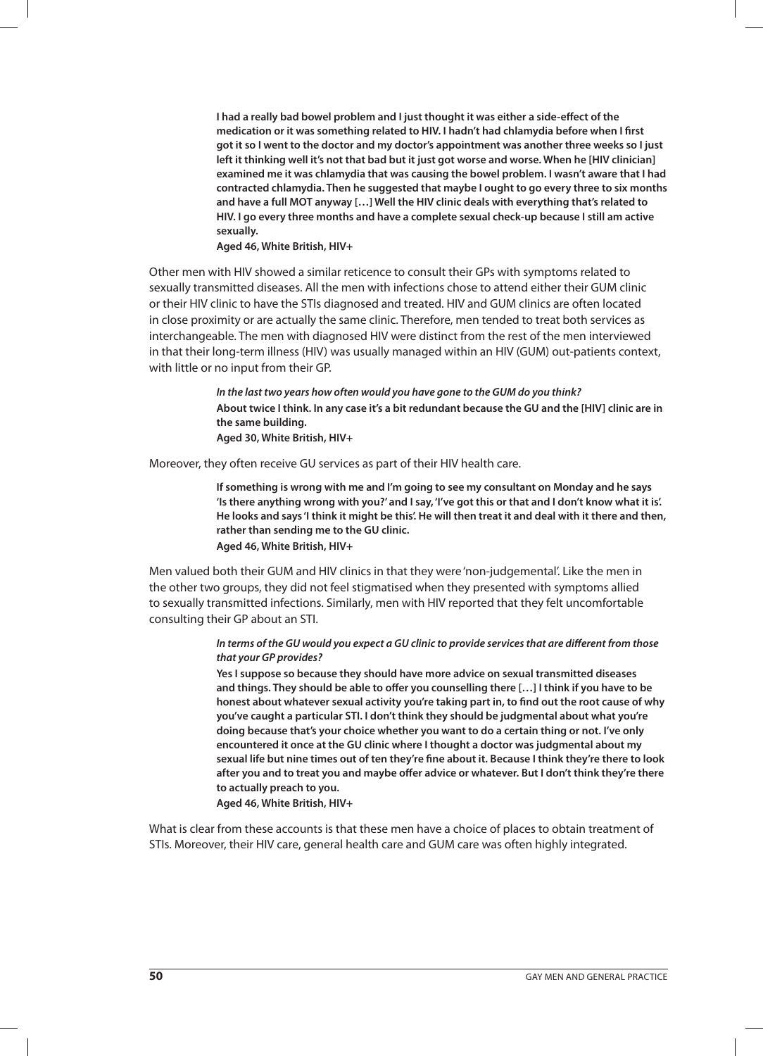> **I had a really bad bowel problem and I just thought it was either a side-effect of the medication or it was something related to HIV. I hadn't had chlamydia before when I first got it so I went to the doctor and my doctor's appointment was another three weeks so I just left it thinking well it's not that bad but it just got worse and worse. When he [HIV clinician] examined me it was chlamydia that was causing the bowel problem. I wasn't aware that I had contracted chlamydia. Then he suggested that maybe I ought to go every three to six months and have a full MOT anyway […] Well the HIV clinic deals with everything that's related to HIV. I go every three months and have a complete sexual check-up because I still am active sexually.**
>
> **Aged 46, White British, HIV+**

Other men with HIV showed a similar reticence to consult their GPs with symptoms related to sexually transmitted diseases. All the men with infections chose to attend either their GUM clinic or their HIV clinic to have the STIs diagnosed and treated. HIV and GUM clinics are often located in close proximity or are actually the same clinic. Therefore, men tended to treat both services as interchangeable. The men with diagnosed HIV were distinct from the rest of the men interviewed in that their long-term illness (HIV) was usually managed within an HIV (GUM) out-patients context, with little or no input from their GP.

> ***In the last two years how often would you have gone to the GUM do you think?***
>
> **About twice I think. In any case it's a bit redundant because the GU and the [HIV] clinic are in the same building.**
>
> **Aged 30, White British, HIV+**

Moreover, they often receive GU services as part of their HIV health care.

> **If something is wrong with me and I'm going to see my consultant on Monday and he says 'Is there anything wrong with you?' and I say, 'I've got this or that and I don't know what it is'. He looks and says 'I think it might be this'. He will then treat it and deal with it there and then, rather than sending me to the GU clinic.**
>
> **Aged 46, White British, HIV+**

Men valued both their GUM and HIV clinics in that they were 'non-judgemental'. Like the men in the other two groups, they did not feel stigmatised when they presented with symptoms allied to sexually transmitted infections. Similarly, men with HIV reported that they felt uncomfortable consulting their GP about an STI.

> ***In terms of the GU would you expect a GU clinic to provide services that are different from those that your GP provides?***
>
> **Yes I suppose so because they should have more advice on sexual transmitted diseases and things. They should be able to offer you counselling there […] I think if you have to be honest about whatever sexual activity you're taking part in, to find out the root cause of why you've caught a particular STI. I don't think they should be judgmental about what you're doing because that's your choice whether you want to do a certain thing or not. I've only encountered it once at the GU clinic where I thought a doctor was judgmental about my sexual life but nine times out of ten they're fine about it. Because I think they're there to look after you and to treat you and maybe offer advice or whatever. But I don't think they're there to actually preach to you.**
>
> **Aged 46, White British, HIV+**

What is clear from these accounts is that these men have a choice of places to obtain treatment of STIs. Moreover, their HIV care, general health care and GUM care was often highly integrated.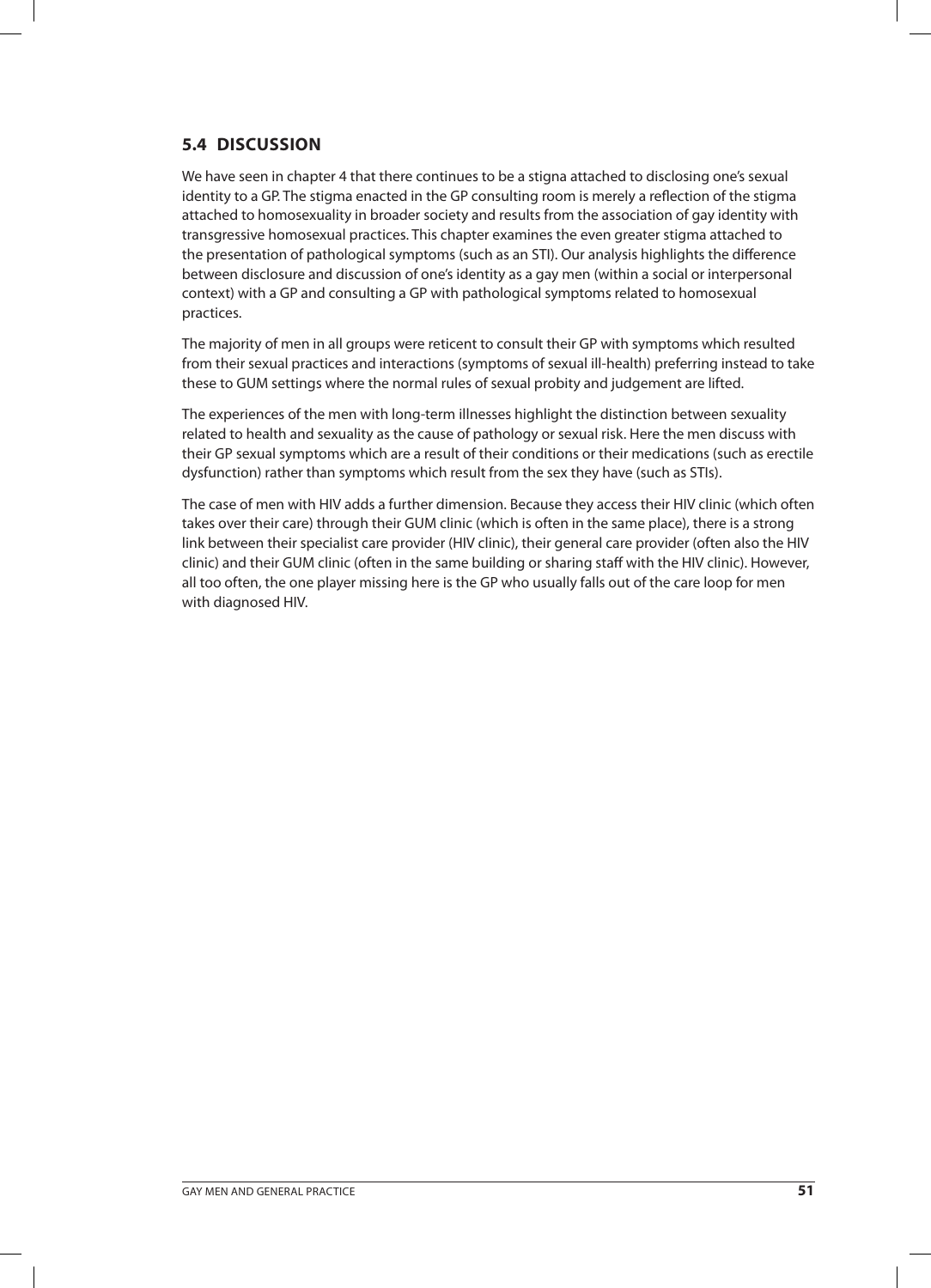## 5.4 DISCUSSION

We have seen in chapter 4 that there continues to be a stigna attached to disclosing one's sexual identity to a GP. The stigma enacted in the GP consulting room is merely a reflection of the stigma attached to homosexuality in broader society and results from the association of gay identity with transgressive homosexual practices. This chapter examines the even greater stigma attached to the presentation of pathological symptoms (such as an STI). Our analysis highlights the difference between disclosure and discussion of one's identity as a gay men (within a social or interpersonal context) with a GP and consulting a GP with pathological symptoms related to homosexual practices.

The majority of men in all groups were reticent to consult their GP with symptoms which resulted from their sexual practices and interactions (symptoms of sexual ill-health) preferring instead to take these to GUM settings where the normal rules of sexual probity and judgement are lifted.

The experiences of the men with long-term illnesses highlight the distinction between sexuality related to health and sexuality as the cause of pathology or sexual risk. Here the men discuss with their GP sexual symptoms which are a result of their conditions or their medications (such as erectile dysfunction) rather than symptoms which result from the sex they have (such as STIs).

The case of men with HIV adds a further dimension. Because they access their HIV clinic (which often takes over their care) through their GUM clinic (which is often in the same place), there is a strong link between their specialist care provider (HIV clinic), their general care provider (often also the HIV clinic) and their GUM clinic (often in the same building or sharing staff with the HIV clinic). However, all too often, the one player missing here is the GP who usually falls out of the care loop for men with diagnosed HIV.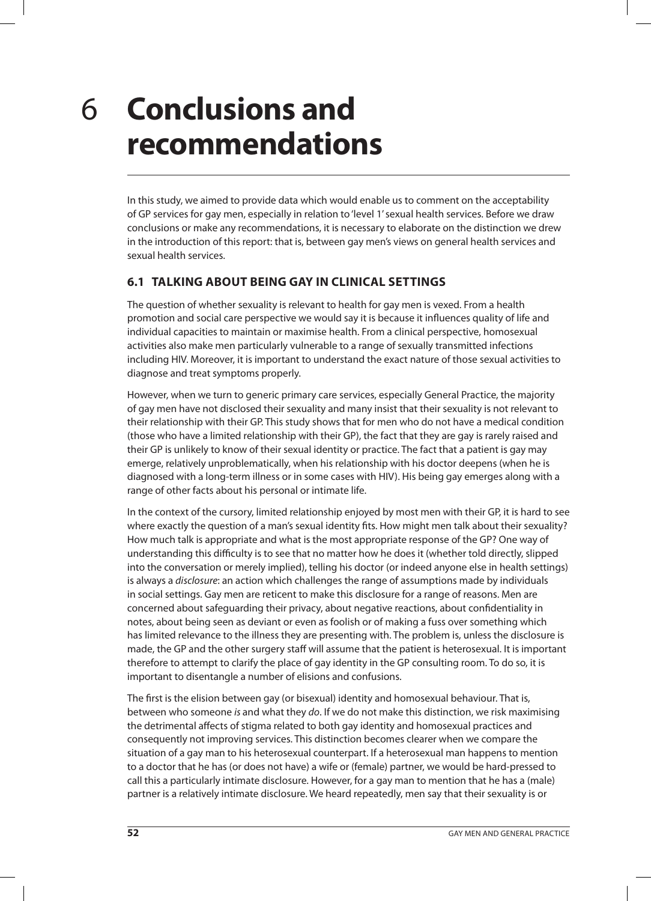# 6 Conclusions and recommendations

In this study, we aimed to provide data which would enable us to comment on the acceptability of GP services for gay men, especially in relation to 'level 1' sexual health services. Before we draw conclusions or make any recommendations, it is necessary to elaborate on the distinction we drew in the introduction of this report: that is, between gay men's views on general health services and sexual health services.

## 6.1 TALKING ABOUT BEING GAY IN CLINICAL SETTINGS

The question of whether sexuality is relevant to health for gay men is vexed. From a health promotion and social care perspective we would say it is because it influences quality of life and individual capacities to maintain or maximise health. From a clinical perspective, homosexual activities also make men particularly vulnerable to a range of sexually transmitted infections including HIV. Moreover, it is important to understand the exact nature of those sexual activities to diagnose and treat symptoms properly.

However, when we turn to generic primary care services, especially General Practice, the majority of gay men have not disclosed their sexuality and many insist that their sexuality is not relevant to their relationship with their GP. This study shows that for men who do not have a medical condition (those who have a limited relationship with their GP), the fact that they are gay is rarely raised and their GP is unlikely to know of their sexual identity or practice. The fact that a patient is gay may emerge, relatively unproblematically, when his relationship with his doctor deepens (when he is diagnosed with a long-term illness or in some cases with HIV). His being gay emerges along with a range of other facts about his personal or intimate life.

In the context of the cursory, limited relationship enjoyed by most men with their GP, it is hard to see where exactly the question of a man's sexual identity fits. How might men talk about their sexuality? How much talk is appropriate and what is the most appropriate response of the GP? One way of understanding this difficulty is to see that no matter how he does it (whether told directly, slipped into the conversation or merely implied), telling his doctor (or indeed anyone else in health settings) is always a *disclosure*: an action which challenges the range of assumptions made by individuals in social settings. Gay men are reticent to make this disclosure for a range of reasons. Men are concerned about safeguarding their privacy, about negative reactions, about confidentiality in notes, about being seen as deviant or even as foolish or of making a fuss over something which has limited relevance to the illness they are presenting with. The problem is, unless the disclosure is made, the GP and the other surgery staff will assume that the patient is heterosexual. It is important therefore to attempt to clarify the place of gay identity in the GP consulting room. To do so, it is important to disentangle a number of elisions and confusions.

The first is the elision between gay (or bisexual) identity and homosexual behaviour. That is, between who someone *is* and what they *do*. If we do not make this distinction, we risk maximising the detrimental affects of stigma related to both gay identity and homosexual practices and consequently not improving services. This distinction becomes clearer when we compare the situation of a gay man to his heterosexual counterpart. If a heterosexual man happens to mention to a doctor that he has (or does not have) a wife or (female) partner, we would be hard-pressed to call this a particularly intimate disclosure. However, for a gay man to mention that he has a (male) partner is a relatively intimate disclosure. We heard repeatedly, men say that their sexuality is or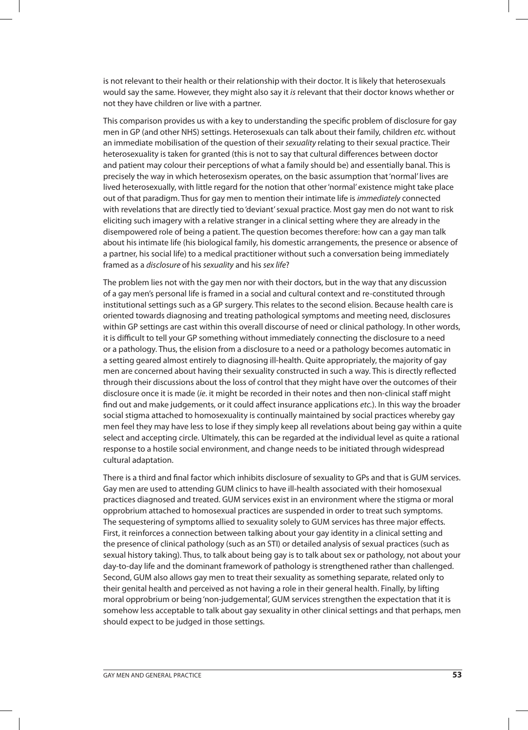is not relevant to their health or their relationship with their doctor. It is likely that heterosexuals would say the same. However, they might also say it *is* relevant that their doctor knows whether or not they have children or live with a partner.

This comparison provides us with a key to understanding the specific problem of disclosure for gay men in GP (and other NHS) settings. Heterosexuals can talk about their family, children *etc.* without an immediate mobilisation of the question of their *sexuality* relating to their sexual practice. Their heterosexuality is taken for granted (this is not to say that cultural differences between doctor and patient may colour their perceptions of what a family should be) and essentially banal. This is precisely the way in which heterosexism operates, on the basic assumption that 'normal' lives are lived heterosexually, with little regard for the notion that other 'normal' existence might take place out of that paradigm. Thus for gay men to mention their intimate life is *immediately* connected with revelations that are directly tied to 'deviant' sexual practice. Most gay men do not want to risk eliciting such imagery with a relative stranger in a clinical setting where they are already in the disempowered role of being a patient. The question becomes therefore: how can a gay man talk about his intimate life (his biological family, his domestic arrangements, the presence or absence of a partner, his social life) to a medical practitioner without such a conversation being immediately framed as a *disclosure* of his *sexuality* and his *sex life*?

The problem lies not with the gay men nor with their doctors, but in the way that any discussion of a gay men's personal life is framed in a social and cultural context and re-constituted through institutional settings such as a GP surgery. This relates to the second elision. Because health care is oriented towards diagnosing and treating pathological symptoms and meeting need, disclosures within GP settings are cast within this overall discourse of need or clinical pathology. In other words, it is difficult to tell your GP something without immediately connecting the disclosure to a need or a pathology. Thus, the elision from a disclosure to a need or a pathology becomes automatic in a setting geared almost entirely to diagnosing ill-health. Quite appropriately, the majority of gay men are concerned about having their sexuality constructed in such a way. This is directly reflected through their discussions about the loss of control that they might have over the outcomes of their disclosure once it is made (*ie*. it might be recorded in their notes and then non-clinical staff might find out and make judgements, or it could affect insurance applications *etc.*). In this way the broader social stigma attached to homosexuality is continually maintained by social practices whereby gay men feel they may have less to lose if they simply keep all revelations about being gay within a quite select and accepting circle. Ultimately, this can be regarded at the individual level as quite a rational response to a hostile social environment, and change needs to be initiated through widespread cultural adaptation.

There is a third and final factor which inhibits disclosure of sexuality to GPs and that is GUM services. Gay men are used to attending GUM clinics to have ill-health associated with their homosexual practices diagnosed and treated. GUM services exist in an environment where the stigma or moral opprobrium attached to homosexual practices are suspended in order to treat such symptoms. The sequestering of symptoms allied to sexuality solely to GUM services has three major effects. First, it reinforces a connection between talking about your gay identity in a clinical setting and the presence of clinical pathology (such as an STI) or detailed analysis of sexual practices (such as sexual history taking). Thus, to talk about being gay is to talk about sex or pathology, not about your day-to-day life and the dominant framework of pathology is strengthened rather than challenged. Second, GUM also allows gay men to treat their sexuality as something separate, related only to their genital health and perceived as not having a role in their general health. Finally, by lifting moral opprobrium or being 'non-judgemental', GUM services strengthen the expectation that it is somehow less acceptable to talk about gay sexuality in other clinical settings and that perhaps, men should expect to be judged in those settings.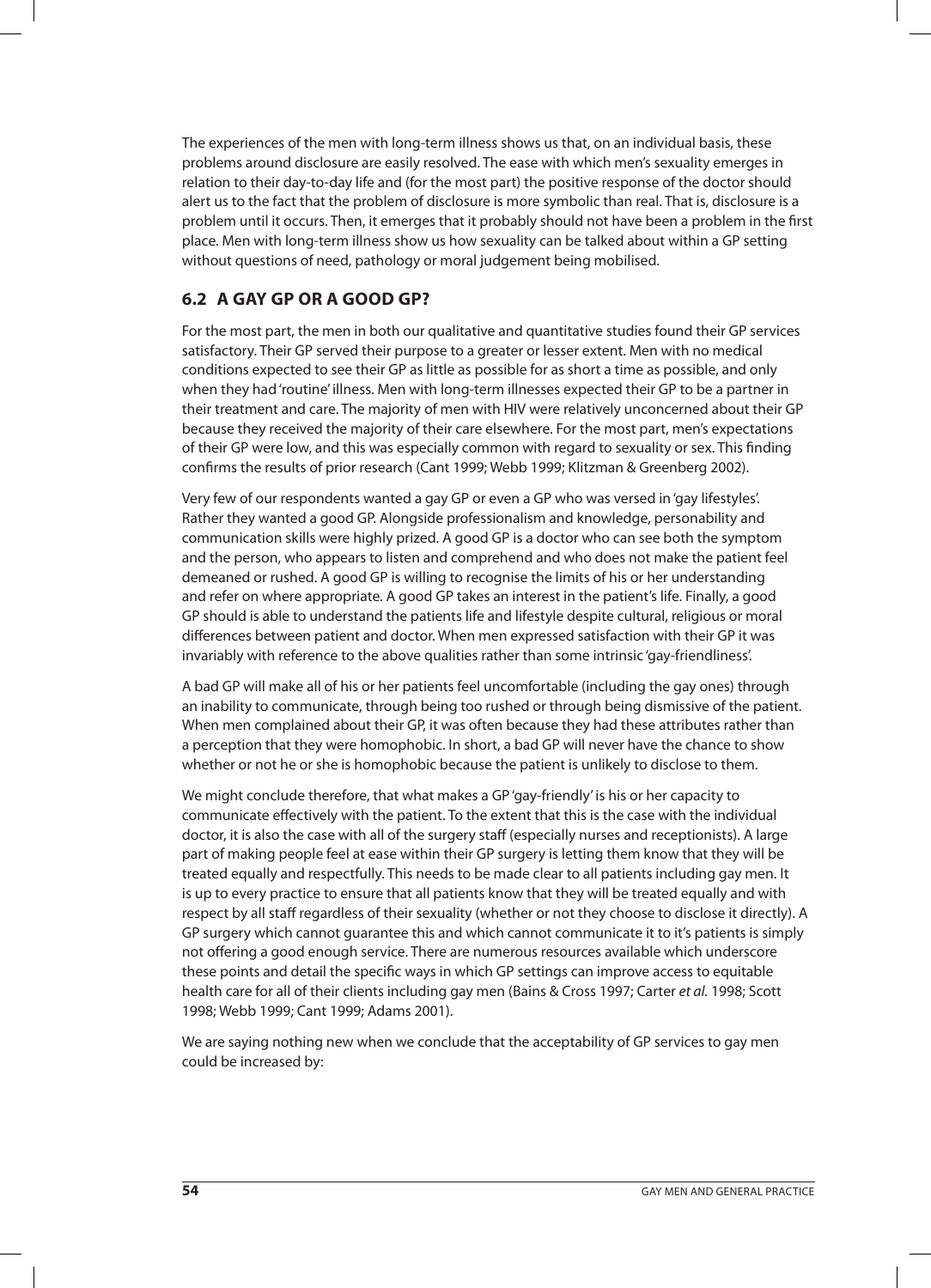The experiences of the men with long-term illness shows us that, on an individual basis, these problems around disclosure are easily resolved. The ease with which men's sexuality emerges in relation to their day-to-day life and (for the most part) the positive response of the doctor should alert us to the fact that the problem of disclosure is more symbolic than real. That is, disclosure is a problem until it occurs. Then, it emerges that it probably should not have been a problem in the first place. Men with long-term illness show us how sexuality can be talked about within a GP setting without questions of need, pathology or moral judgement being mobilised.

## 6.2 A GAY GP OR A GOOD GP?

For the most part, the men in both our qualitative and quantitative studies found their GP services satisfactory. Their GP served their purpose to a greater or lesser extent. Men with no medical conditions expected to see their GP as little as possible for as short a time as possible, and only when they had 'routine' illness. Men with long-term illnesses expected their GP to be a partner in their treatment and care. The majority of men with HIV were relatively unconcerned about their GP because they received the majority of their care elsewhere. For the most part, men's expectations of their GP were low, and this was especially common with regard to sexuality or sex. This finding confirms the results of prior research (Cant 1999; Webb 1999; Klitzman & Greenberg 2002).

Very few of our respondents wanted a gay GP or even a GP who was versed in 'gay lifestyles'. Rather they wanted a good GP. Alongside professionalism and knowledge, personability and communication skills were highly prized. A good GP is a doctor who can see both the symptom and the person, who appears to listen and comprehend and who does not make the patient feel demeaned or rushed. A good GP is willing to recognise the limits of his or her understanding and refer on where appropriate. A good GP takes an interest in the patient's life. Finally, a good GP should is able to understand the patients life and lifestyle despite cultural, religious or moral differences between patient and doctor. When men expressed satisfaction with their GP it was invariably with reference to the above qualities rather than some intrinsic 'gay-friendliness'.

A bad GP will make all of his or her patients feel uncomfortable (including the gay ones) through an inability to communicate, through being too rushed or through being dismissive of the patient. When men complained about their GP, it was often because they had these attributes rather than a perception that they were homophobic. In short, a bad GP will never have the chance to show whether or not he or she is homophobic because the patient is unlikely to disclose to them.

We might conclude therefore, that what makes a GP 'gay-friendly' is his or her capacity to communicate effectively with the patient. To the extent that this is the case with the individual doctor, it is also the case with all of the surgery staff (especially nurses and receptionists). A large part of making people feel at ease within their GP surgery is letting them know that they will be treated equally and respectfully. This needs to be made clear to all patients including gay men. It is up to every practice to ensure that all patients know that they will be treated equally and with respect by all staff regardless of their sexuality (whether or not they choose to disclose it directly). A GP surgery which cannot guarantee this and which cannot communicate it to it's patients is simply not offering a good enough service. There are numerous resources available which underscore these points and detail the specific ways in which GP settings can improve access to equitable health care for all of their clients including gay men (Bains & Cross 1997; Carter *et al.* 1998; Scott 1998; Webb 1999; Cant 1999; Adams 2001).

We are saying nothing new when we conclude that the acceptability of GP services to gay men could be increased by: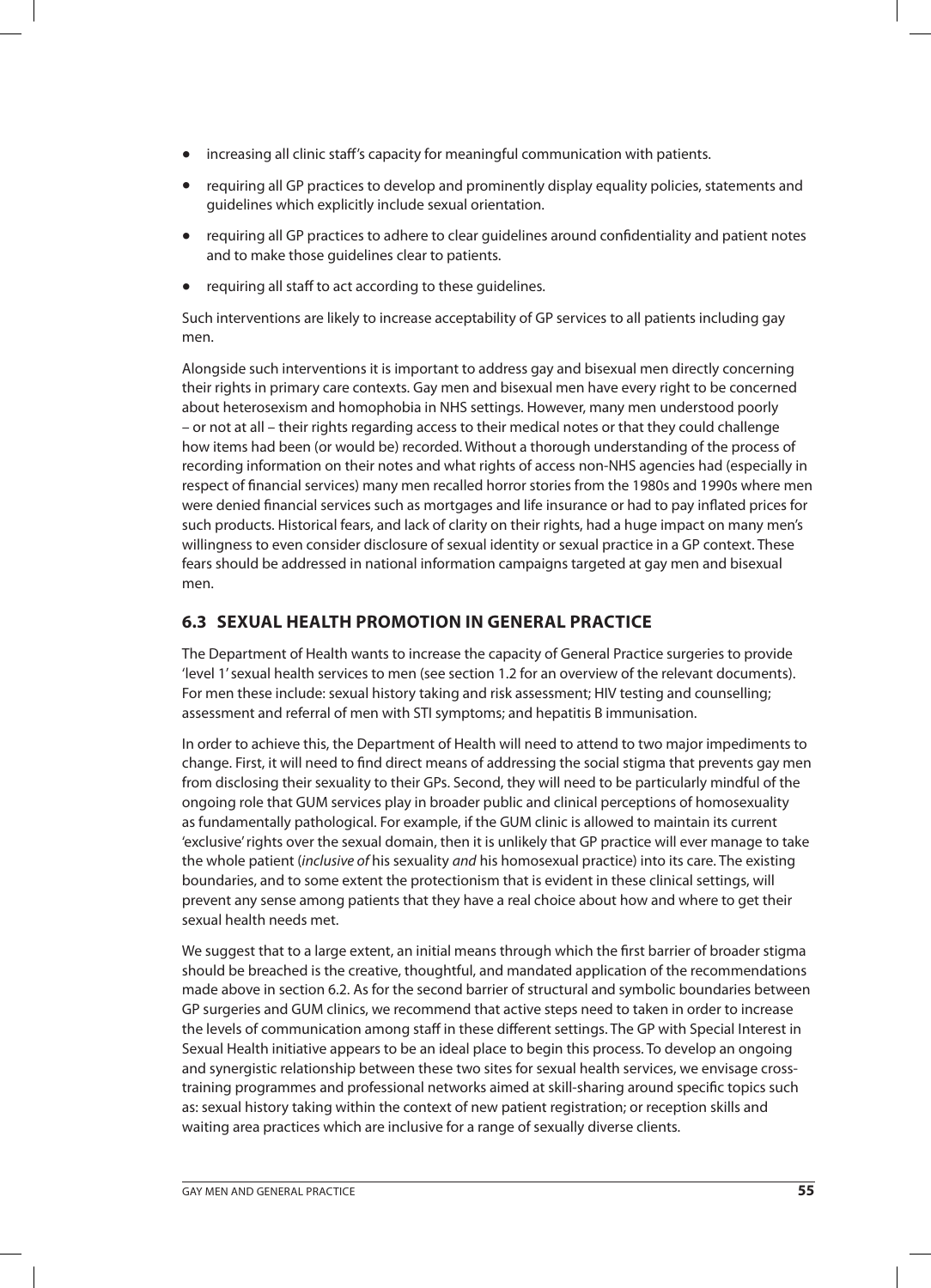- increasing all clinic staff's capacity for meaningful communication with patients.
- requiring all GP practices to develop and prominently display equality policies, statements and guidelines which explicitly include sexual orientation.
- requiring all GP practices to adhere to clear guidelines around confidentiality and patient notes and to make those guidelines clear to patients.
- requiring all staff to act according to these guidelines.

Such interventions are likely to increase acceptability of GP services to all patients including gay men.

Alongside such interventions it is important to address gay and bisexual men directly concerning their rights in primary care contexts. Gay men and bisexual men have every right to be concerned about heterosexism and homophobia in NHS settings. However, many men understood poorly – or not at all – their rights regarding access to their medical notes or that they could challenge how items had been (or would be) recorded. Without a thorough understanding of the process of recording information on their notes and what rights of access non-NHS agencies had (especially in respect of financial services) many men recalled horror stories from the 1980s and 1990s where men were denied financial services such as mortgages and life insurance or had to pay inflated prices for such products. Historical fears, and lack of clarity on their rights, had a huge impact on many men's willingness to even consider disclosure of sexual identity or sexual practice in a GP context. These fears should be addressed in national information campaigns targeted at gay men and bisexual men.

## 6.3 SEXUAL HEALTH PROMOTION IN GENERAL PRACTICE

The Department of Health wants to increase the capacity of General Practice surgeries to provide 'level 1' sexual health services to men (see section 1.2 for an overview of the relevant documents). For men these include: sexual history taking and risk assessment; HIV testing and counselling; assessment and referral of men with STI symptoms; and hepatitis B immunisation.

In order to achieve this, the Department of Health will need to attend to two major impediments to change. First, it will need to find direct means of addressing the social stigma that prevents gay men from disclosing their sexuality to their GPs. Second, they will need to be particularly mindful of the ongoing role that GUM services play in broader public and clinical perceptions of homosexuality as fundamentally pathological. For example, if the GUM clinic is allowed to maintain its current 'exclusive' rights over the sexual domain, then it is unlikely that GP practice will ever manage to take the whole patient (*inclusive of* his sexuality *and* his homosexual practice) into its care. The existing boundaries, and to some extent the protectionism that is evident in these clinical settings, will prevent any sense among patients that they have a real choice about how and where to get their sexual health needs met.

We suggest that to a large extent, an initial means through which the first barrier of broader stigma should be breached is the creative, thoughtful, and mandated application of the recommendations made above in section 6.2. As for the second barrier of structural and symbolic boundaries between GP surgeries and GUM clinics, we recommend that active steps need to taken in order to increase the levels of communication among staff in these different settings. The GP with Special Interest in Sexual Health initiative appears to be an ideal place to begin this process. To develop an ongoing and synergistic relationship between these two sites for sexual health services, we envisage cross-training programmes and professional networks aimed at skill-sharing around specific topics such as: sexual history taking within the context of new patient registration; or reception skills and waiting area practices which are inclusive for a range of sexually diverse clients.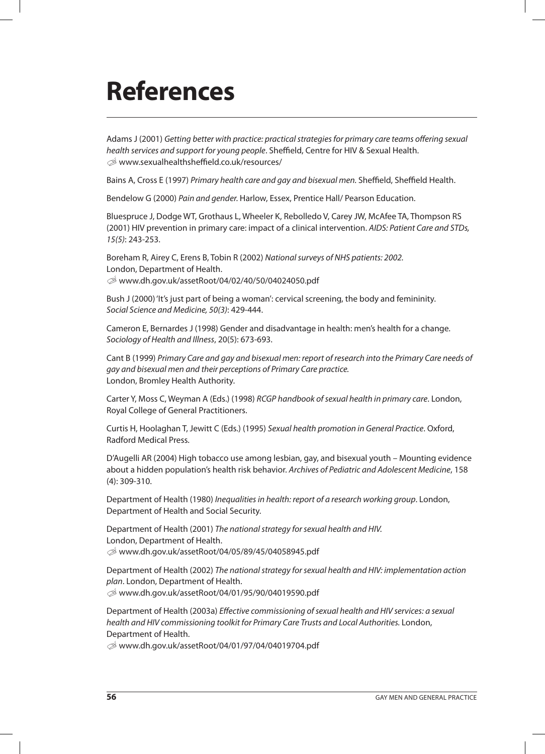# References

Adams J (2001) *Getting better with practice: practical strategies for primary care teams offering sexual health services and support for young people*. Sheffield, Centre for HIV & Sexual Health.
✐ www.sexualhealthsheffield.co.uk/resources/

Bains A, Cross E (1997) *Primary health care and gay and bisexual men.* Sheffield, Sheffield Health.

Bendelow G (2000) *Pain and gender*. Harlow, Essex, Prentice Hall/ Pearson Education.

Bluespruce J, Dodge WT, Grothaus L, Wheeler K, Rebolledo V, Carey JW, McAfee TA, Thompson RS (2001) HIV prevention in primary care: impact of a clinical intervention. *AIDS: Patient Care and STDs, 15(5)*: 243-253.

Boreham R, Airey C, Erens B, Tobin R (2002) *National surveys of NHS patients: 2002.* London, Department of Health.
✐ www.dh.gov.uk/assetRoot/04/02/40/50/04024050.pdf

Bush J (2000) 'It's just part of being a woman': cervical screening, the body and femininity. *Social Science and Medicine, 50(3)*: 429-444.

Cameron E, Bernardes J (1998) Gender and disadvantage in health: men's health for a change. *Sociology of Health and Illness*, 20(5): 673-693.

Cant B (1999) *Primary Care and gay and bisexual men: report of research into the Primary Care needs of gay and bisexual men and their perceptions of Primary Care practice.* London, Bromley Health Authority.

Carter Y, Moss C, Weyman A (Eds.) (1998) *RCGP handbook of sexual health in primary care*. London, Royal College of General Practitioners.

Curtis H, Hoolaghan T, Jewitt C (Eds.) (1995) *Sexual health promotion in General Practice*. Oxford, Radford Medical Press.

D'Augelli AR (2004) High tobacco use among lesbian, gay, and bisexual youth – Mounting evidence about a hidden population's health risk behavior. *Archives of Pediatric and Adolescent Medicine*, 158 (4): 309-310.

Department of Health (1980) *Inequalities in health: report of a research working group*. London, Department of Health and Social Security.

Department of Health (2001) *The national strategy for sexual health and HIV.* London, Department of Health.
✐ www.dh.gov.uk/assetRoot/04/05/89/45/04058945.pdf

Department of Health (2002) *The national strategy for sexual health and HIV: implementation action plan*. London, Department of Health.
✐ www.dh.gov.uk/assetRoot/04/01/95/90/04019590.pdf

Department of Health (2003a) *Effective commissioning of sexual health and HIV services: a sexual health and HIV commissioning toolkit for Primary Care Trusts and Local Authorities.* London, Department of Health.
✐ www.dh.gov.uk/assetRoot/04/01/97/04/04019704.pdf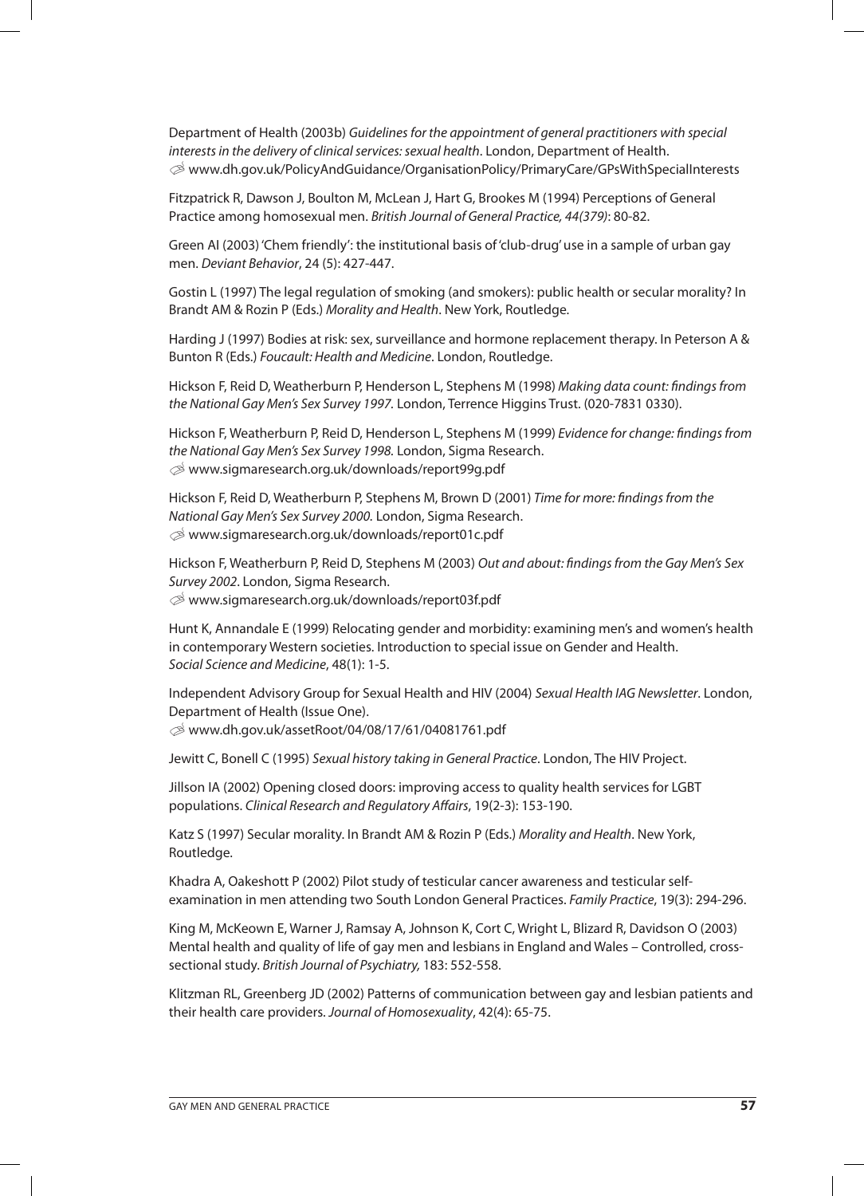Department of Health (2003b) *Guidelines for the appointment of general practitioners with special interests in the delivery of clinical services: sexual health*. London, Department of Health.
✍ www.dh.gov.uk/PolicyAndGuidance/OrganisationPolicy/PrimaryCare/GPsWithSpecialInterests

Fitzpatrick R, Dawson J, Boulton M, McLean J, Hart G, Brookes M (1994) Perceptions of General Practice among homosexual men. *British Journal of General Practice, 44(379)*: 80-82.

Green AI (2003) 'Chem friendly': the institutional basis of 'club-drug' use in a sample of urban gay men. *Deviant Behavior*, 24 (5): 427-447.

Gostin L (1997) The legal regulation of smoking (and smokers): public health or secular morality? In Brandt AM & Rozin P (Eds.) *Morality and Health*. New York, Routledge.

Harding J (1997) Bodies at risk: sex, surveillance and hormone replacement therapy. In Peterson A & Bunton R (Eds.) *Foucault: Health and Medicine*. London, Routledge.

Hickson F, Reid D, Weatherburn P, Henderson L, Stephens M (1998) *Making data count: findings from the National Gay Men's Sex Survey 1997.* London, Terrence Higgins Trust. (020-7831 0330).

Hickson F, Weatherburn P, Reid D, Henderson L, Stephens M (1999) *Evidence for change: findings from the National Gay Men's Sex Survey 1998.* London, Sigma Research.
✍ www.sigmaresearch.org.uk/downloads/report99g.pdf

Hickson F, Reid D, Weatherburn P, Stephens M, Brown D (2001) *Time for more: findings from the National Gay Men's Sex Survey 2000.* London, Sigma Research.
✍ www.sigmaresearch.org.uk/downloads/report01c.pdf

Hickson F, Weatherburn P, Reid D, Stephens M (2003) *Out and about: findings from the Gay Men's Sex Survey 2002*. London, Sigma Research.
✍ www.sigmaresearch.org.uk/downloads/report03f.pdf

Hunt K, Annandale E (1999) Relocating gender and morbidity: examining men's and women's health in contemporary Western societies. Introduction to special issue on Gender and Health. *Social Science and Medicine*, 48(1): 1-5.

Independent Advisory Group for Sexual Health and HIV (2004) *Sexual Health IAG Newsletter*. London, Department of Health (Issue One).
✍ www.dh.gov.uk/assetRoot/04/08/17/61/04081761.pdf

Jewitt C, Bonell C (1995) *Sexual history taking in General Practice*. London, The HIV Project.

Jillson IA (2002) Opening closed doors: improving access to quality health services for LGBT populations. *Clinical Research and Regulatory Affairs*, 19(2-3): 153-190.

Katz S (1997) Secular morality. In Brandt AM & Rozin P (Eds.) *Morality and Health*. New York, Routledge.

Khadra A, Oakeshott P (2002) Pilot study of testicular cancer awareness and testicular self-examination in men attending two South London General Practices. *Family Practice*, 19(3): 294-296.

King M, McKeown E, Warner J, Ramsay A, Johnson K, Cort C, Wright L, Blizard R, Davidson O (2003) Mental health and quality of life of gay men and lesbians in England and Wales – Controlled, cross-sectional study. *British Journal of Psychiatry,* 183: 552-558.

Klitzman RL, Greenberg JD (2002) Patterns of communication between gay and lesbian patients and their health care providers. *Journal of Homosexuality*, 42(4): 65-75.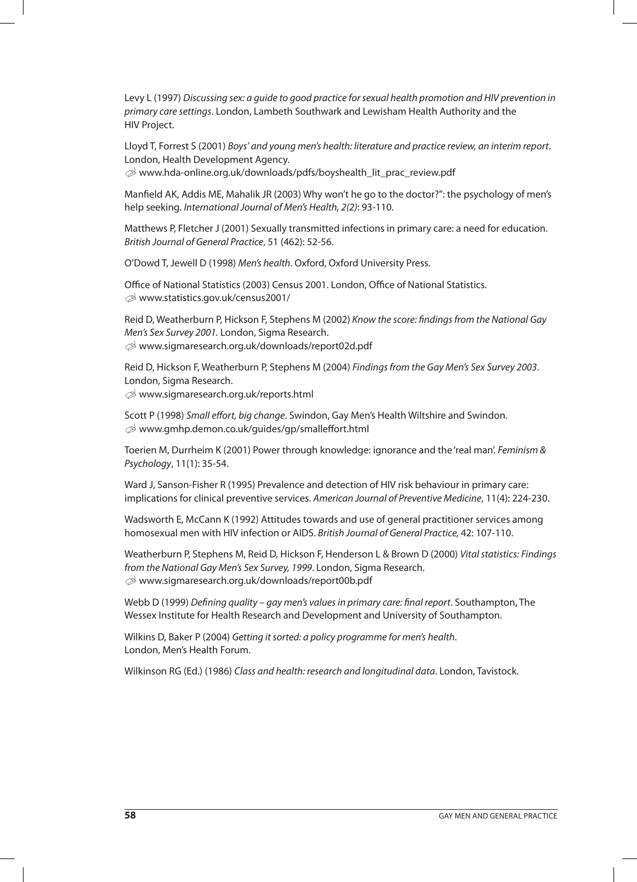Levy L (1997) *Discussing sex: a guide to good practice for sexual health promotion and HIV prevention in primary care settings*. London, Lambeth Southwark and Lewisham Health Authority and the HIV Project.

Lloyd T, Forrest S (2001) *Boys' and young men's health: literature and practice review, an interim report*. London, Health Development Agency.
✐ www.hda-online.org.uk/downloads/pdfs/boyshealth_lit_prac_review.pdf

Manfield AK, Addis ME, Mahalik JR (2003) Why won't he go to the doctor?": the psychology of men's help seeking. *International Journal of Men's Health, 2(2)*: 93-110.

Matthews P, Fletcher J (2001) Sexually transmitted infections in primary care: a need for education. *British Journal of General Practice*, 51 (462): 52-56.

O'Dowd T, Jewell D (1998) *Men's health*. Oxford, Oxford University Press.

Office of National Statistics (2003) Census 2001. London, Office of National Statistics.
✐ www.statistics.gov.uk/census2001/

Reid D, Weatherburn P, Hickson F, Stephens M (2002) *Know the score: findings from the National Gay Men's Sex Survey 2001*. London, Sigma Research.
✐ www.sigmaresearch.org.uk/downloads/report02d.pdf

Reid D, Hickson F, Weatherburn P, Stephens M (2004) *Findings from the Gay Men's Sex Survey 2003*. London, Sigma Research.
✐ www.sigmaresearch.org.uk/reports.html

Scott P (1998) *Small effort, big change*. Swindon, Gay Men's Health Wiltshire and Swindon.
✐ www.gmhp.demon.co.uk/guides/gp/smalleffort.html

Toerien M, Durrheim K (2001) Power through knowledge: ignorance and the 'real man'. *Feminism & Psychology*, 11(1): 35-54.

Ward J, Sanson-Fisher R (1995) Prevalence and detection of HIV risk behaviour in primary care: implications for clinical preventive services. *American Journal of Preventive Medicine*, 11(4): 224-230.

Wadsworth E, McCann K (1992) Attitudes towards and use of general practitioner services among homosexual men with HIV infection or AIDS. *British Journal of General Practice,* 42: 107-110.

Weatherburn P, Stephens M, Reid D, Hickson F, Henderson L & Brown D (2000) *Vital statistics: Findings from the National Gay Men's Sex Survey, 1999*. London, Sigma Research.
✐ www.sigmaresearch.org.uk/downloads/report00b.pdf

Webb D (1999) *Defining quality – gay men's values in primary care: final report*. Southampton, The Wessex Institute for Health Research and Development and University of Southampton.

Wilkins D, Baker P (2004) *Getting it sorted: a policy programme for men's health*. London, Men's Health Forum.

Wilkinson RG (Ed.) (1986) *Class and health: research and longitudinal data*. London, Tavistock.